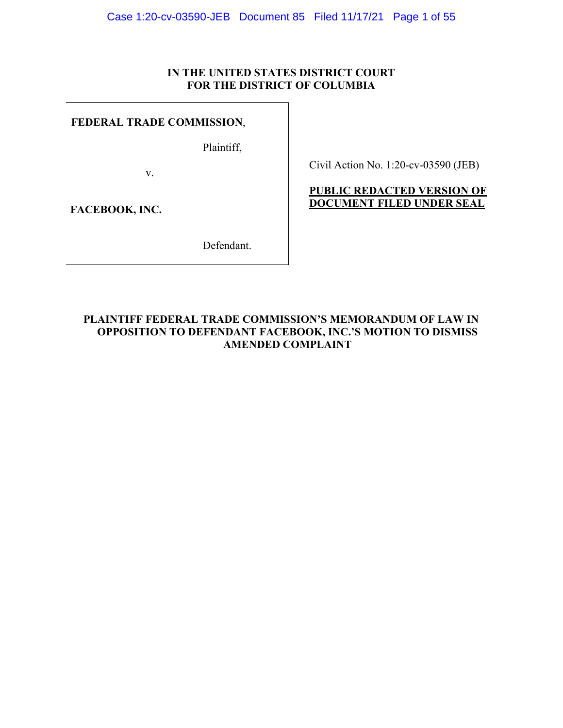**IN THE UNITED STATES DISTRICT COURT**
**FOR THE DISTRICT OF COLUMBIA**

| | |
|---|---|
| **FEDERAL TRADE COMMISSION**, Plaintiff, v. **FACEBOOK, INC.** Defendant. | Civil Action No. 1:20-cv-03590 (JEB) **PUBLIC REDACTED VERSION OF DOCUMENT FILED UNDER SEAL** |

**PLAINTIFF FEDERAL TRADE COMMISSION'S MEMORANDUM OF LAW IN OPPOSITION TO DEFENDANT FACEBOOK, INC.'S MOTION TO DISMISS AMENDED COMPLAINT**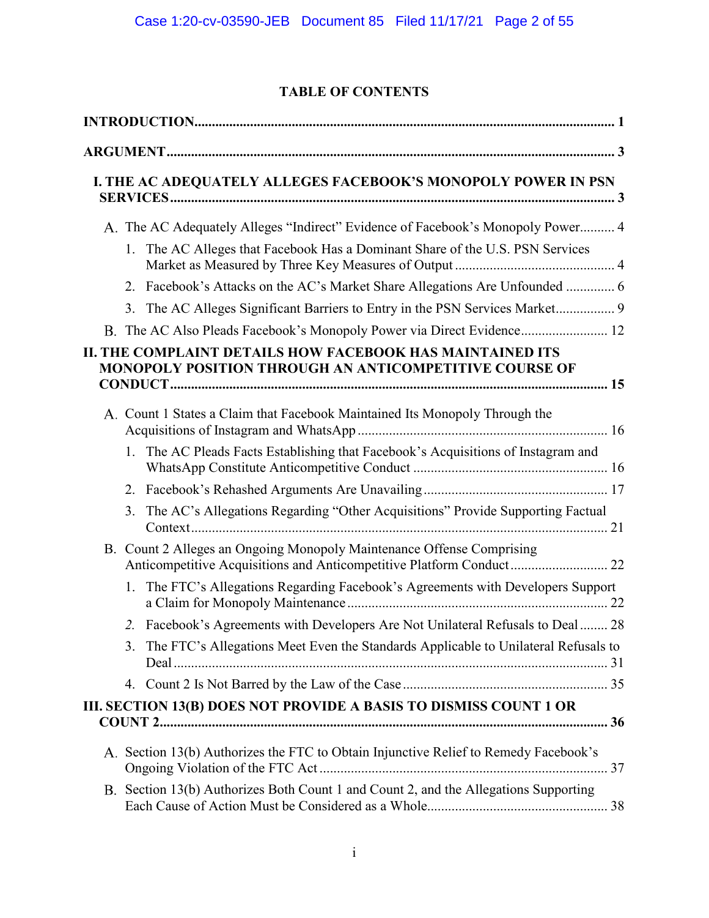## TABLE OF CONTENTS

**INTRODUCTION** ........................................................................................................ 1

**ARGUMENT** ............................................................................................................. 3

**I. THE AC ADEQUATELY ALLEGES FACEBOOK'S MONOPOLY POWER IN PSN SERVICES** ............................................................................................................. 3

- A. The AC Adequately Alleges "Indirect" Evidence of Facebook's Monopoly Power.......... 4
  1. The AC Alleges that Facebook Has a Dominant Share of the U.S. PSN Services Market as Measured by Three Key Measures of Output ............................................. 4
  2. Facebook's Attacks on the AC's Market Share Allegations Are Unfounded .............. 6
  3. The AC Alleges Significant Barriers to Entry in the PSN Services Market................. 9
- B. The AC Also Pleads Facebook's Monopoly Power via Direct Evidence......................... 12

**II. THE COMPLAINT DETAILS HOW FACEBOOK HAS MAINTAINED ITS MONOPOLY POSITION THROUGH AN ANTICOMPETITIVE COURSE OF CONDUCT** ........................................................................................................... 15

- A. Count 1 States a Claim that Facebook Maintained Its Monopoly Through the Acquisitions of Instagram and WhatsApp ....................................................................... 16
  1. The AC Pleads Facts Establishing that Facebook's Acquisitions of Instagram and WhatsApp Constitute Anticompetitive Conduct ........................................................ 16
  2. Facebook's Rehashed Arguments Are Unavailing ..................................................... 17
  3. The AC's Allegations Regarding "Other Acquisitions" Provide Supporting Factual Context....................................................................................................................... 21
- B. Count 2 Alleges an Ongoing Monopoly Maintenance Offense Comprising Anticompetitive Acquisitions and Anticompetitive Platform Conduct ............................ 22
  1. The FTC's Allegations Regarding Facebook's Agreements with Developers Support a Claim for Monopoly Maintenance .......................................................................... 22
  2. Facebook's Agreements with Developers Are Not Unilateral Refusals to Deal ........ 28
  3. The FTC's Allegations Meet Even the Standards Applicable to Unilateral Refusals to Deal ........................................................................................................................... 31
  4. Count 2 Is Not Barred by the Law of the Case ........................................................... 35

**III. SECTION 13(B) DOES NOT PROVIDE A BASIS TO DISMISS COUNT 1 OR COUNT 2** ................................................................................................................ 36

- A. Section 13(b) Authorizes the FTC to Obtain Injunctive Relief to Remedy Facebook's Ongoing Violation of the FTC Act .................................................................................. 37
- B. Section 13(b) Authorizes Both Count 1 and Count 2, and the Allegations Supporting Each Cause of Action Must be Considered as a Whole.................................................... 38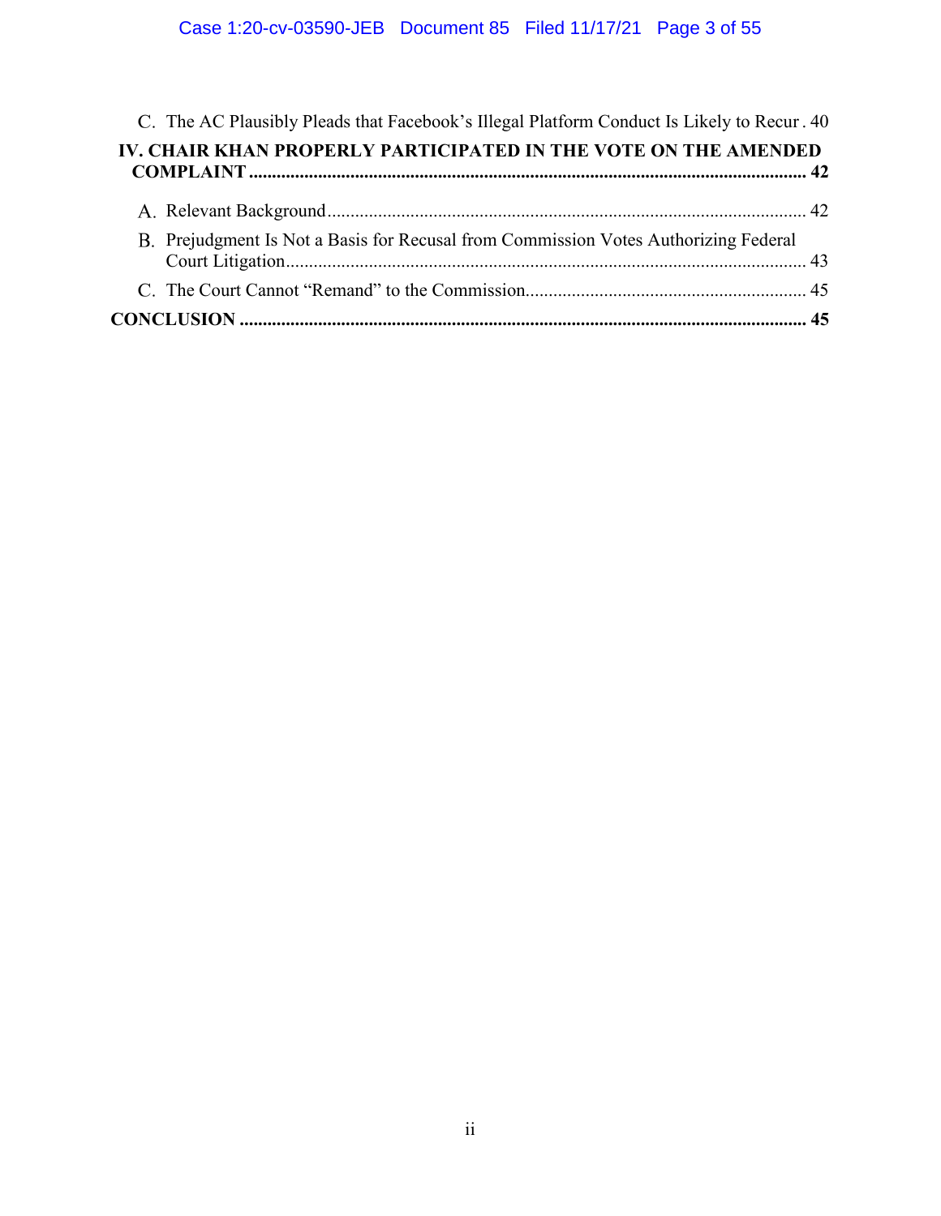C. The AC Plausibly Pleads that Facebook's Illegal Platform Conduct Is Likely to Recur . 40

**IV. CHAIR KHAN PROPERLY PARTICIPATED IN THE VOTE ON THE AMENDED COMPLAINT ........................................................................................................ 42**

A. Relevant Background........................................................................................................ 42

B. Prejudgment Is Not a Basis for Recusal from Commission Votes Authorizing Federal Court Litigation................................................................................................................ 43

C. The Court Cannot "Remand" to the Commission.............................................................. 45

**CONCLUSION ........................................................................................................................... 45**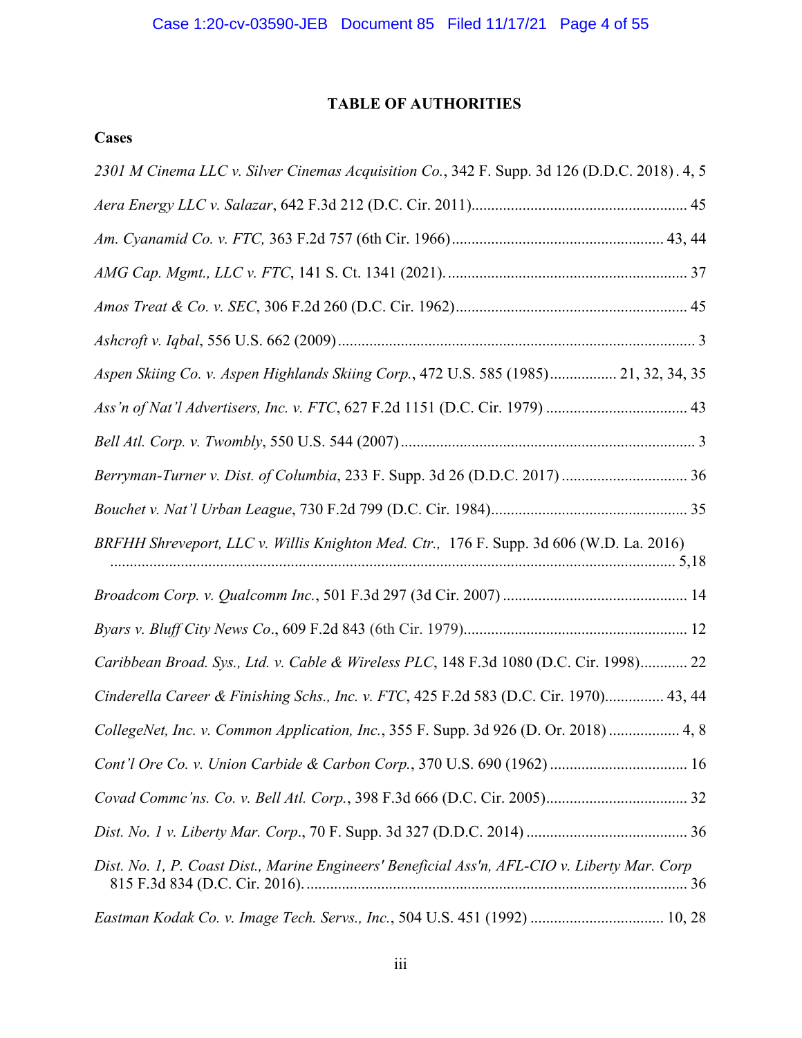## TABLE OF AUTHORITIES

### Cases

*2301 M Cinema LLC v. Silver Cinemas Acquisition Co.*, 342 F. Supp. 3d 126 (D.D.C. 2018) . 4, 5

*Aera Energy LLC v. Salazar*, 642 F.3d 212 (D.C. Cir. 2011)....................................................... 45

*Am. Cyanamid Co. v. FTC,* 363 F.2d 757 (6th Cir. 1966)...................................................... 43, 44

*AMG Cap. Mgmt., LLC v. FTC*, 141 S. Ct. 1341 (2021). ............................................................. 37

*Amos Treat & Co. v. SEC*, 306 F.2d 260 (D.C. Cir. 1962)........................................................... 45

*Ashcroft v. Iqbal*, 556 U.S. 662 (2009) ........................................................................................... 3

*Aspen Skiing Co. v. Aspen Highlands Skiing Corp.*, 472 U.S. 585 (1985)................. 21, 32, 34, 35

*Ass'n of Nat'l Advertisers, Inc. v. FTC*, 627 F.2d 1151 (D.C. Cir. 1979) .................................... 43

*Bell Atl. Corp. v. Twombly*, 550 U.S. 544 (2007) ............................................................................ 3

*Berryman-Turner v. Dist. of Columbia*, 233 F. Supp. 3d 26 (D.D.C. 2017) ................................ 36

*Bouchet v. Nat'l Urban League*, 730 F.2d 799 (D.C. Cir. 1984).................................................. 35

*BRFHH Shreveport, LLC v. Willis Knighton Med. Ctr.,* 176 F. Supp. 3d 606 (W.D. La. 2016) ................................................................................................................................... 5,18

*Broadcom Corp. v. Qualcomm Inc.*, 501 F.3d 297 (3d Cir. 2007) ............................................... 14

*Byars v. Bluff City News Co*., 609 F.2d 843 (6th Cir. 1979)......................................................... 12

*Caribbean Broad. Sys., Ltd. v. Cable & Wireless PLC*, 148 F.3d 1080 (D.C. Cir. 1998)............ 22

*Cinderella Career & Finishing Schs., Inc. v. FTC*, 425 F.2d 583 (D.C. Cir. 1970)............... 43, 44

*CollegeNet, Inc. v. Common Application, Inc.*, 355 F. Supp. 3d 926 (D. Or. 2018) .................. 4, 8

*Cont'l Ore Co. v. Union Carbide & Carbon Corp.*, 370 U.S. 690 (1962) ................................... 16

*Covad Commc'ns. Co. v. Bell Atl. Corp.*, 398 F.3d 666 (D.C. Cir. 2005).................................... 32

*Dist. No. 1 v. Liberty Mar. Corp*., 70 F. Supp. 3d 327 (D.D.C. 2014) ......................................... 36

*Dist. No. 1, P. Coast Dist., Marine Engineers' Beneficial Ass'n, AFL-CIO v. Liberty Mar. Corp* 815 F.3d 834 (D.C. Cir. 2016). ................................................................................................ 36

*Eastman Kodak Co. v. Image Tech. Servs., Inc.*, 504 U.S. 451 (1992) .................................. 10, 28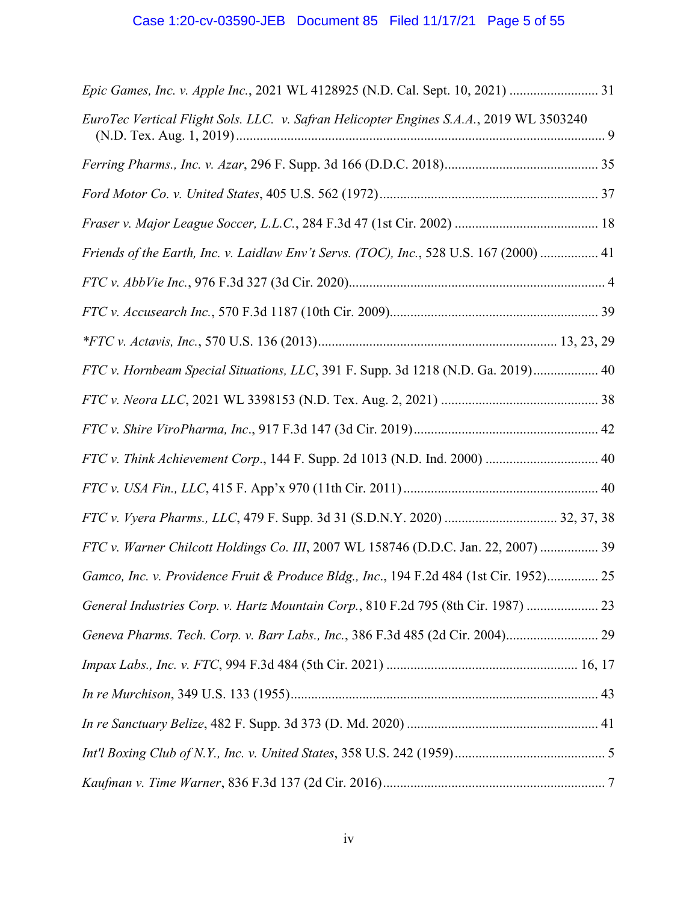*Epic Games, Inc. v. Apple Inc.*, 2021 WL 4128925 (N.D. Cal. Sept. 10, 2021) .......................... 31

*EuroTec Vertical Flight Sols. LLC. v. Safran Helicopter Engines S.A.A.*, 2019 WL 3503240 (N.D. Tex. Aug. 1, 2019) ............................................................................................................ 9

*Ferring Pharms., Inc. v. Azar*, 296 F. Supp. 3d 166 (D.D.C. 2018)............................................ 35

*Ford Motor Co. v. United States*, 405 U.S. 562 (1972)................................................................ 37

*Fraser v. Major League Soccer, L.L.C.*, 284 F.3d 47 (1st Cir. 2002) .......................................... 18

*Friends of the Earth, Inc. v. Laidlaw Env't Servs. (TOC), Inc.*, 528 U.S. 167 (2000) ................. 41

*FTC v. AbbVie Inc.*, 976 F.3d 327 (3d Cir. 2020)........................................................................... 4

*FTC v. Accusearch Inc.*, 570 F.3d 1187 (10th Cir. 2009)............................................................. 39

*\*FTC v. Actavis, Inc.*, 570 U.S. 136 (2013)..................................................................... 13, 23, 29

*FTC v. Hornbeam Special Situations, LLC*, 391 F. Supp. 3d 1218 (N.D. Ga. 2019).................. 40

*FTC v. Neora LLC*, 2021 WL 3398153 (N.D. Tex. Aug. 2, 2021) .............................................. 38

*FTC v. Shire ViroPharma, Inc*., 917 F.3d 147 (3d Cir. 2019)...................................................... 42

*FTC v. Think Achievement Corp*., 144 F. Supp. 2d 1013 (N.D. Ind. 2000) ................................ 40

*FTC v. USA Fin., LLC*, 415 F. App'x 970 (11th Cir. 2011)......................................................... 40

*FTC v. Vyera Pharms., LLC*, 479 F. Supp. 3d 31 (S.D.N.Y. 2020) ................................ 32, 37, 38

*FTC v. Warner Chilcott Holdings Co. III*, 2007 WL 158746 (D.D.C. Jan. 22, 2007) ................. 39

*Gamco, Inc. v. Providence Fruit & Produce Bldg., Inc*., 194 F.2d 484 (1st Cir. 1952)............... 25

*General Industries Corp. v. Hartz Mountain Corp.*, 810 F.2d 795 (8th Cir. 1987) ..................... 23

*Geneva Pharms. Tech. Corp. v. Barr Labs., Inc.*, 386 F.3d 485 (2d Cir. 2004)........................... 29

*Impax Labs., Inc. v. FTC*, 994 F.3d 484 (5th Cir. 2021) ........................................................ 16, 17

*In re Murchison*, 349 U.S. 133 (1955).......................................................................................... 43

*In re Sanctuary Belize*, 482 F. Supp. 3d 373 (D. Md. 2020) ........................................................ 41

*Int'l Boxing Club of N.Y., Inc. v. United States*, 358 U.S. 242 (1959)............................................ 5

*Kaufman v. Time Warner*, 836 F.3d 137 (2d Cir. 2016)................................................................. 7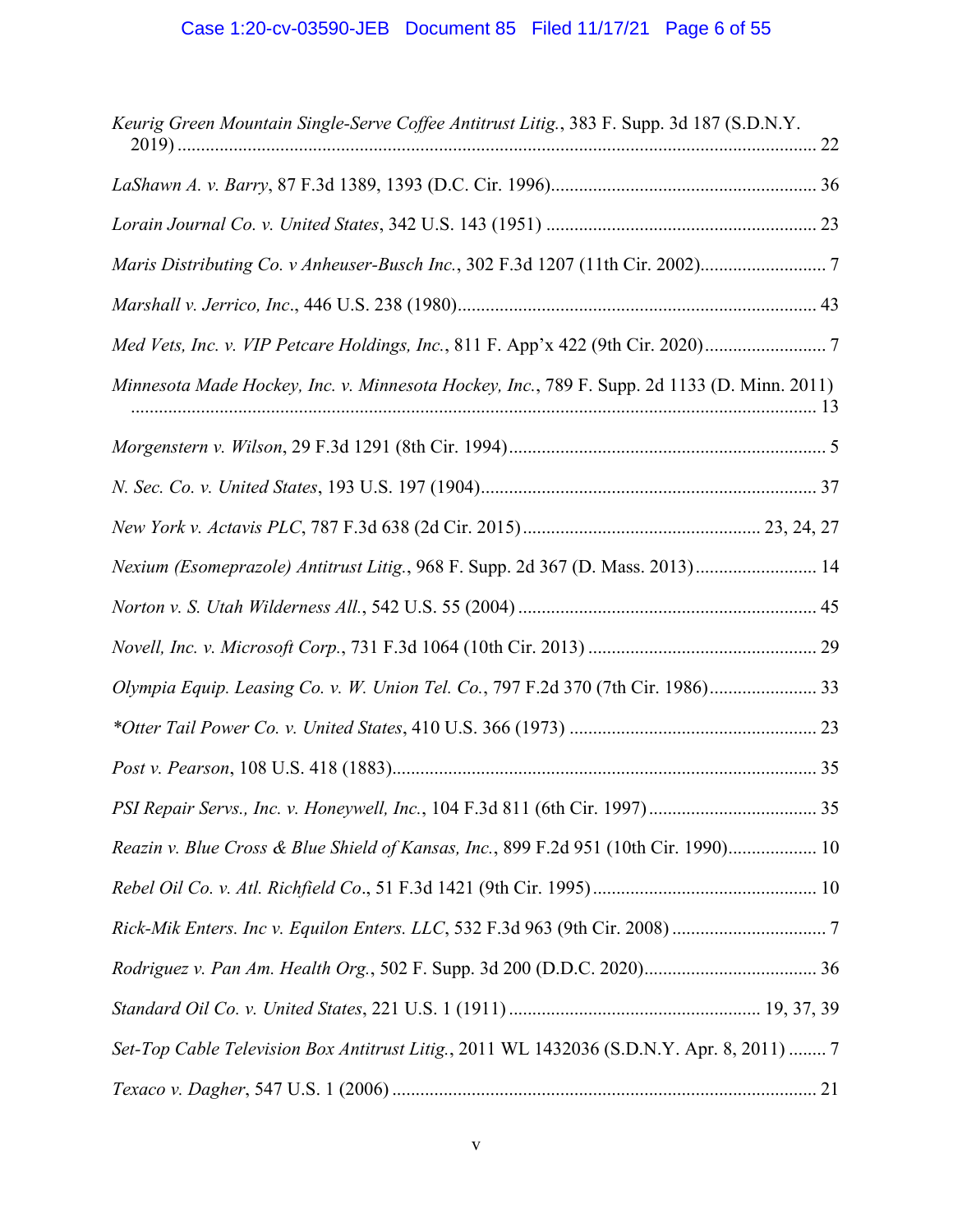*Keurig Green Mountain Single-Serve Coffee Antitrust Litig.*, 383 F. Supp. 3d 187 (S.D.N.Y. 2019) ........................................................................................................................................ 22

*LaShawn A. v. Barry*, 87 F.3d 1389, 1393 (D.C. Cir. 1996)......................................................... 36

*Lorain Journal Co. v. United States*, 342 U.S. 143 (1951) .......................................................... 23

*Maris Distributing Co. v Anheuser-Busch Inc.*, 302 F.3d 1207 (11th Cir. 2002)........................... 7

*Marshall v. Jerrico, Inc.*, 446 U.S. 238 (1980)............................................................................ 43

*Med Vets, Inc. v. VIP Petcare Holdings, Inc.*, 811 F. App'x 422 (9th Cir. 2020).......................... 7

*Minnesota Made Hockey, Inc. v. Minnesota Hockey, Inc.*, 789 F. Supp. 2d 1133 (D. Minn. 2011) ........................................................................................................................................ 13

*Morgenstern v. Wilson*, 29 F.3d 1291 (8th Cir. 1994).................................................................... 5

*N. Sec. Co. v. United States*, 193 U.S. 197 (1904)........................................................................ 37

*New York v. Actavis PLC*, 787 F.3d 638 (2d Cir. 2015)................................................... 23, 24, 27

*Nexium (Esomeprazole) Antitrust Litig.*, 968 F. Supp. 2d 367 (D. Mass. 2013).......................... 14

*Norton v. S. Utah Wilderness All.*, 542 U.S. 55 (2004) ............................................................... 45

*Novell, Inc. v. Microsoft Corp.*, 731 F.3d 1064 (10th Cir. 2013) ................................................. 29

*Olympia Equip. Leasing Co. v. W. Union Tel. Co.*, 797 F.2d 370 (7th Cir. 1986)....................... 33

**Otter Tail Power Co. v. United States*, 410 U.S. 366 (1973) ..................................................... 23

*Post v. Pearson*, 108 U.S. 418 (1883)........................................................................................... 35

*PSI Repair Servs., Inc. v. Honeywell, Inc.*, 104 F.3d 811 (6th Cir. 1997).................................... 35

*Reazin v. Blue Cross & Blue Shield of Kansas, Inc.*, 899 F.2d 951 (10th Cir. 1990)................... 10

*Rebel Oil Co. v. Atl. Richfield Co*., 51 F.3d 1421 (9th Cir. 1995)................................................ 10

*Rick-Mik Enters. Inc v. Equilon Enters. LLC*, 532 F.3d 963 (9th Cir. 2008) ................................. 7

*Rodriguez v. Pan Am. Health Org.*, 502 F. Supp. 3d 200 (D.D.C. 2020)..................................... 36

*Standard Oil Co. v. United States*, 221 U.S. 1 (1911) ...................................................... 19, 37, 39

*Set-Top Cable Television Box Antitrust Litig.*, 2011 WL 1432036 (S.D.N.Y. Apr. 8, 2011) ........ 7

*Texaco v. Dagher*, 547 U.S. 1 (2006) ........................................................................................... 21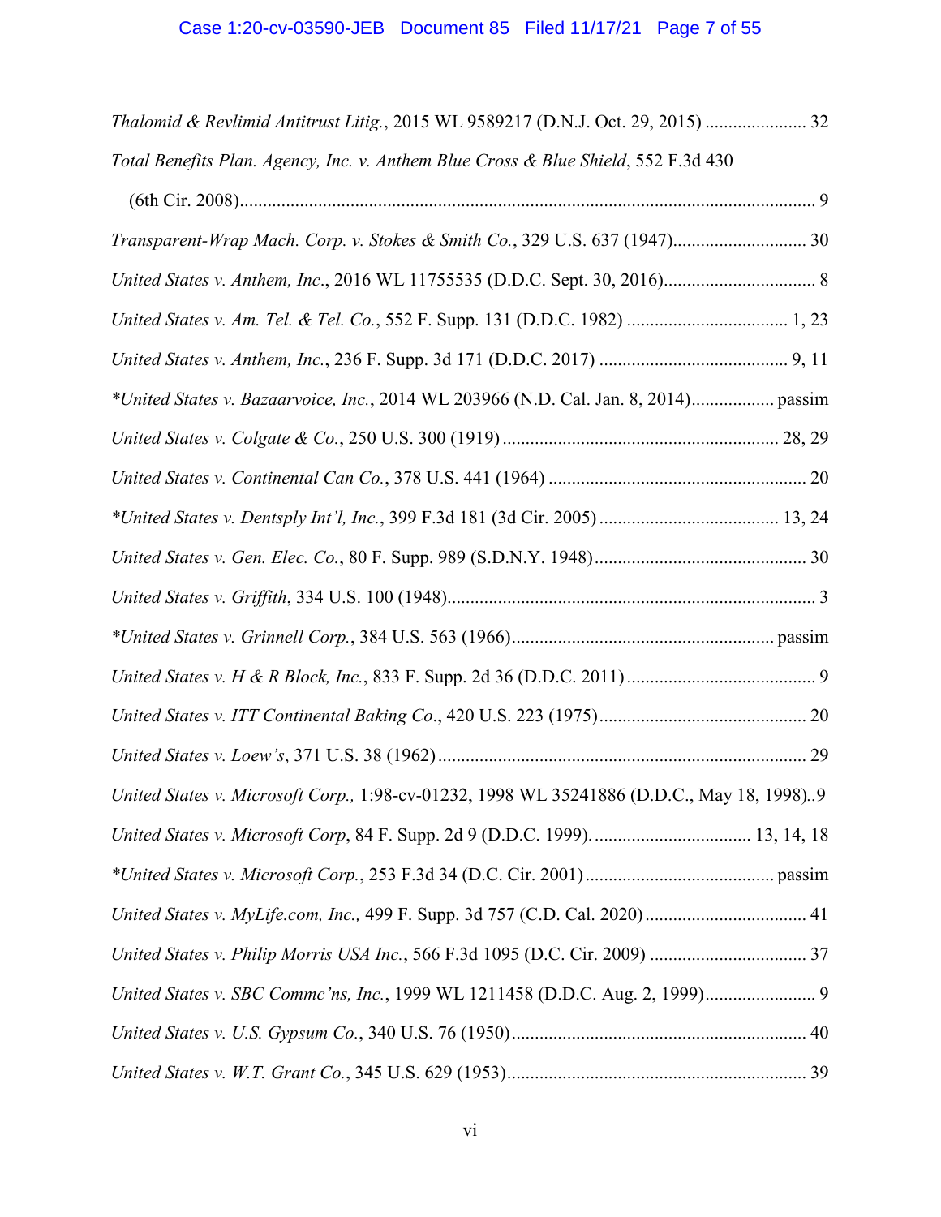*Thalomid & Revlimid Antitrust Litig.*, 2015 WL 9589217 (D.N.J. Oct. 29, 2015) ...................... 32

*Total Benefits Plan. Agency, Inc. v. Anthem Blue Cross & Blue Shield*, 552 F.3d 430 (6th Cir. 2008)............................................................................................................................. 9

*Transparent-Wrap Mach. Corp. v. Stokes & Smith Co.*, 329 U.S. 637 (1947)............................. 30

*United States v. Anthem, Inc*., 2016 WL 11755535 (D.D.C. Sept. 30, 2016)................................. 8

*United States v. Am. Tel. & Tel. Co.*, 552 F. Supp. 131 (D.D.C. 1982) ................................... 1, 23

*United States v. Anthem, Inc.*, 236 F. Supp. 3d 171 (D.D.C. 2017) ......................................... 9, 11

*\*United States v. Bazaarvoice, Inc.*, 2014 WL 203966 (N.D. Cal. Jan. 8, 2014).................. passim

*United States v. Colgate & Co.*, 250 U.S. 300 (1919) ............................................................ 28, 29

*United States v. Continental Can Co.*, 378 U.S. 441 (1964) ........................................................ 20

*\*United States v. Dentsply Int'l, Inc.*, 399 F.3d 181 (3d Cir. 2005) ....................................... 13, 24

*United States v. Gen. Elec. Co.*, 80 F. Supp. 989 (S.D.N.Y. 1948).............................................. 30

*United States v. Griffith*, 334 U.S. 100 (1948)................................................................................. 3

*\*United States v. Grinnell Corp.*, 384 U.S. 563 (1966)......................................................... passim

*United States v. H & R Block, Inc.*, 833 F. Supp. 2d 36 (D.D.C. 2011) .......................................... 9

*United States v. ITT Continental Baking Co*., 420 U.S. 223 (1975)............................................. 20

*United States v. Loew's*, 371 U.S. 38 (1962) ................................................................................ 29

*United States v. Microsoft Corp.,* 1:98-cv-01232, 1998 WL 35241886 (D.D.C., May 18, 1998)..9

*United States v. Microsoft Corp*, 84 F. Supp. 2d 9 (D.D.C. 1999). ................................. 13, 14, 18

*\*United States v. Microsoft Corp.*, 253 F.3d 34 (D.C. Cir. 2001) ......................................... passim

*United States v. MyLife.com, Inc.,* 499 F. Supp. 3d 757 (C.D. Cal. 2020) .................................. 41

*United States v. Philip Morris USA Inc.*, 566 F.3d 1095 (D.C. Cir. 2009) ................................. 37

*United States v. SBC Commc'ns, Inc.*, 1999 WL 1211458 (D.D.C. Aug. 2, 1999)........................ 9

*United States v. U.S. Gypsum Co.*, 340 U.S. 76 (1950)................................................................ 40

*United States v. W.T. Grant Co.*, 345 U.S. 629 (1953)................................................................. 39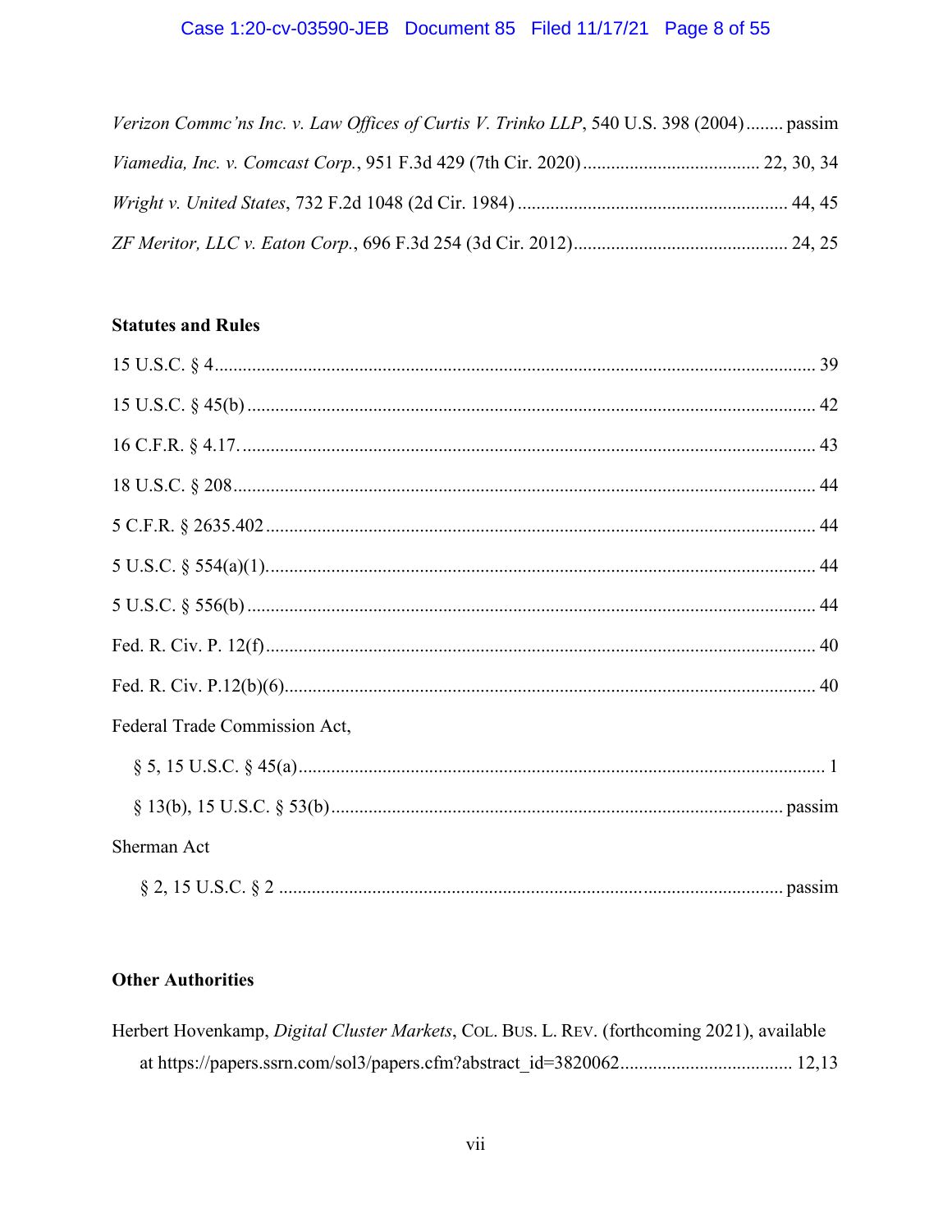*Verizon Commc'ns Inc. v. Law Offices of Curtis V. Trinko LLP*, 540 U.S. 398 (2004)........ passim

*Viamedia, Inc. v. Comcast Corp.*, 951 F.3d 429 (7th Cir. 2020)...................................... 22, 30, 34

*Wright v. United States*, 732 F.2d 1048 (2d Cir. 1984).......................................................... 44, 45

*ZF Meritor, LLC v. Eaton Corp.*, 696 F.3d 254 (3d Cir. 2012)............................................. 24, 25

**Statutes and Rules**

15 U.S.C. § 4................................................................................................................................ 39

15 U.S.C. § 45(b)......................................................................................................................... 42

16 C.F.R. § 4.17........................................................................................................................... 43

18 U.S.C. § 208............................................................................................................................ 44

5 C.F.R. § 2635.402..................................................................................................................... 44

5 U.S.C. § 554(a)(1)..................................................................................................................... 44

5 U.S.C. § 556(b)......................................................................................................................... 44

Fed. R. Civ. P. 12(f)..................................................................................................................... 40

Fed. R. Civ. P.12(b)(6)................................................................................................................. 40

Federal Trade Commission Act,

§ 5, 15 U.S.C. § 45(a)................................................................................................................ 1

§ 13(b), 15 U.S.C. § 53(b)................................................................................................ passim

Sherman Act

§ 2, 15 U.S.C. § 2 .......................................................................................................... passim

**Other Authorities**

Herbert Hovenkamp, *Digital Cluster Markets*, COL. BUS. L. REV. (forthcoming 2021), available at https://papers.ssrn.com/sol3/papers.cfm?abstract_id=3820062.................................... 12,13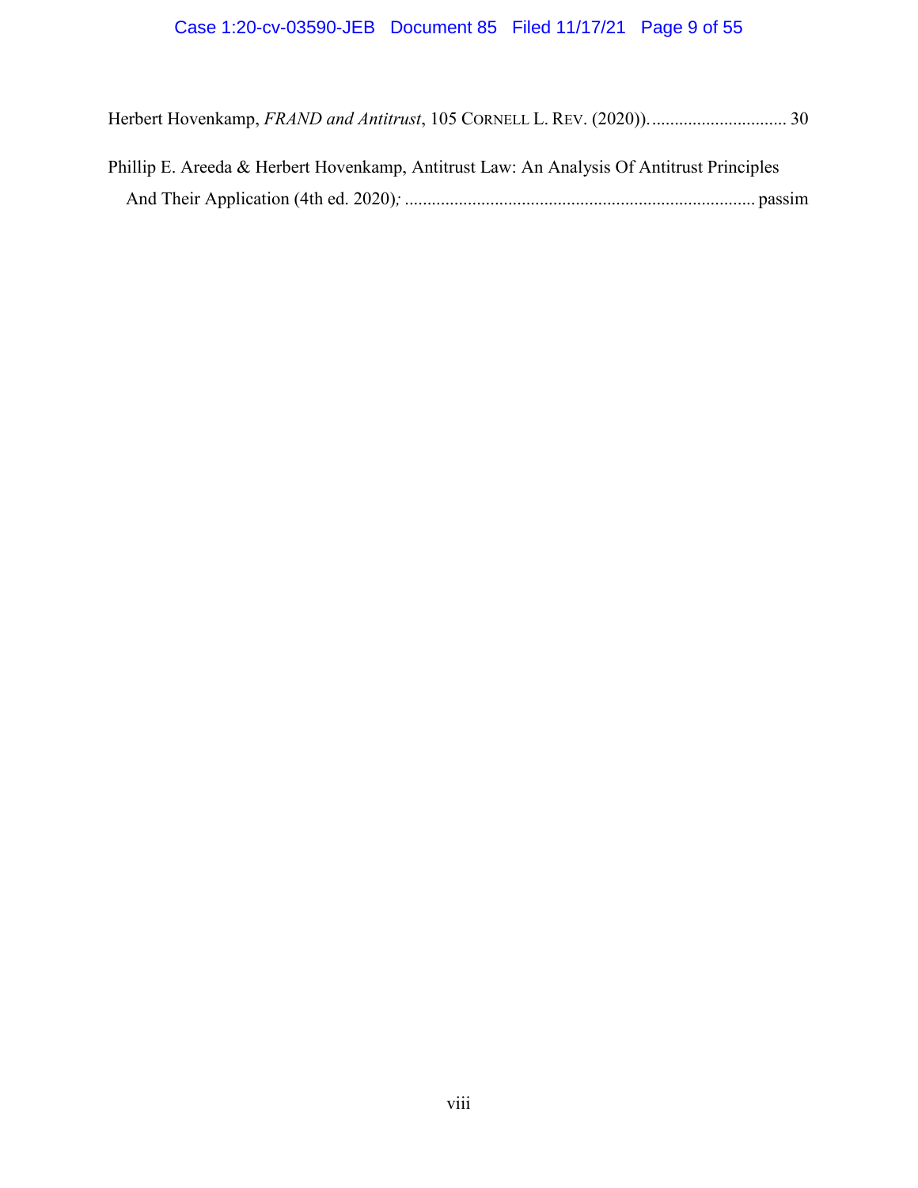Herbert Hovenkamp, *FRAND and Antitrust*, 105 CORNELL L. REV. (2020)). .............................. 30

Phillip E. Areeda & Herbert Hovenkamp, Antitrust Law: An Analysis Of Antitrust Principles And Their Application (4th ed. 2020)*;* ............................................................................ passim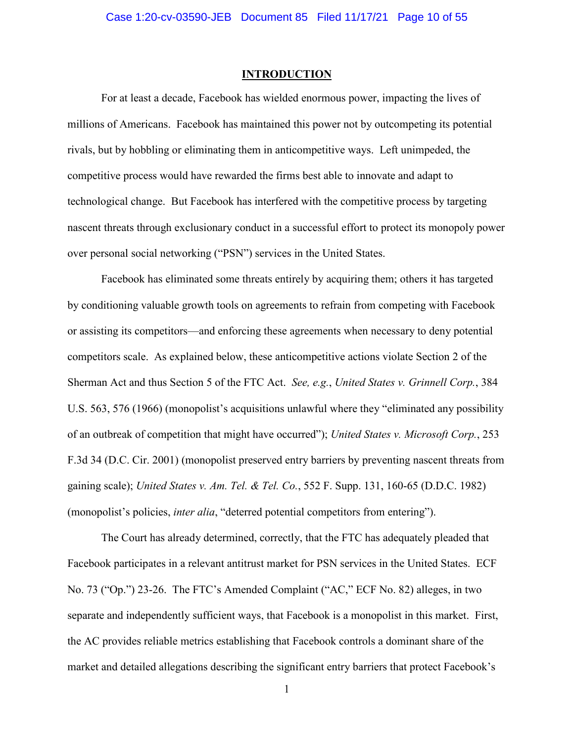## INTRODUCTION

For at least a decade, Facebook has wielded enormous power, impacting the lives of millions of Americans. Facebook has maintained this power not by outcompeting its potential rivals, but by hobbling or eliminating them in anticompetitive ways. Left unimpeded, the competitive process would have rewarded the firms best able to innovate and adapt to technological change. But Facebook has interfered with the competitive process by targeting nascent threats through exclusionary conduct in a successful effort to protect its monopoly power over personal social networking ("PSN") services in the United States.

Facebook has eliminated some threats entirely by acquiring them; others it has targeted by conditioning valuable growth tools on agreements to refrain from competing with Facebook or assisting its competitors—and enforcing these agreements when necessary to deny potential competitors scale. As explained below, these anticompetitive actions violate Section 2 of the Sherman Act and thus Section 5 of the FTC Act. *See, e.g.*, *United States v. Grinnell Corp.*, 384 U.S. 563, 576 (1966) (monopolist's acquisitions unlawful where they "eliminated any possibility of an outbreak of competition that might have occurred"); *United States v. Microsoft Corp.*, 253 F.3d 34 (D.C. Cir. 2001) (monopolist preserved entry barriers by preventing nascent threats from gaining scale); *United States v. Am. Tel. & Tel. Co.*, 552 F. Supp. 131, 160-65 (D.D.C. 1982) (monopolist's policies, *inter alia*, "deterred potential competitors from entering").

The Court has already determined, correctly, that the FTC has adequately pleaded that Facebook participates in a relevant antitrust market for PSN services in the United States. ECF No. 73 ("Op.") 23-26. The FTC's Amended Complaint ("AC," ECF No. 82) alleges, in two separate and independently sufficient ways, that Facebook is a monopolist in this market. First, the AC provides reliable metrics establishing that Facebook controls a dominant share of the market and detailed allegations describing the significant entry barriers that protect Facebook's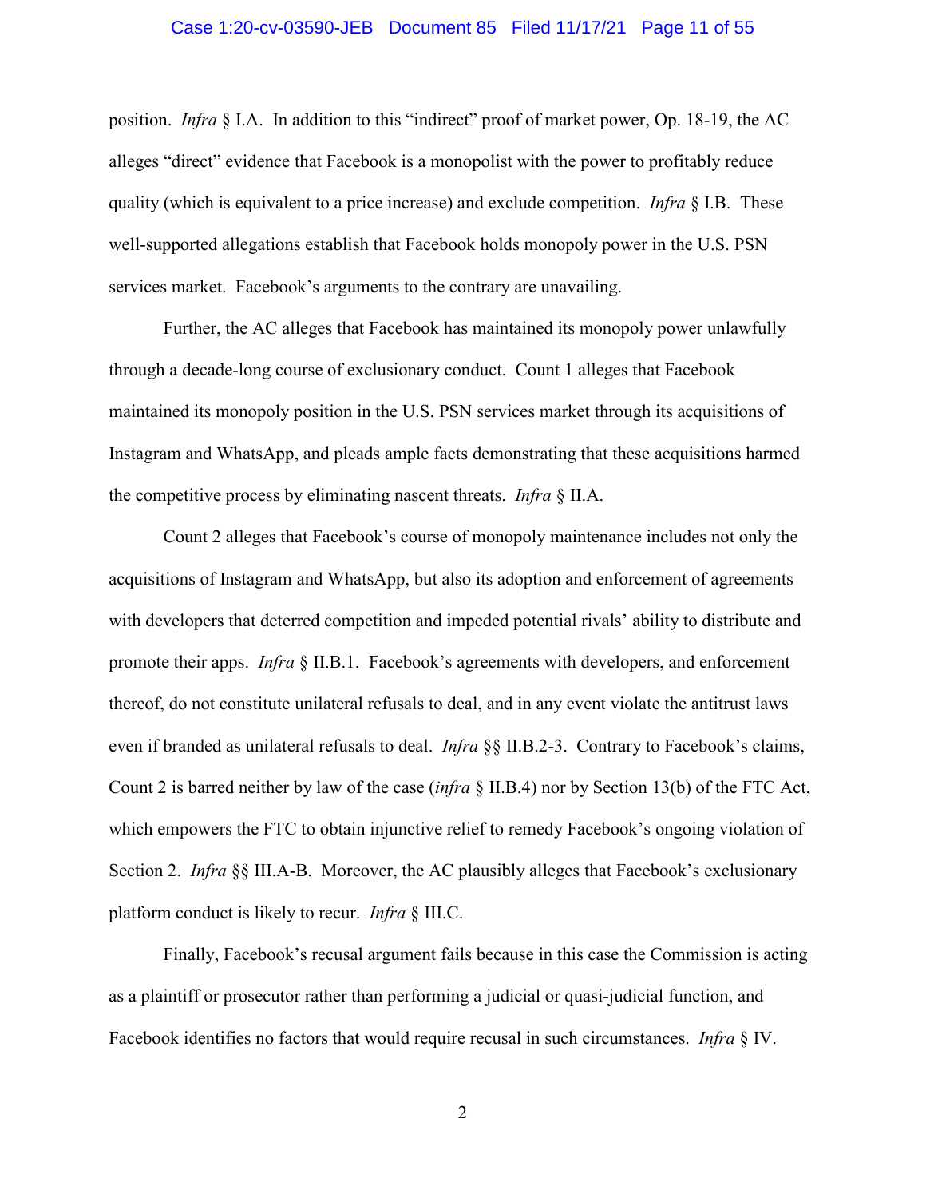position. *Infra* § I.A. In addition to this "indirect" proof of market power, Op. 18-19, the AC alleges "direct" evidence that Facebook is a monopolist with the power to profitably reduce quality (which is equivalent to a price increase) and exclude competition. *Infra* § I.B. These well-supported allegations establish that Facebook holds monopoly power in the U.S. PSN services market. Facebook's arguments to the contrary are unavailing.

Further, the AC alleges that Facebook has maintained its monopoly power unlawfully through a decade-long course of exclusionary conduct. Count 1 alleges that Facebook maintained its monopoly position in the U.S. PSN services market through its acquisitions of Instagram and WhatsApp, and pleads ample facts demonstrating that these acquisitions harmed the competitive process by eliminating nascent threats. *Infra* § II.A.

Count 2 alleges that Facebook's course of monopoly maintenance includes not only the acquisitions of Instagram and WhatsApp, but also its adoption and enforcement of agreements with developers that deterred competition and impeded potential rivals' ability to distribute and promote their apps. *Infra* § II.B.1. Facebook's agreements with developers, and enforcement thereof, do not constitute unilateral refusals to deal, and in any event violate the antitrust laws even if branded as unilateral refusals to deal. *Infra* §§ II.B.2-3. Contrary to Facebook's claims, Count 2 is barred neither by law of the case (*infra* § II.B.4) nor by Section 13(b) of the FTC Act, which empowers the FTC to obtain injunctive relief to remedy Facebook's ongoing violation of Section 2. *Infra* §§ III.A-B. Moreover, the AC plausibly alleges that Facebook's exclusionary platform conduct is likely to recur. *Infra* § III.C.

Finally, Facebook's recusal argument fails because in this case the Commission is acting as a plaintiff or prosecutor rather than performing a judicial or quasi-judicial function, and Facebook identifies no factors that would require recusal in such circumstances. *Infra* § IV.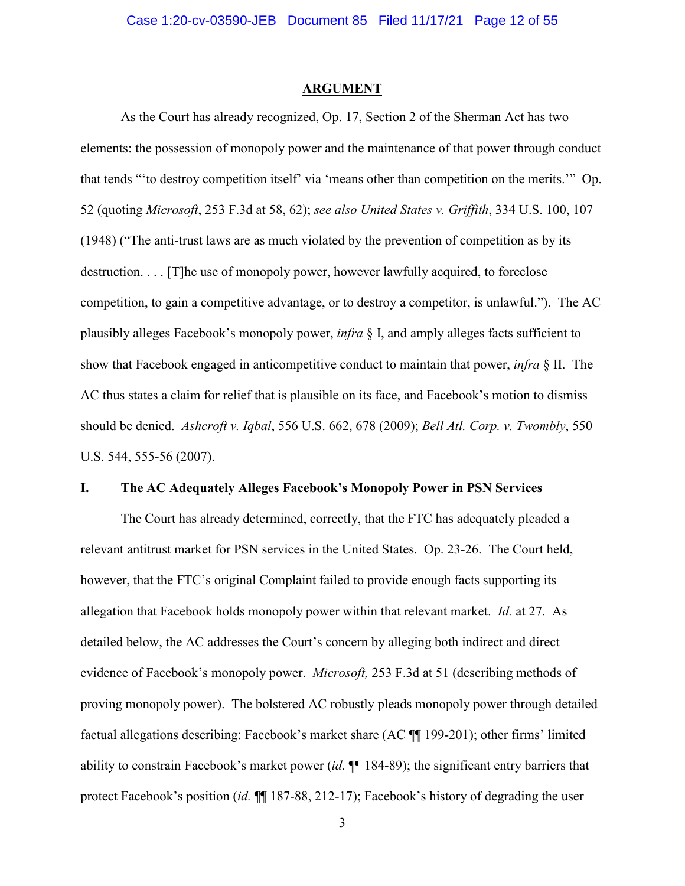## ARGUMENT

As the Court has already recognized, Op. 17, Section 2 of the Sherman Act has two elements: the possession of monopoly power and the maintenance of that power through conduct that tends "'to destroy competition itself' via 'means other than competition on the merits.'" Op. 52 (quoting *Microsoft*, 253 F.3d at 58, 62); *see also United States v. Griffith*, 334 U.S. 100, 107 (1948) ("The anti-trust laws are as much violated by the prevention of competition as by its destruction. . . . [T]he use of monopoly power, however lawfully acquired, to foreclose competition, to gain a competitive advantage, or to destroy a competitor, is unlawful."). The AC plausibly alleges Facebook's monopoly power, *infra* § I, and amply alleges facts sufficient to show that Facebook engaged in anticompetitive conduct to maintain that power, *infra* § II. The AC thus states a claim for relief that is plausible on its face, and Facebook's motion to dismiss should be denied. *Ashcroft v. Iqbal*, 556 U.S. 662, 678 (2009); *Bell Atl. Corp. v. Twombly*, 550 U.S. 544, 555-56 (2007).

### I. The AC Adequately Alleges Facebook's Monopoly Power in PSN Services

The Court has already determined, correctly, that the FTC has adequately pleaded a relevant antitrust market for PSN services in the United States. Op. 23-26. The Court held, however, that the FTC's original Complaint failed to provide enough facts supporting its allegation that Facebook holds monopoly power within that relevant market. *Id.* at 27. As detailed below, the AC addresses the Court's concern by alleging both indirect and direct evidence of Facebook's monopoly power. *Microsoft,* 253 F.3d at 51 (describing methods of proving monopoly power). The bolstered AC robustly pleads monopoly power through detailed factual allegations describing: Facebook's market share (AC ¶¶ 199-201); other firms' limited ability to constrain Facebook's market power (*id.* ¶¶ 184-89); the significant entry barriers that protect Facebook's position (*id.* ¶¶ 187-88, 212-17); Facebook's history of degrading the user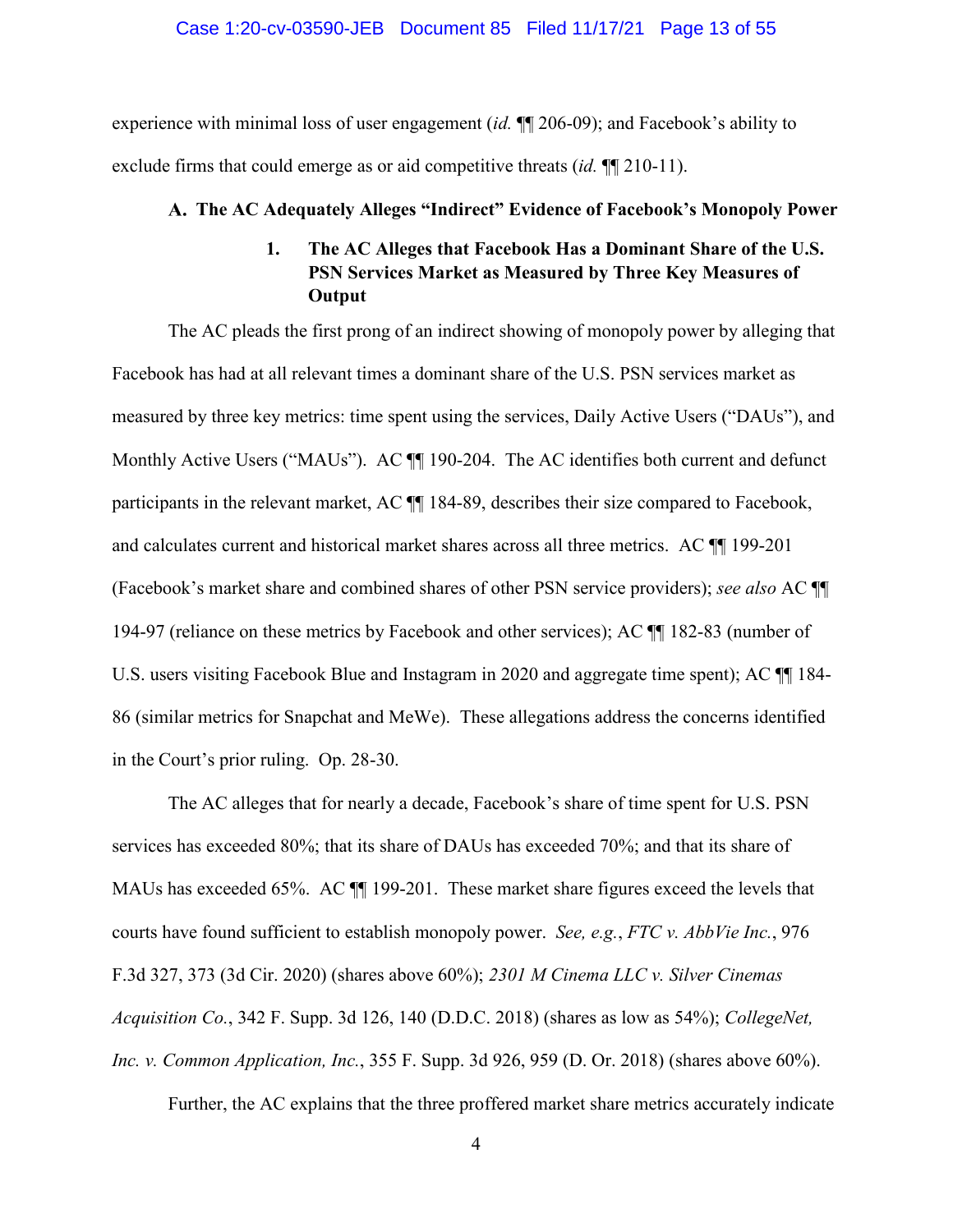experience with minimal loss of user engagement (*id.* ¶¶ 206-09); and Facebook's ability to exclude firms that could emerge as or aid competitive threats (*id.* ¶¶ 210-11).

### A. The AC Adequately Alleges "Indirect" Evidence of Facebook's Monopoly Power

#### 1. The AC Alleges that Facebook Has a Dominant Share of the U.S. PSN Services Market as Measured by Three Key Measures of Output

The AC pleads the first prong of an indirect showing of monopoly power by alleging that Facebook has had at all relevant times a dominant share of the U.S. PSN services market as measured by three key metrics: time spent using the services, Daily Active Users ("DAUs"), and Monthly Active Users ("MAUs"). AC ¶¶ 190-204. The AC identifies both current and defunct participants in the relevant market, AC ¶¶ 184-89, describes their size compared to Facebook, and calculates current and historical market shares across all three metrics. AC ¶¶ 199-201 (Facebook's market share and combined shares of other PSN service providers); *see also* AC ¶¶ 194-97 (reliance on these metrics by Facebook and other services); AC ¶¶ 182-83 (number of U.S. users visiting Facebook Blue and Instagram in 2020 and aggregate time spent); AC ¶¶ 184-86 (similar metrics for Snapchat and MeWe). These allegations address the concerns identified in the Court's prior ruling. Op. 28-30.

The AC alleges that for nearly a decade, Facebook's share of time spent for U.S. PSN services has exceeded 80%; that its share of DAUs has exceeded 70%; and that its share of MAUs has exceeded 65%. AC ¶¶ 199-201. These market share figures exceed the levels that courts have found sufficient to establish monopoly power. *See, e.g.*, *FTC v. AbbVie Inc.*, 976 F.3d 327, 373 (3d Cir. 2020) (shares above 60%); *2301 M Cinema LLC v. Silver Cinemas Acquisition Co.*, 342 F. Supp. 3d 126, 140 (D.D.C. 2018) (shares as low as 54%); *CollegeNet, Inc. v. Common Application, Inc.*, 355 F. Supp. 3d 926, 959 (D. Or. 2018) (shares above 60%).

Further, the AC explains that the three proffered market share metrics accurately indicate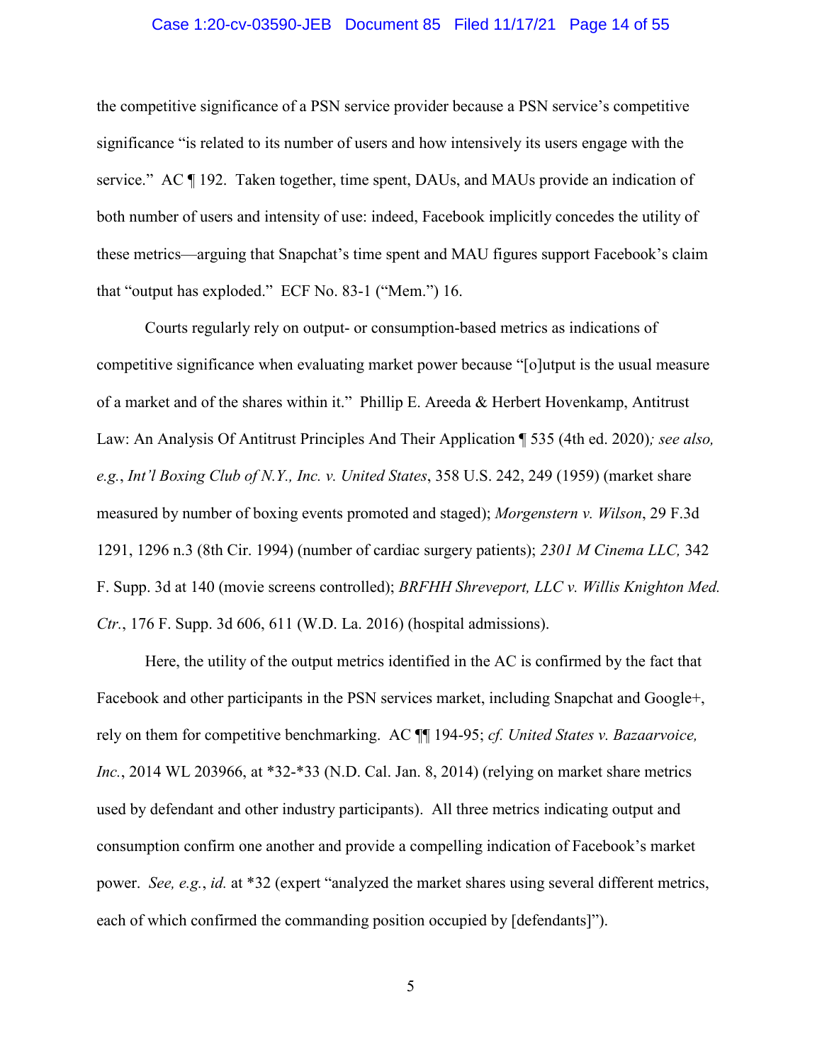the competitive significance of a PSN service provider because a PSN service's competitive significance "is related to its number of users and how intensively its users engage with the service." AC ¶ 192. Taken together, time spent, DAUs, and MAUs provide an indication of both number of users and intensity of use: indeed, Facebook implicitly concedes the utility of these metrics—arguing that Snapchat's time spent and MAU figures support Facebook's claim that "output has exploded." ECF No. 83-1 ("Mem.") 16.

Courts regularly rely on output- or consumption-based metrics as indications of competitive significance when evaluating market power because "[o]utput is the usual measure of a market and of the shares within it." Phillip E. Areeda & Herbert Hovenkamp, Antitrust Law: An Analysis Of Antitrust Principles And Their Application ¶ 535 (4th ed. 2020)*; see also, e.g.*, *Int'l Boxing Club of N.Y., Inc. v. United States*, 358 U.S. 242, 249 (1959) (market share measured by number of boxing events promoted and staged); *Morgenstern v. Wilson*, 29 F.3d 1291, 1296 n.3 (8th Cir. 1994) (number of cardiac surgery patients); *2301 M Cinema LLC,* 342 F. Supp. 3d at 140 (movie screens controlled); *BRFHH Shreveport, LLC v. Willis Knighton Med. Ctr.*, 176 F. Supp. 3d 606, 611 (W.D. La. 2016) (hospital admissions).

Here, the utility of the output metrics identified in the AC is confirmed by the fact that Facebook and other participants in the PSN services market, including Snapchat and Google+, rely on them for competitive benchmarking. AC ¶¶ 194-95; *cf. United States v. Bazaarvoice, Inc.*, 2014 WL 203966, at *32-*33 (N.D. Cal. Jan. 8, 2014) (relying on market share metrics used by defendant and other industry participants). All three metrics indicating output and consumption confirm one another and provide a compelling indication of Facebook's market power. *See, e.g.*, *id.* at *32 (expert "analyzed the market shares using several different metrics, each of which confirmed the commanding position occupied by [defendants]").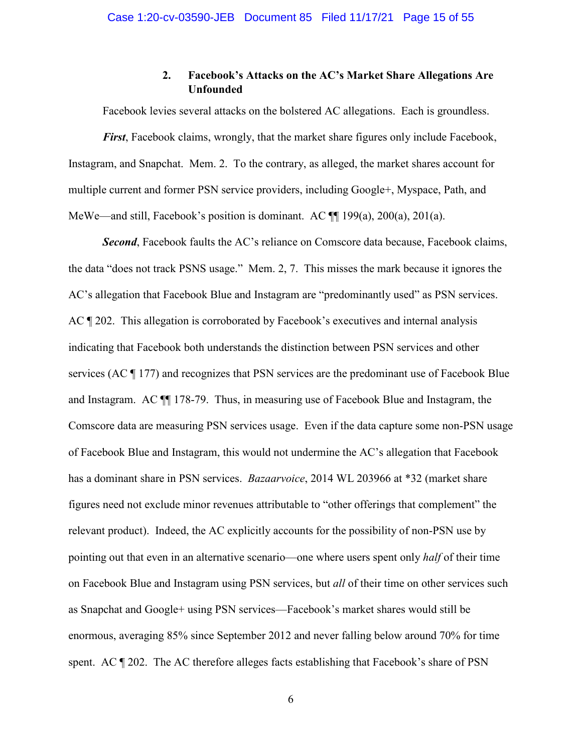### 2. Facebook's Attacks on the AC's Market Share Allegations Are Unfounded

Facebook levies several attacks on the bolstered AC allegations. Each is groundless.

***First***, Facebook claims, wrongly, that the market share figures only include Facebook, Instagram, and Snapchat. Mem. 2. To the contrary, as alleged, the market shares account for multiple current and former PSN service providers, including Google+, Myspace, Path, and MeWe—and still, Facebook's position is dominant. AC ¶¶ 199(a), 200(a), 201(a).

***Second***, Facebook faults the AC's reliance on Comscore data because, Facebook claims, the data "does not track PSNS usage." Mem. 2, 7. This misses the mark because it ignores the AC's allegation that Facebook Blue and Instagram are "predominantly used" as PSN services. AC ¶ 202. This allegation is corroborated by Facebook's executives and internal analysis indicating that Facebook both understands the distinction between PSN services and other services (AC ¶ 177) and recognizes that PSN services are the predominant use of Facebook Blue and Instagram. AC ¶¶ 178-79. Thus, in measuring use of Facebook Blue and Instagram, the Comscore data are measuring PSN services usage. Even if the data capture some non-PSN usage of Facebook Blue and Instagram, this would not undermine the AC's allegation that Facebook has a dominant share in PSN services. *Bazaarvoice*, 2014 WL 203966 at *32 (market share figures need not exclude minor revenues attributable to "other offerings that complement" the relevant product). Indeed, the AC explicitly accounts for the possibility of non-PSN use by pointing out that even in an alternative scenario—one where users spent only *half* of their time on Facebook Blue and Instagram using PSN services, but *all* of their time on other services such as Snapchat and Google+ using PSN services—Facebook's market shares would still be enormous, averaging 85% since September 2012 and never falling below around 70% for time spent. AC ¶ 202. The AC therefore alleges facts establishing that Facebook's share of PSN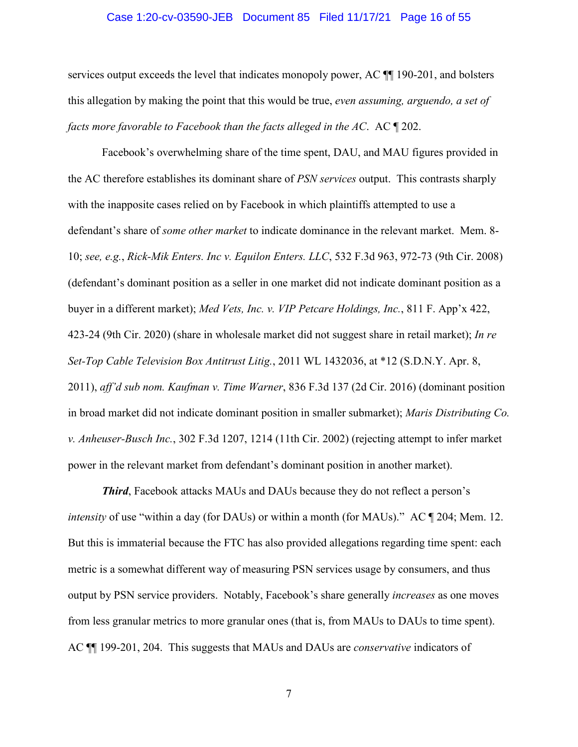services output exceeds the level that indicates monopoly power, AC ¶¶ 190-201, and bolsters this allegation by making the point that this would be true, *even assuming, arguendo, a set of facts more favorable to Facebook than the facts alleged in the AC*. AC ¶ 202.

Facebook's overwhelming share of the time spent, DAU, and MAU figures provided in the AC therefore establishes its dominant share of *PSN services* output. This contrasts sharply with the inapposite cases relied on by Facebook in which plaintiffs attempted to use a defendant's share of *some other market* to indicate dominance in the relevant market. Mem. 8-10; *see, e.g.*, *Rick-Mik Enters. Inc v. Equilon Enters. LLC*, 532 F.3d 963, 972-73 (9th Cir. 2008) (defendant's dominant position as a seller in one market did not indicate dominant position as a buyer in a different market); *Med Vets, Inc. v. VIP Petcare Holdings, Inc.*, 811 F. App'x 422, 423-24 (9th Cir. 2020) (share in wholesale market did not suggest share in retail market); *In re Set-Top Cable Television Box Antitrust Litig.*, 2011 WL 1432036, at *12 (S.D.N.Y. Apr. 8, 2011), *aff'd sub nom. Kaufman v. Time Warner*, 836 F.3d 137 (2d Cir. 2016) (dominant position in broad market did not indicate dominant position in smaller submarket); *Maris Distributing Co. v. Anheuser-Busch Inc.*, 302 F.3d 1207, 1214 (11th Cir. 2002) (rejecting attempt to infer market power in the relevant market from defendant's dominant position in another market).

***Third***, Facebook attacks MAUs and DAUs because they do not reflect a person's *intensity* of use "within a day (for DAUs) or within a month (for MAUs)." AC ¶ 204; Mem. 12. But this is immaterial because the FTC has also provided allegations regarding time spent: each metric is a somewhat different way of measuring PSN services usage by consumers, and thus output by PSN service providers. Notably, Facebook's share generally *increases* as one moves from less granular metrics to more granular ones (that is, from MAUs to DAUs to time spent). AC ¶¶ 199-201, 204. This suggests that MAUs and DAUs are *conservative* indicators of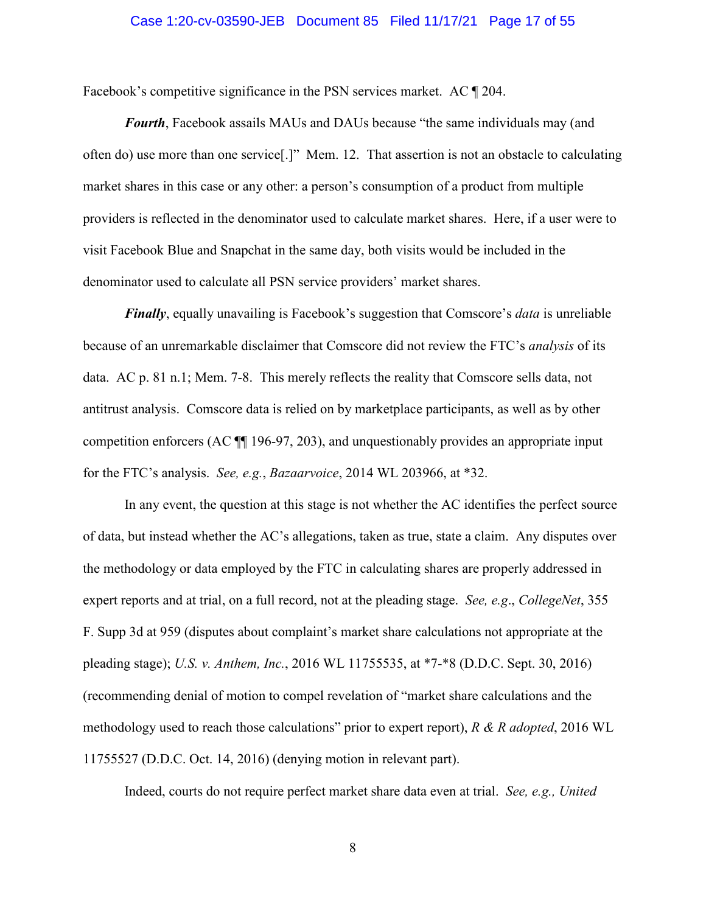Facebook's competitive significance in the PSN services market. AC ¶ 204.

***Fourth***, Facebook assails MAUs and DAUs because "the same individuals may (and often do) use more than one service[.]" Mem. 12. That assertion is not an obstacle to calculating market shares in this case or any other: a person's consumption of a product from multiple providers is reflected in the denominator used to calculate market shares. Here, if a user were to visit Facebook Blue and Snapchat in the same day, both visits would be included in the denominator used to calculate all PSN service providers' market shares.

***Finally***, equally unavailing is Facebook's suggestion that Comscore's *data* is unreliable because of an unremarkable disclaimer that Comscore did not review the FTC's *analysis* of its data. AC p. 81 n.1; Mem. 7-8. This merely reflects the reality that Comscore sells data, not antitrust analysis. Comscore data is relied on by marketplace participants, as well as by other competition enforcers (AC ¶¶ 196-97, 203), and unquestionably provides an appropriate input for the FTC's analysis. *See, e.g.*, *Bazaarvoice*, 2014 WL 203966, at *32.

In any event, the question at this stage is not whether the AC identifies the perfect source of data, but instead whether the AC's allegations, taken as true, state a claim. Any disputes over the methodology or data employed by the FTC in calculating shares are properly addressed in expert reports and at trial, on a full record, not at the pleading stage. *See, e.g*., *CollegeNet*, 355 F. Supp 3d at 959 (disputes about complaint's market share calculations not appropriate at the pleading stage); *U.S. v. Anthem, Inc.*, 2016 WL 11755535, at *7-*8 (D.D.C. Sept. 30, 2016) (recommending denial of motion to compel revelation of "market share calculations and the methodology used to reach those calculations" prior to expert report), *R & R adopted*, 2016 WL 11755527 (D.D.C. Oct. 14, 2016) (denying motion in relevant part).

Indeed, courts do not require perfect market share data even at trial. *See, e.g., United*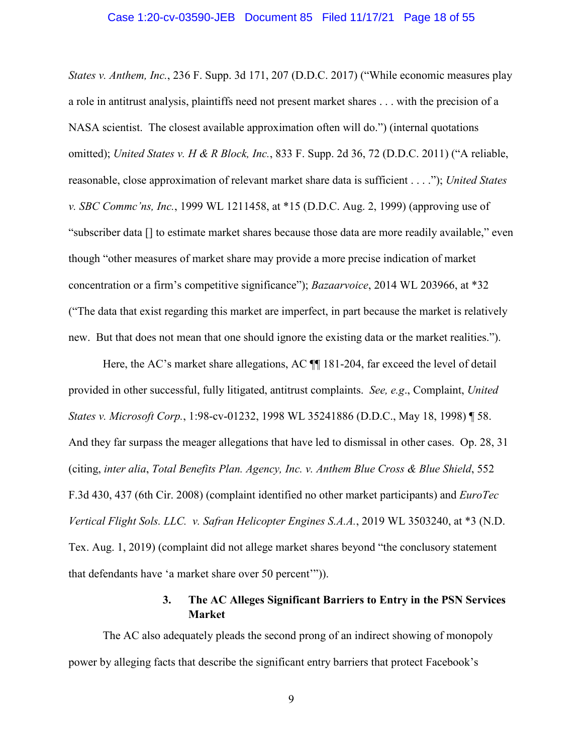*States v. Anthem, Inc.*, 236 F. Supp. 3d 171, 207 (D.D.C. 2017) ("While economic measures play a role in antitrust analysis, plaintiffs need not present market shares . . . with the precision of a NASA scientist. The closest available approximation often will do.") (internal quotations omitted); *United States v. H & R Block, Inc.*, 833 F. Supp. 2d 36, 72 (D.D.C. 2011) ("A reliable, reasonable, close approximation of relevant market share data is sufficient . . . ."); *United States v. SBC Commc'ns, Inc.*, 1999 WL 1211458, at *15 (D.D.C. Aug. 2, 1999) (approving use of "subscriber data [] to estimate market shares because those data are more readily available," even though "other measures of market share may provide a more precise indication of market concentration or a firm's competitive significance"); *Bazaarvoice*, 2014 WL 203966, at *32 ("The data that exist regarding this market are imperfect, in part because the market is relatively new. But that does not mean that one should ignore the existing data or the market realities.").

Here, the AC's market share allegations, AC ¶¶ 181-204, far exceed the level of detail provided in other successful, fully litigated, antitrust complaints. *See, e.g.*, Complaint, *United States v. Microsoft Corp.*, 1:98-cv-01232, 1998 WL 35241886 (D.D.C., May 18, 1998) ¶ 58. And they far surpass the meager allegations that have led to dismissal in other cases. Op. 28, 31 (citing, *inter alia*, *Total Benefits Plan. Agency, Inc. v. Anthem Blue Cross & Blue Shield*, 552 F.3d 430, 437 (6th Cir. 2008) (complaint identified no other market participants) and *EuroTec Vertical Flight Sols. LLC. v. Safran Helicopter Engines S.A.A.*, 2019 WL 3503240, at *3 (N.D. Tex. Aug. 1, 2019) (complaint did not allege market shares beyond "the conclusory statement that defendants have 'a market share over 50 percent'")).

### 3. The AC Alleges Significant Barriers to Entry in the PSN Services Market

The AC also adequately pleads the second prong of an indirect showing of monopoly power by alleging facts that describe the significant entry barriers that protect Facebook's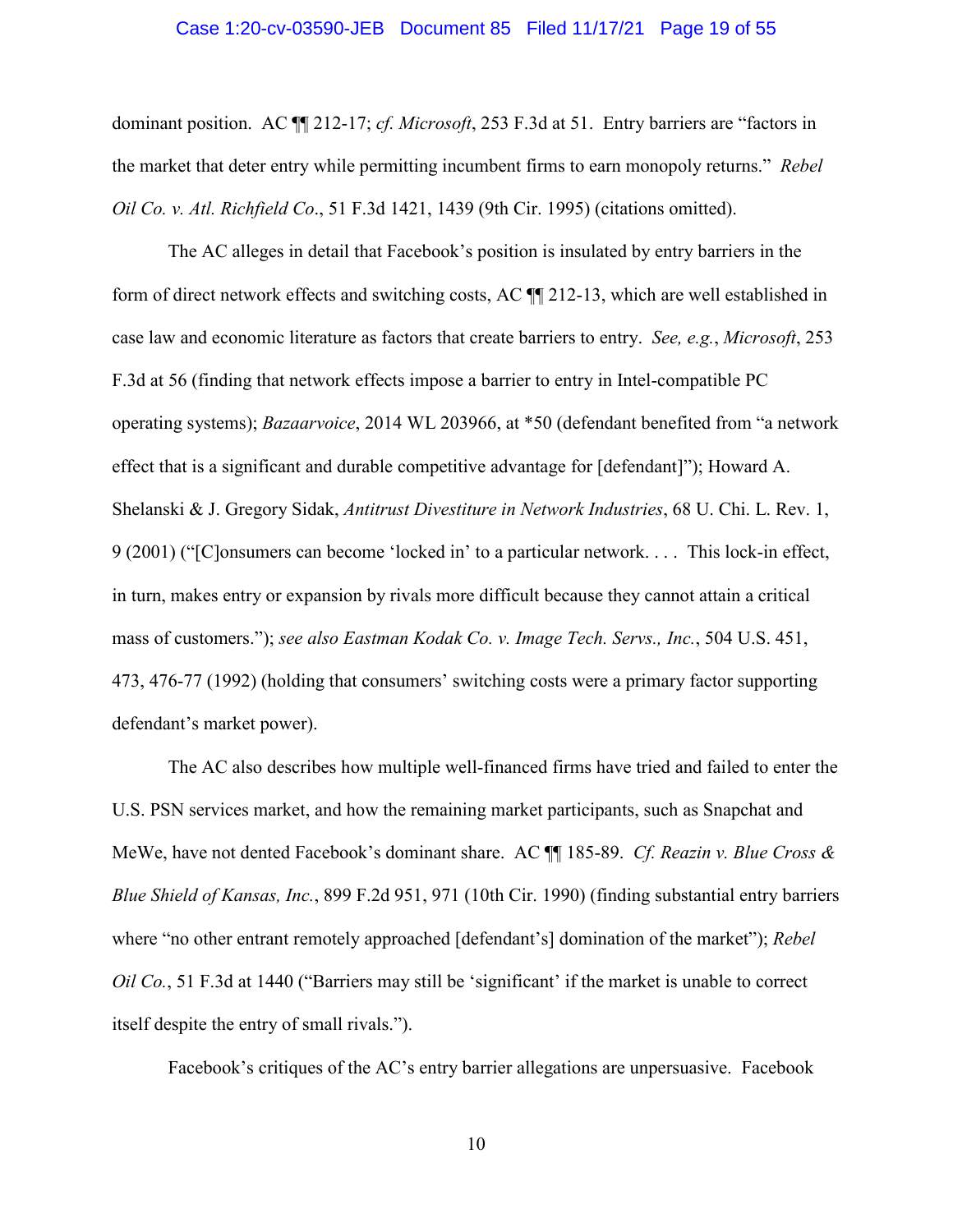dominant position. AC ¶¶ 212-17; *cf. Microsoft*, 253 F.3d at 51. Entry barriers are "factors in the market that deter entry while permitting incumbent firms to earn monopoly returns." *Rebel Oil Co. v. Atl. Richfield Co*., 51 F.3d 1421, 1439 (9th Cir. 1995) (citations omitted).

The AC alleges in detail that Facebook's position is insulated by entry barriers in the form of direct network effects and switching costs, AC ¶¶ 212-13, which are well established in case law and economic literature as factors that create barriers to entry. *See, e.g.*, *Microsoft*, 253 F.3d at 56 (finding that network effects impose a barrier to entry in Intel-compatible PC operating systems); *Bazaarvoice*, 2014 WL 203966, at *50 (defendant benefited from "a network effect that is a significant and durable competitive advantage for [defendant]"); Howard A. Shelanski & J. Gregory Sidak, *Antitrust Divestiture in Network Industries*, 68 U. Chi. L. Rev. 1, 9 (2001) ("[C]onsumers can become 'locked in' to a particular network. . . . This lock-in effect, in turn, makes entry or expansion by rivals more difficult because they cannot attain a critical mass of customers."); *see also Eastman Kodak Co. v. Image Tech. Servs., Inc.*, 504 U.S. 451, 473, 476-77 (1992) (holding that consumers' switching costs were a primary factor supporting defendant's market power).

The AC also describes how multiple well-financed firms have tried and failed to enter the U.S. PSN services market, and how the remaining market participants, such as Snapchat and MeWe, have not dented Facebook's dominant share. AC ¶¶ 185-89. *Cf. Reazin v. Blue Cross & Blue Shield of Kansas, Inc.*, 899 F.2d 951, 971 (10th Cir. 1990) (finding substantial entry barriers where "no other entrant remotely approached [defendant's] domination of the market"); *Rebel Oil Co.*, 51 F.3d at 1440 ("Barriers may still be 'significant' if the market is unable to correct itself despite the entry of small rivals.").

Facebook's critiques of the AC's entry barrier allegations are unpersuasive. Facebook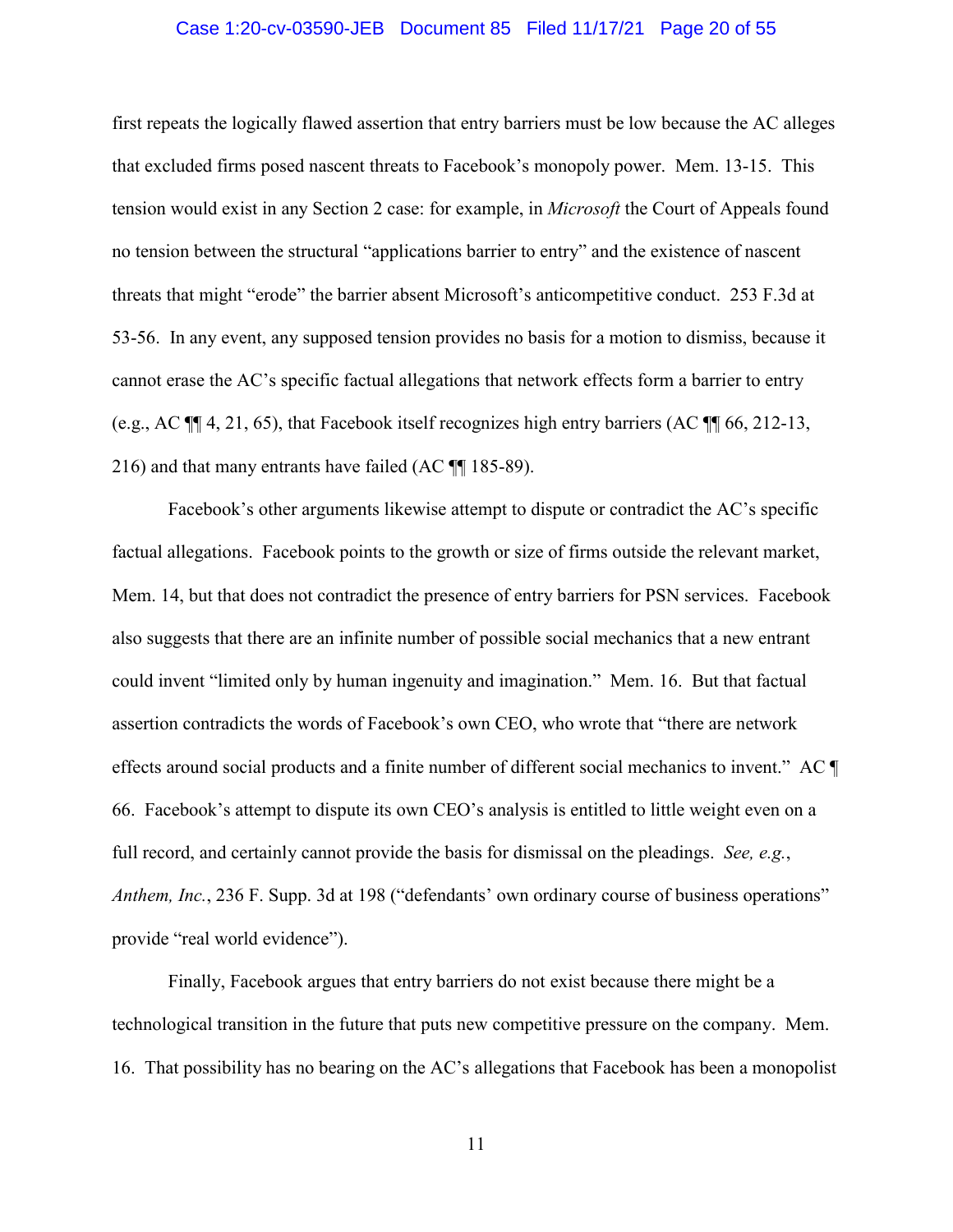first repeats the logically flawed assertion that entry barriers must be low because the AC alleges that excluded firms posed nascent threats to Facebook's monopoly power. Mem. 13-15. This tension would exist in any Section 2 case: for example, in *Microsoft* the Court of Appeals found no tension between the structural "applications barrier to entry" and the existence of nascent threats that might "erode" the barrier absent Microsoft's anticompetitive conduct. 253 F.3d at 53-56. In any event, any supposed tension provides no basis for a motion to dismiss, because it cannot erase the AC's specific factual allegations that network effects form a barrier to entry (e.g., AC ¶¶ 4, 21, 65), that Facebook itself recognizes high entry barriers (AC ¶¶ 66, 212-13, 216) and that many entrants have failed (AC ¶¶ 185-89).

Facebook's other arguments likewise attempt to dispute or contradict the AC's specific factual allegations. Facebook points to the growth or size of firms outside the relevant market, Mem. 14, but that does not contradict the presence of entry barriers for PSN services. Facebook also suggests that there are an infinite number of possible social mechanics that a new entrant could invent "limited only by human ingenuity and imagination." Mem. 16. But that factual assertion contradicts the words of Facebook's own CEO, who wrote that "there are network effects around social products and a finite number of different social mechanics to invent." AC ¶ 66. Facebook's attempt to dispute its own CEO's analysis is entitled to little weight even on a full record, and certainly cannot provide the basis for dismissal on the pleadings. *See, e.g.*, *Anthem, Inc.*, 236 F. Supp. 3d at 198 ("defendants' own ordinary course of business operations" provide "real world evidence").

Finally, Facebook argues that entry barriers do not exist because there might be a technological transition in the future that puts new competitive pressure on the company. Mem. 16. That possibility has no bearing on the AC's allegations that Facebook has been a monopolist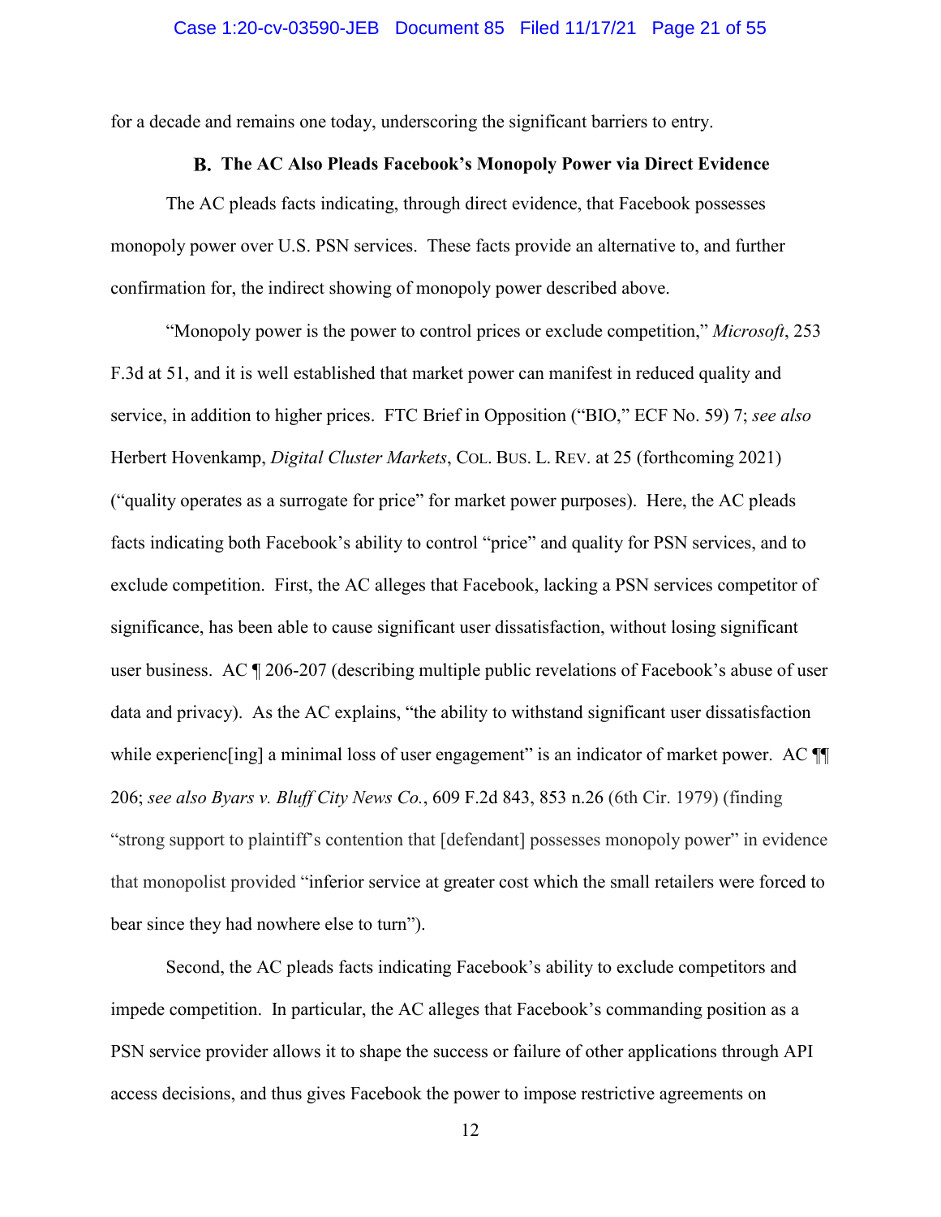for a decade and remains one today, underscoring the significant barriers to entry.

### B. The AC Also Pleads Facebook's Monopoly Power via Direct Evidence

The AC pleads facts indicating, through direct evidence, that Facebook possesses monopoly power over U.S. PSN services. These facts provide an alternative to, and further confirmation for, the indirect showing of monopoly power described above.

"Monopoly power is the power to control prices or exclude competition," *Microsoft*, 253 F.3d at 51, and it is well established that market power can manifest in reduced quality and service, in addition to higher prices. FTC Brief in Opposition ("BIO," ECF No. 59) 7; *see also* Herbert Hovenkamp, *Digital Cluster Markets*, COL. BUS. L. REV. at 25 (forthcoming 2021) ("quality operates as a surrogate for price" for market power purposes). Here, the AC pleads facts indicating both Facebook's ability to control "price" and quality for PSN services, and to exclude competition. First, the AC alleges that Facebook, lacking a PSN services competitor of significance, has been able to cause significant user dissatisfaction, without losing significant user business. AC ¶ 206-207 (describing multiple public revelations of Facebook's abuse of user data and privacy). As the AC explains, "the ability to withstand significant user dissatisfaction while experienc[ing] a minimal loss of user engagement" is an indicator of market power. AC ¶¶ 206; *see also Byars v. Bluff City News Co.*, 609 F.2d 843, 853 n.26 (6th Cir. 1979) (finding "strong support to plaintiff's contention that [defendant] possesses monopoly power" in evidence that monopolist provided "inferior service at greater cost which the small retailers were forced to bear since they had nowhere else to turn").

Second, the AC pleads facts indicating Facebook's ability to exclude competitors and impede competition. In particular, the AC alleges that Facebook's commanding position as a PSN service provider allows it to shape the success or failure of other applications through API access decisions, and thus gives Facebook the power to impose restrictive agreements on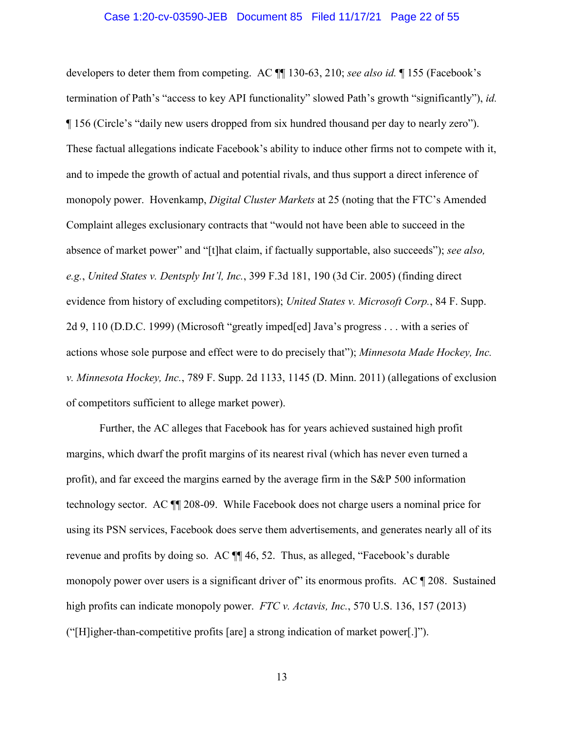developers to deter them from competing. AC ¶¶ 130-63, 210; *see also id.* ¶ 155 (Facebook's termination of Path's "access to key API functionality" slowed Path's growth "significantly"), *id.* ¶ 156 (Circle's "daily new users dropped from six hundred thousand per day to nearly zero"). These factual allegations indicate Facebook's ability to induce other firms not to compete with it, and to impede the growth of actual and potential rivals, and thus support a direct inference of monopoly power. Hovenkamp, *Digital Cluster Markets* at 25 (noting that the FTC's Amended Complaint alleges exclusionary contracts that "would not have been able to succeed in the absence of market power" and "[t]hat claim, if factually supportable, also succeeds"); *see also, e.g.*, *United States v. Dentsply Int'l, Inc.*, 399 F.3d 181, 190 (3d Cir. 2005) (finding direct evidence from history of excluding competitors); *United States v. Microsoft Corp.*, 84 F. Supp. 2d 9, 110 (D.D.C. 1999) (Microsoft "greatly imped[ed] Java's progress . . . with a series of actions whose sole purpose and effect were to do precisely that"); *Minnesota Made Hockey, Inc. v. Minnesota Hockey, Inc.*, 789 F. Supp. 2d 1133, 1145 (D. Minn. 2011) (allegations of exclusion of competitors sufficient to allege market power).

Further, the AC alleges that Facebook has for years achieved sustained high profit margins, which dwarf the profit margins of its nearest rival (which has never even turned a profit), and far exceed the margins earned by the average firm in the S&P 500 information technology sector. AC ¶¶ 208-09. While Facebook does not charge users a nominal price for using its PSN services, Facebook does serve them advertisements, and generates nearly all of its revenue and profits by doing so. AC ¶¶ 46, 52. Thus, as alleged, "Facebook's durable monopoly power over users is a significant driver of" its enormous profits. AC ¶ 208. Sustained high profits can indicate monopoly power. *FTC v. Actavis, Inc.*, 570 U.S. 136, 157 (2013) ("[H]igher-than-competitive profits [are] a strong indication of market power[.]").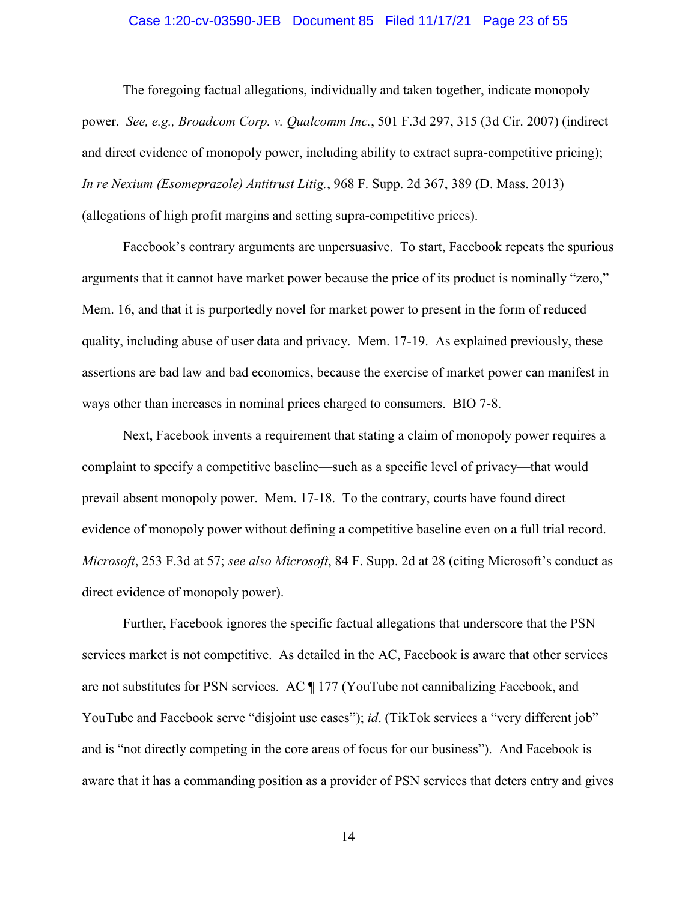The foregoing factual allegations, individually and taken together, indicate monopoly power. *See, e.g., Broadcom Corp. v. Qualcomm Inc.*, 501 F.3d 297, 315 (3d Cir. 2007) (indirect and direct evidence of monopoly power, including ability to extract supra-competitive pricing); *In re Nexium (Esomeprazole) Antitrust Litig.*, 968 F. Supp. 2d 367, 389 (D. Mass. 2013) (allegations of high profit margins and setting supra-competitive prices).

Facebook's contrary arguments are unpersuasive. To start, Facebook repeats the spurious arguments that it cannot have market power because the price of its product is nominally "zero," Mem. 16, and that it is purportedly novel for market power to present in the form of reduced quality, including abuse of user data and privacy. Mem. 17-19. As explained previously, these assertions are bad law and bad economics, because the exercise of market power can manifest in ways other than increases in nominal prices charged to consumers. BIO 7-8.

Next, Facebook invents a requirement that stating a claim of monopoly power requires a complaint to specify a competitive baseline—such as a specific level of privacy—that would prevail absent monopoly power. Mem. 17-18. To the contrary, courts have found direct evidence of monopoly power without defining a competitive baseline even on a full trial record. *Microsoft*, 253 F.3d at 57; *see also Microsoft*, 84 F. Supp. 2d at 28 (citing Microsoft's conduct as direct evidence of monopoly power).

Further, Facebook ignores the specific factual allegations that underscore that the PSN services market is not competitive. As detailed in the AC, Facebook is aware that other services are not substitutes for PSN services. AC ¶ 177 (YouTube not cannibalizing Facebook, and YouTube and Facebook serve "disjoint use cases"); *id*. (TikTok services a "very different job" and is "not directly competing in the core areas of focus for our business"). And Facebook is aware that it has a commanding position as a provider of PSN services that deters entry and gives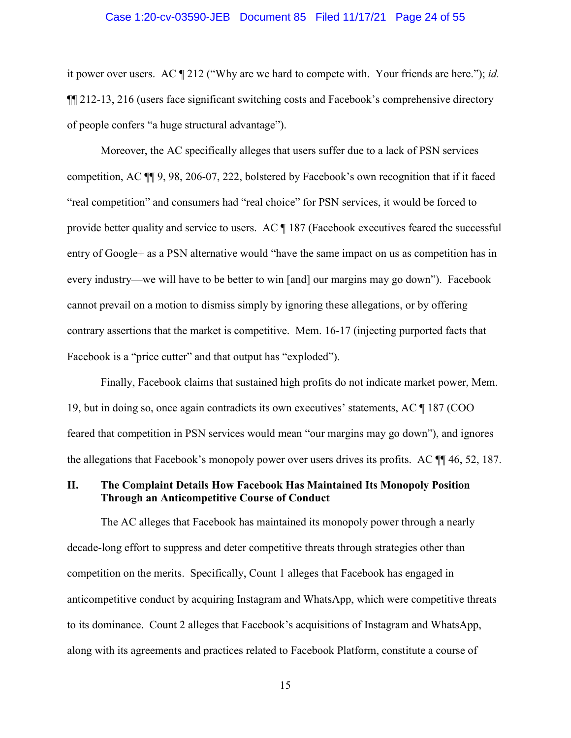it power over users. AC ¶ 212 ("Why are we hard to compete with. Your friends are here."); *id.* ¶¶ 212-13, 216 (users face significant switching costs and Facebook's comprehensive directory of people confers "a huge structural advantage").

Moreover, the AC specifically alleges that users suffer due to a lack of PSN services competition, AC ¶¶ 9, 98, 206-07, 222, bolstered by Facebook's own recognition that if it faced "real competition" and consumers had "real choice" for PSN services, it would be forced to provide better quality and service to users. AC ¶ 187 (Facebook executives feared the successful entry of Google+ as a PSN alternative would "have the same impact on us as competition has in every industry—we will have to be better to win [and] our margins may go down"). Facebook cannot prevail on a motion to dismiss simply by ignoring these allegations, or by offering contrary assertions that the market is competitive. Mem. 16-17 (injecting purported facts that Facebook is a "price cutter" and that output has "exploded").

Finally, Facebook claims that sustained high profits do not indicate market power, Mem. 19, but in doing so, once again contradicts its own executives' statements, AC ¶ 187 (COO feared that competition in PSN services would mean "our margins may go down"), and ignores the allegations that Facebook's monopoly power over users drives its profits. AC ¶¶ 46, 52, 187.

## II. The Complaint Details How Facebook Has Maintained Its Monopoly Position Through an Anticompetitive Course of Conduct

The AC alleges that Facebook has maintained its monopoly power through a nearly decade-long effort to suppress and deter competitive threats through strategies other than competition on the merits. Specifically, Count 1 alleges that Facebook has engaged in anticompetitive conduct by acquiring Instagram and WhatsApp, which were competitive threats to its dominance. Count 2 alleges that Facebook's acquisitions of Instagram and WhatsApp, along with its agreements and practices related to Facebook Platform, constitute a course of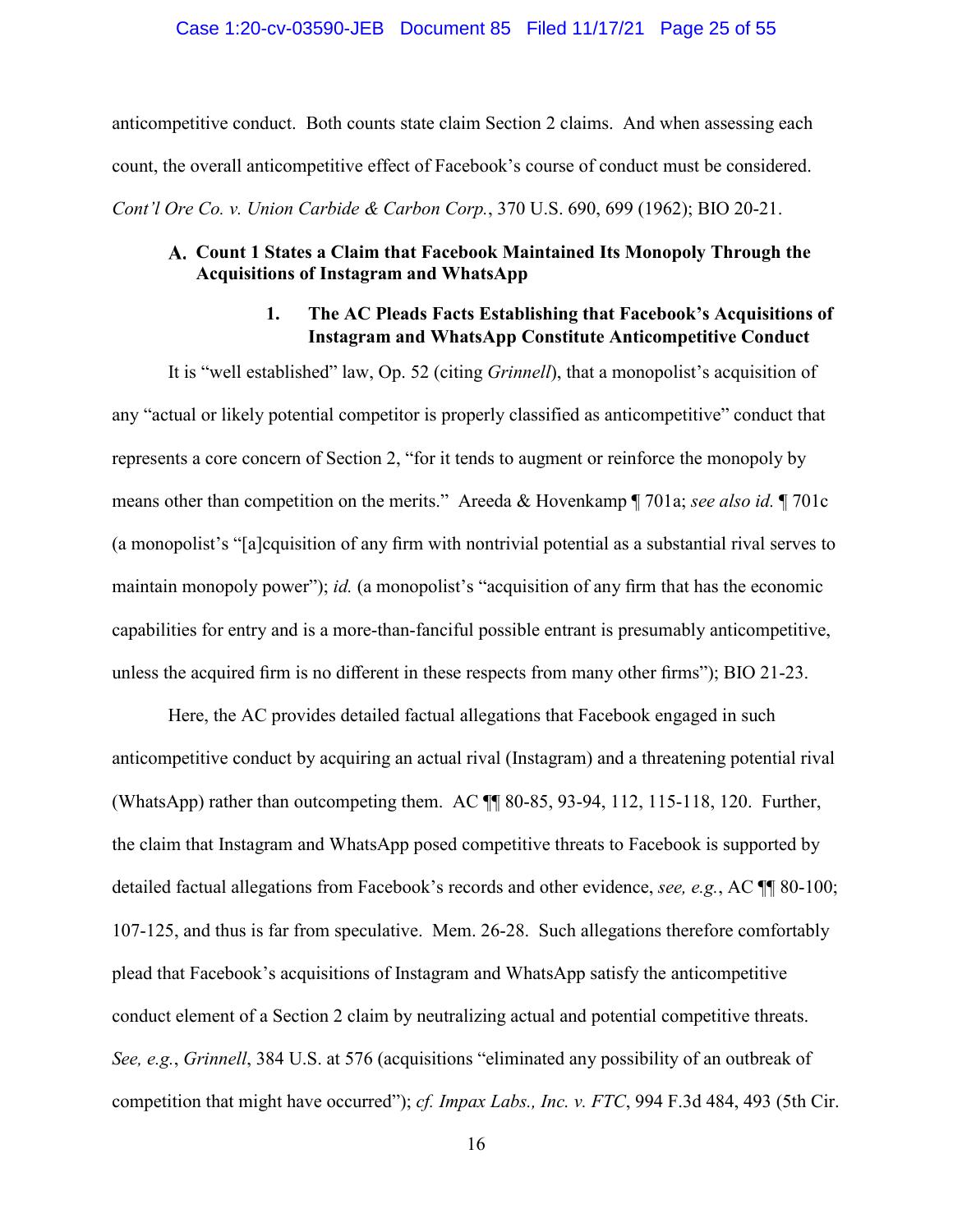anticompetitive conduct. Both counts state claim Section 2 claims. And when assessing each count, the overall anticompetitive effect of Facebook's course of conduct must be considered. *Cont'l Ore Co. v. Union Carbide & Carbon Corp.*, 370 U.S. 690, 699 (1962); BIO 20-21.

### A. Count 1 States a Claim that Facebook Maintained Its Monopoly Through the Acquisitions of Instagram and WhatsApp

#### 1. The AC Pleads Facts Establishing that Facebook's Acquisitions of Instagram and WhatsApp Constitute Anticompetitive Conduct

It is "well established" law, Op. 52 (citing *Grinnell*), that a monopolist's acquisition of any "actual or likely potential competitor is properly classified as anticompetitive" conduct that represents a core concern of Section 2, "for it tends to augment or reinforce the monopoly by means other than competition on the merits." Areeda & Hovenkamp ¶ 701a; *see also id.* ¶ 701c (a monopolist's "[a]cquisition of any firm with nontrivial potential as a substantial rival serves to maintain monopoly power"); *id.* (a monopolist's "acquisition of any firm that has the economic capabilities for entry and is a more-than-fanciful possible entrant is presumably anticompetitive, unless the acquired firm is no different in these respects from many other firms"); BIO 21-23.

Here, the AC provides detailed factual allegations that Facebook engaged in such anticompetitive conduct by acquiring an actual rival (Instagram) and a threatening potential rival (WhatsApp) rather than outcompeting them. AC ¶¶ 80-85, 93-94, 112, 115-118, 120. Further, the claim that Instagram and WhatsApp posed competitive threats to Facebook is supported by detailed factual allegations from Facebook's records and other evidence, *see, e.g.*, AC ¶¶ 80-100; 107-125, and thus is far from speculative. Mem. 26-28. Such allegations therefore comfortably plead that Facebook's acquisitions of Instagram and WhatsApp satisfy the anticompetitive conduct element of a Section 2 claim by neutralizing actual and potential competitive threats. *See, e.g.*, *Grinnell*, 384 U.S. at 576 (acquisitions "eliminated any possibility of an outbreak of competition that might have occurred"); *cf. Impax Labs., Inc. v. FTC*, 994 F.3d 484, 493 (5th Cir.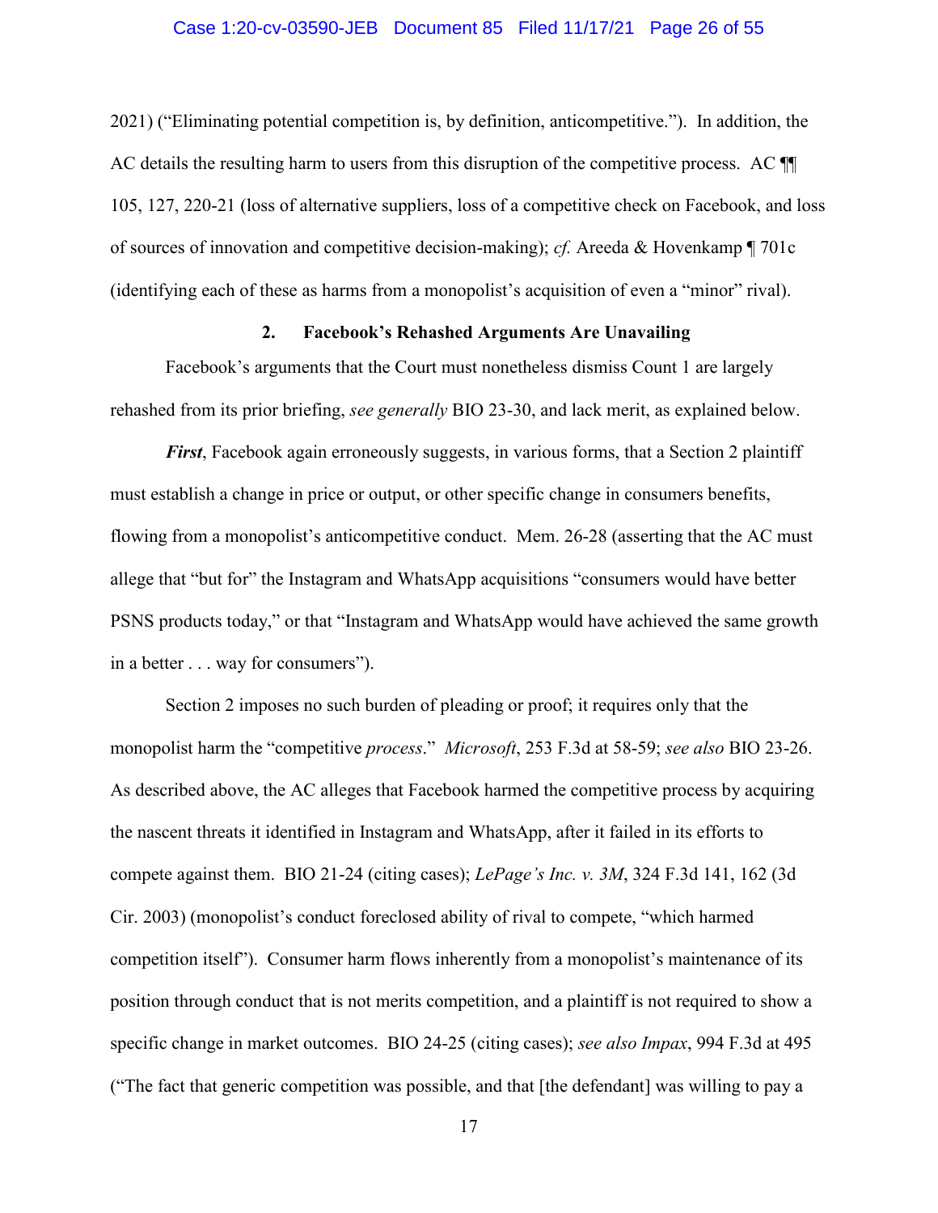2021) ("Eliminating potential competition is, by definition, anticompetitive."). In addition, the AC details the resulting harm to users from this disruption of the competitive process. AC ¶¶ 105, 127, 220-21 (loss of alternative suppliers, loss of a competitive check on Facebook, and loss of sources of innovation and competitive decision-making); *cf.* Areeda & Hovenkamp ¶ 701c (identifying each of these as harms from a monopolist's acquisition of even a "minor" rival).

**2. Facebook's Rehashed Arguments Are Unavailing**

Facebook's arguments that the Court must nonetheless dismiss Count 1 are largely rehashed from its prior briefing, *see generally* BIO 23-30, and lack merit, as explained below.

***First***, Facebook again erroneously suggests, in various forms, that a Section 2 plaintiff must establish a change in price or output, or other specific change in consumers benefits, flowing from a monopolist's anticompetitive conduct. Mem. 26-28 (asserting that the AC must allege that "but for" the Instagram and WhatsApp acquisitions "consumers would have better PSNS products today," or that "Instagram and WhatsApp would have achieved the same growth in a better . . . way for consumers").

Section 2 imposes no such burden of pleading or proof; it requires only that the monopolist harm the "competitive *process*." *Microsoft*, 253 F.3d at 58-59; *see also* BIO 23-26. As described above, the AC alleges that Facebook harmed the competitive process by acquiring the nascent threats it identified in Instagram and WhatsApp, after it failed in its efforts to compete against them. BIO 21-24 (citing cases); *LePage's Inc. v. 3M*, 324 F.3d 141, 162 (3d Cir. 2003) (monopolist's conduct foreclosed ability of rival to compete, "which harmed competition itself"). Consumer harm flows inherently from a monopolist's maintenance of its position through conduct that is not merits competition, and a plaintiff is not required to show a specific change in market outcomes. BIO 24-25 (citing cases); *see also Impax*, 994 F.3d at 495 ("The fact that generic competition was possible, and that [the defendant] was willing to pay a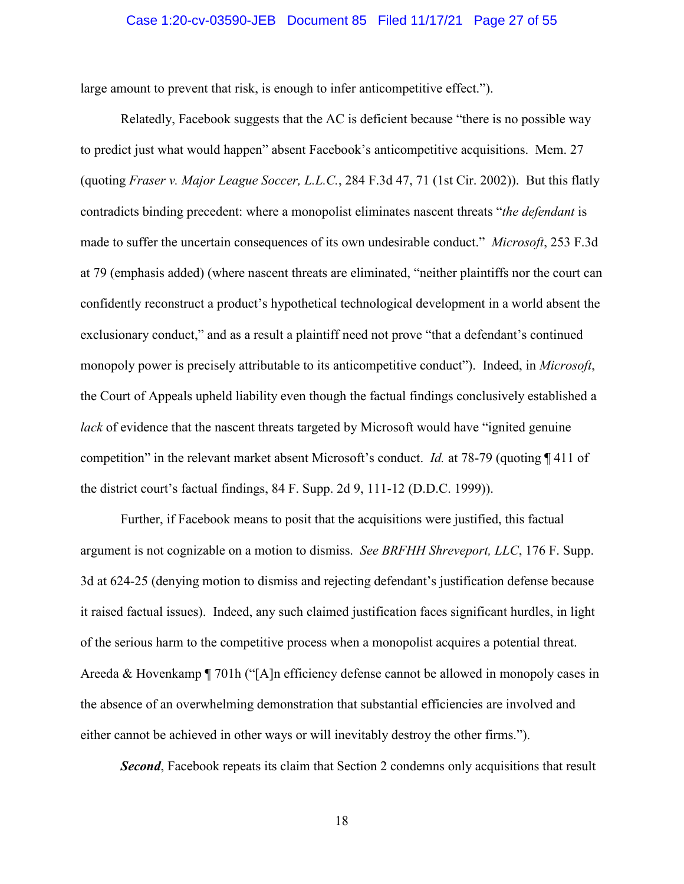large amount to prevent that risk, is enough to infer anticompetitive effect.").

Relatedly, Facebook suggests that the AC is deficient because "there is no possible way to predict just what would happen" absent Facebook's anticompetitive acquisitions. Mem. 27 (quoting *Fraser v. Major League Soccer, L.L.C.*, 284 F.3d 47, 71 (1st Cir. 2002)). But this flatly contradicts binding precedent: where a monopolist eliminates nascent threats "*the defendant* is made to suffer the uncertain consequences of its own undesirable conduct." *Microsoft*, 253 F.3d at 79 (emphasis added) (where nascent threats are eliminated, "neither plaintiffs nor the court can confidently reconstruct a product's hypothetical technological development in a world absent the exclusionary conduct," and as a result a plaintiff need not prove "that a defendant's continued monopoly power is precisely attributable to its anticompetitive conduct"). Indeed, in *Microsoft*, the Court of Appeals upheld liability even though the factual findings conclusively established a *lack* of evidence that the nascent threats targeted by Microsoft would have "ignited genuine competition" in the relevant market absent Microsoft's conduct. *Id.* at 78-79 (quoting ¶ 411 of the district court's factual findings, 84 F. Supp. 2d 9, 111-12 (D.D.C. 1999)).

Further, if Facebook means to posit that the acquisitions were justified, this factual argument is not cognizable on a motion to dismiss. *See BRFHH Shreveport, LLC*, 176 F. Supp. 3d at 624-25 (denying motion to dismiss and rejecting defendant's justification defense because it raised factual issues). Indeed, any such claimed justification faces significant hurdles, in light of the serious harm to the competitive process when a monopolist acquires a potential threat. Areeda & Hovenkamp ¶ 701h ("[A]n efficiency defense cannot be allowed in monopoly cases in the absence of an overwhelming demonstration that substantial efficiencies are involved and either cannot be achieved in other ways or will inevitably destroy the other firms.").

***Second***, Facebook repeats its claim that Section 2 condemns only acquisitions that result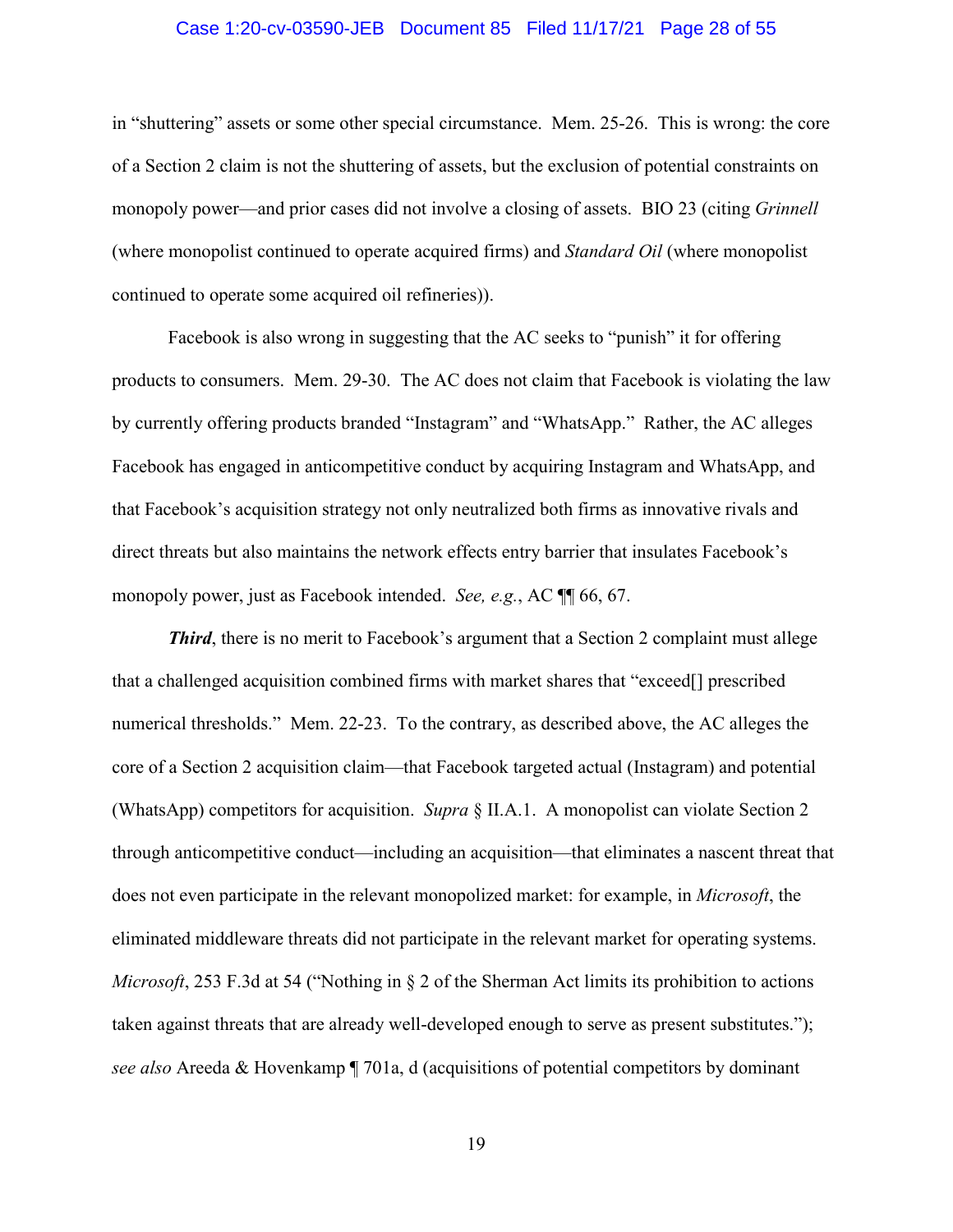in "shuttering" assets or some other special circumstance. Mem. 25-26. This is wrong: the core of a Section 2 claim is not the shuttering of assets, but the exclusion of potential constraints on monopoly power—and prior cases did not involve a closing of assets. BIO 23 (citing *Grinnell* (where monopolist continued to operate acquired firms) and *Standard Oil* (where monopolist continued to operate some acquired oil refineries)).

Facebook is also wrong in suggesting that the AC seeks to "punish" it for offering products to consumers. Mem. 29-30. The AC does not claim that Facebook is violating the law by currently offering products branded "Instagram" and "WhatsApp." Rather, the AC alleges Facebook has engaged in anticompetitive conduct by acquiring Instagram and WhatsApp, and that Facebook's acquisition strategy not only neutralized both firms as innovative rivals and direct threats but also maintains the network effects entry barrier that insulates Facebook's monopoly power, just as Facebook intended. *See, e.g.*, AC ¶¶ 66, 67.

***Third***, there is no merit to Facebook's argument that a Section 2 complaint must allege that a challenged acquisition combined firms with market shares that "exceed[] prescribed numerical thresholds." Mem. 22-23. To the contrary, as described above, the AC alleges the core of a Section 2 acquisition claim—that Facebook targeted actual (Instagram) and potential (WhatsApp) competitors for acquisition. *Supra* § II.A.1. A monopolist can violate Section 2 through anticompetitive conduct—including an acquisition—that eliminates a nascent threat that does not even participate in the relevant monopolized market: for example, in *Microsoft*, the eliminated middleware threats did not participate in the relevant market for operating systems. *Microsoft*, 253 F.3d at 54 ("Nothing in § 2 of the Sherman Act limits its prohibition to actions taken against threats that are already well-developed enough to serve as present substitutes."); *see also* Areeda & Hovenkamp ¶ 701a, d (acquisitions of potential competitors by dominant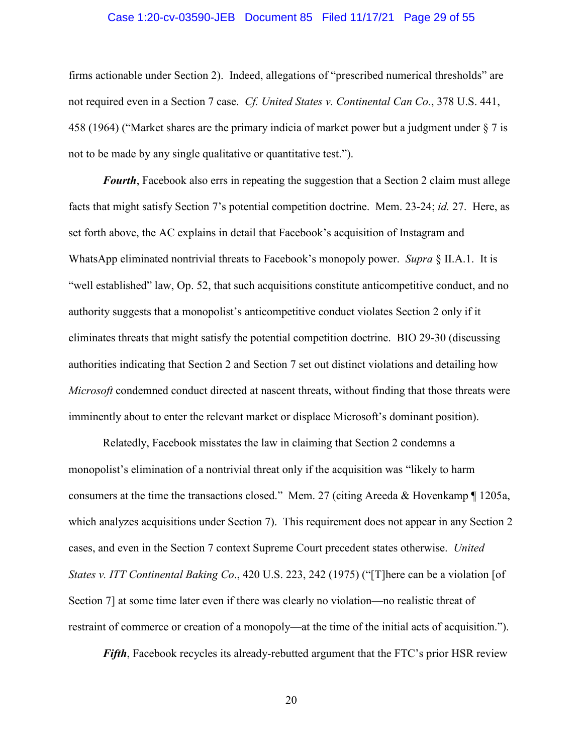firms actionable under Section 2). Indeed, allegations of "prescribed numerical thresholds" are not required even in a Section 7 case. *Cf. United States v. Continental Can Co.*, 378 U.S. 441, 458 (1964) ("Market shares are the primary indicia of market power but a judgment under § 7 is not to be made by any single qualitative or quantitative test.").

***Fourth***, Facebook also errs in repeating the suggestion that a Section 2 claim must allege facts that might satisfy Section 7's potential competition doctrine. Mem. 23-24; *id.* 27. Here, as set forth above, the AC explains in detail that Facebook's acquisition of Instagram and WhatsApp eliminated nontrivial threats to Facebook's monopoly power. *Supra* § II.A.1. It is "well established" law, Op. 52, that such acquisitions constitute anticompetitive conduct, and no authority suggests that a monopolist's anticompetitive conduct violates Section 2 only if it eliminates threats that might satisfy the potential competition doctrine. BIO 29-30 (discussing authorities indicating that Section 2 and Section 7 set out distinct violations and detailing how *Microsoft* condemned conduct directed at nascent threats, without finding that those threats were imminently about to enter the relevant market or displace Microsoft's dominant position).

Relatedly, Facebook misstates the law in claiming that Section 2 condemns a monopolist's elimination of a nontrivial threat only if the acquisition was "likely to harm consumers at the time the transactions closed." Mem. 27 (citing Areeda & Hovenkamp ¶ 1205a, which analyzes acquisitions under Section 7). This requirement does not appear in any Section 2 cases, and even in the Section 7 context Supreme Court precedent states otherwise. *United States v. ITT Continental Baking Co*., 420 U.S. 223, 242 (1975) ("[T]here can be a violation [of Section 7] at some time later even if there was clearly no violation—no realistic threat of restraint of commerce or creation of a monopoly—at the time of the initial acts of acquisition.").

***Fifth***, Facebook recycles its already-rebutted argument that the FTC's prior HSR review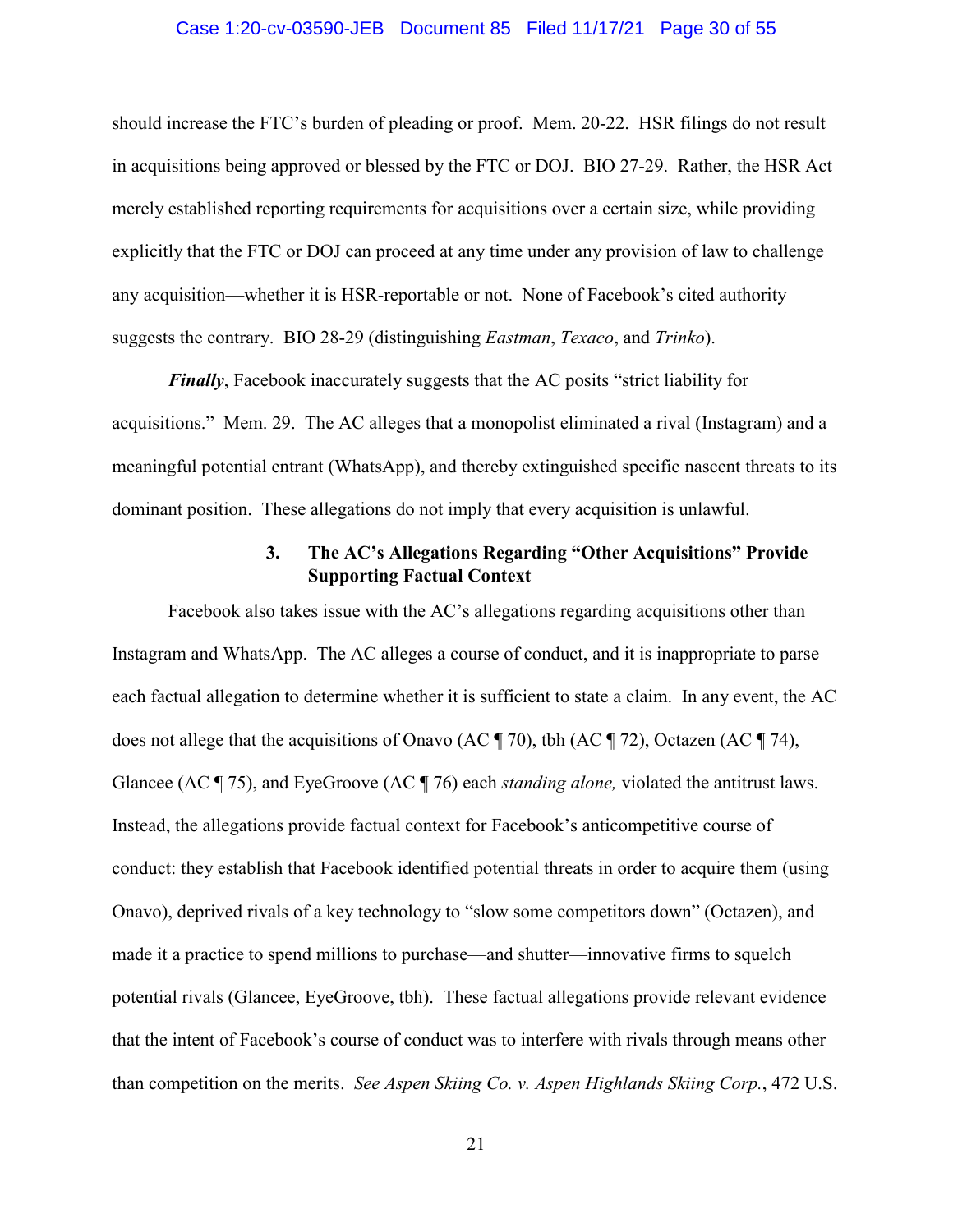should increase the FTC's burden of pleading or proof. Mem. 20-22. HSR filings do not result in acquisitions being approved or blessed by the FTC or DOJ. BIO 27-29. Rather, the HSR Act merely established reporting requirements for acquisitions over a certain size, while providing explicitly that the FTC or DOJ can proceed at any time under any provision of law to challenge any acquisition—whether it is HSR-reportable or not. None of Facebook's cited authority suggests the contrary. BIO 28-29 (distinguishing *Eastman*, *Texaco*, and *Trinko*).

***Finally***, Facebook inaccurately suggests that the AC posits "strict liability for acquisitions." Mem. 29. The AC alleges that a monopolist eliminated a rival (Instagram) and a meaningful potential entrant (WhatsApp), and thereby extinguished specific nascent threats to its dominant position. These allegations do not imply that every acquisition is unlawful.

### 3. The AC's Allegations Regarding "Other Acquisitions" Provide Supporting Factual Context

Facebook also takes issue with the AC's allegations regarding acquisitions other than Instagram and WhatsApp. The AC alleges a course of conduct, and it is inappropriate to parse each factual allegation to determine whether it is sufficient to state a claim. In any event, the AC does not allege that the acquisitions of Onavo (AC ¶ 70), tbh (AC ¶ 72), Octazen (AC ¶ 74), Glancee (AC ¶ 75), and EyeGroove (AC ¶ 76) each *standing alone,* violated the antitrust laws. Instead, the allegations provide factual context for Facebook's anticompetitive course of conduct: they establish that Facebook identified potential threats in order to acquire them (using Onavo), deprived rivals of a key technology to "slow some competitors down" (Octazen), and made it a practice to spend millions to purchase—and shutter—innovative firms to squelch potential rivals (Glancee, EyeGroove, tbh). These factual allegations provide relevant evidence that the intent of Facebook's course of conduct was to interfere with rivals through means other than competition on the merits. *See Aspen Skiing Co. v. Aspen Highlands Skiing Corp.*, 472 U.S.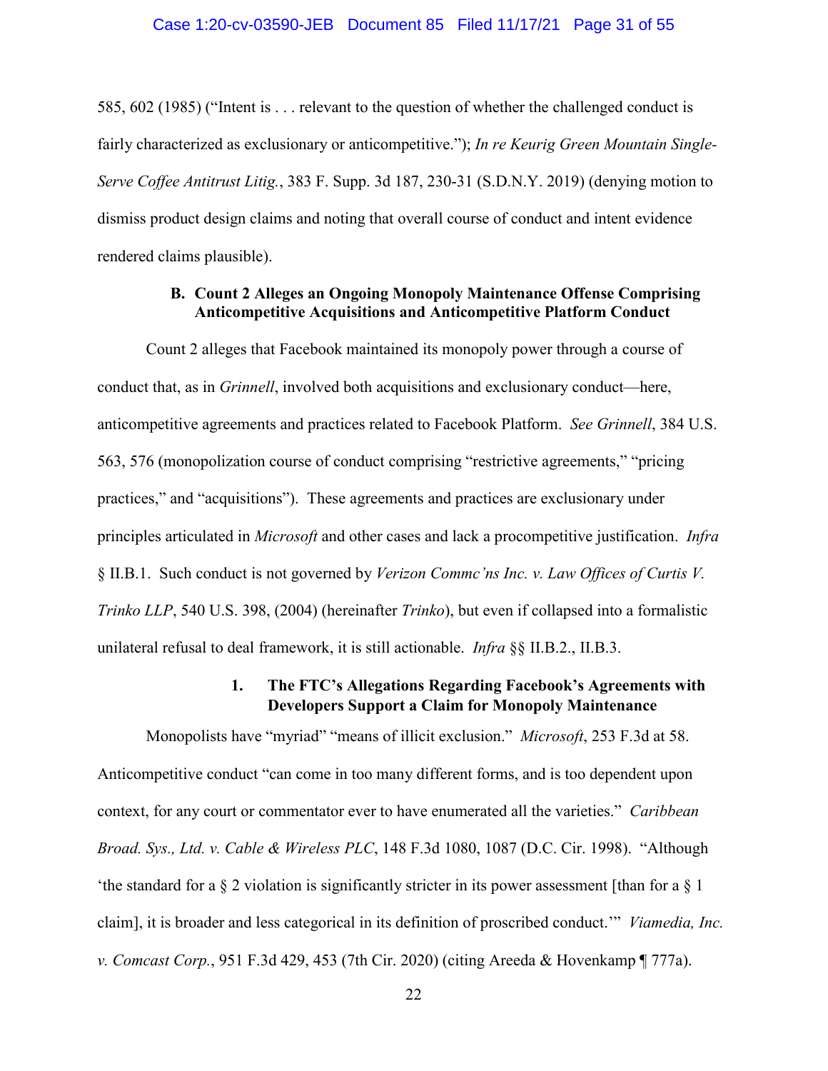585, 602 (1985) ("Intent is . . . relevant to the question of whether the challenged conduct is fairly characterized as exclusionary or anticompetitive."); *In re Keurig Green Mountain Single-Serve Coffee Antitrust Litig.*, 383 F. Supp. 3d 187, 230-31 (S.D.N.Y. 2019) (denying motion to dismiss product design claims and noting that overall course of conduct and intent evidence rendered claims plausible).

### B. Count 2 Alleges an Ongoing Monopoly Maintenance Offense Comprising Anticompetitive Acquisitions and Anticompetitive Platform Conduct

Count 2 alleges that Facebook maintained its monopoly power through a course of conduct that, as in *Grinnell*, involved both acquisitions and exclusionary conduct—here, anticompetitive agreements and practices related to Facebook Platform. *See Grinnell*, 384 U.S. 563, 576 (monopolization course of conduct comprising "restrictive agreements," "pricing practices," and "acquisitions"). These agreements and practices are exclusionary under principles articulated in *Microsoft* and other cases and lack a procompetitive justification. *Infra* § II.B.1. Such conduct is not governed by *Verizon Commc'ns Inc. v. Law Offices of Curtis V. Trinko LLP*, 540 U.S. 398, (2004) (hereinafter *Trinko*), but even if collapsed into a formalistic unilateral refusal to deal framework, it is still actionable. *Infra* §§ II.B.2., II.B.3.

#### 1. The FTC's Allegations Regarding Facebook's Agreements with Developers Support a Claim for Monopoly Maintenance

Monopolists have "myriad" "means of illicit exclusion." *Microsoft*, 253 F.3d at 58. Anticompetitive conduct "can come in too many different forms, and is too dependent upon context, for any court or commentator ever to have enumerated all the varieties." *Caribbean Broad. Sys., Ltd. v. Cable & Wireless PLC*, 148 F.3d 1080, 1087 (D.C. Cir. 1998). "Although 'the standard for a § 2 violation is significantly stricter in its power assessment [than for a § 1 claim], it is broader and less categorical in its definition of proscribed conduct.'" *Viamedia, Inc. v. Comcast Corp.*, 951 F.3d 429, 453 (7th Cir. 2020) (citing Areeda & Hovenkamp ¶ 777a).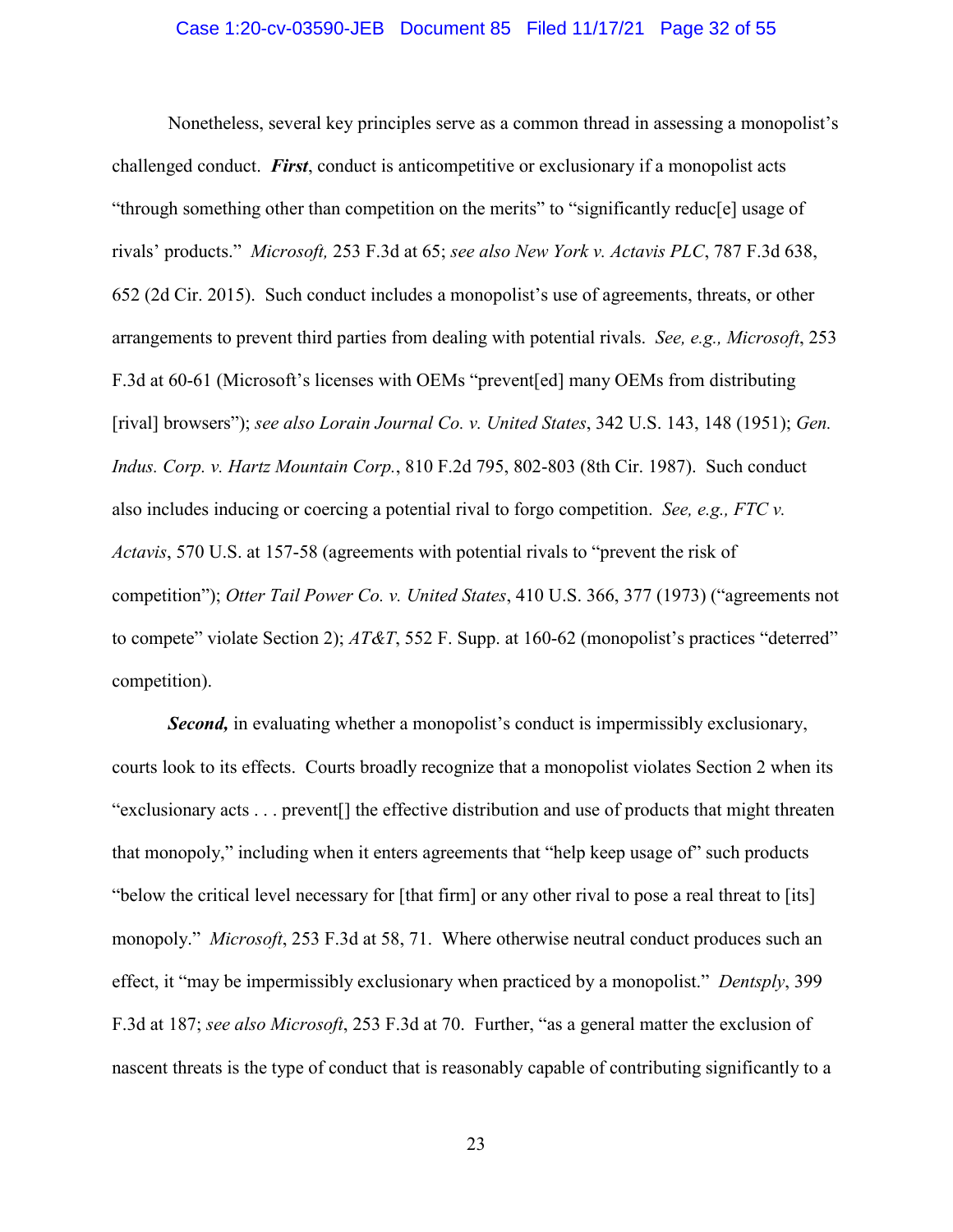Nonetheless, several key principles serve as a common thread in assessing a monopolist's challenged conduct. ***First***, conduct is anticompetitive or exclusionary if a monopolist acts "through something other than competition on the merits" to "significantly reduc[e] usage of rivals' products." *Microsoft,* 253 F.3d at 65; *see also New York v. Actavis PLC*, 787 F.3d 638, 652 (2d Cir. 2015). Such conduct includes a monopolist's use of agreements, threats, or other arrangements to prevent third parties from dealing with potential rivals. *See, e.g., Microsoft*, 253 F.3d at 60-61 (Microsoft's licenses with OEMs "prevent[ed] many OEMs from distributing [rival] browsers"); *see also Lorain Journal Co. v. United States*, 342 U.S. 143, 148 (1951); *Gen. Indus. Corp. v. Hartz Mountain Corp.*, 810 F.2d 795, 802-803 (8th Cir. 1987). Such conduct also includes inducing or coercing a potential rival to forgo competition. *See, e.g., FTC v. Actavis*, 570 U.S. at 157-58 (agreements with potential rivals to "prevent the risk of competition"); *Otter Tail Power Co. v. United States*, 410 U.S. 366, 377 (1973) ("agreements not to compete" violate Section 2); *AT&T*, 552 F. Supp. at 160-62 (monopolist's practices "deterred" competition).

***Second,*** in evaluating whether a monopolist's conduct is impermissibly exclusionary, courts look to its effects. Courts broadly recognize that a monopolist violates Section 2 when its "exclusionary acts . . . prevent[] the effective distribution and use of products that might threaten that monopoly," including when it enters agreements that "help keep usage of" such products "below the critical level necessary for [that firm] or any other rival to pose a real threat to [its] monopoly." *Microsoft*, 253 F.3d at 58, 71. Where otherwise neutral conduct produces such an effect, it "may be impermissibly exclusionary when practiced by a monopolist." *Dentsply*, 399 F.3d at 187; *see also Microsoft*, 253 F.3d at 70. Further, "as a general matter the exclusion of nascent threats is the type of conduct that is reasonably capable of contributing significantly to a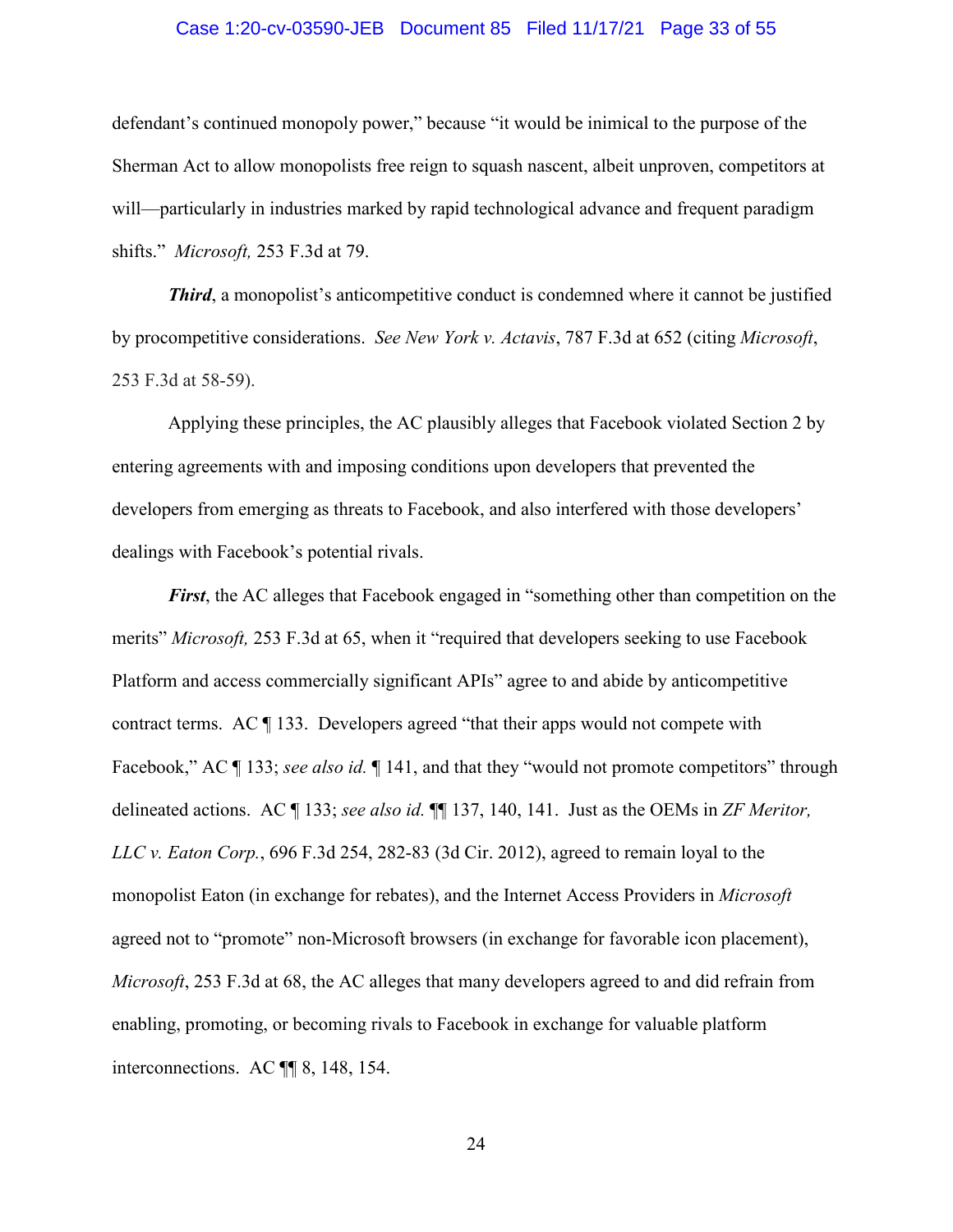defendant's continued monopoly power," because "it would be inimical to the purpose of the Sherman Act to allow monopolists free reign to squash nascent, albeit unproven, competitors at will—particularly in industries marked by rapid technological advance and frequent paradigm shifts." *Microsoft,* 253 F.3d at 79.

***Third***, a monopolist's anticompetitive conduct is condemned where it cannot be justified by procompetitive considerations. *See New York v. Actavis*, 787 F.3d at 652 (citing *Microsoft*, 253 F.3d at 58-59).

Applying these principles, the AC plausibly alleges that Facebook violated Section 2 by entering agreements with and imposing conditions upon developers that prevented the developers from emerging as threats to Facebook, and also interfered with those developers' dealings with Facebook's potential rivals.

***First***, the AC alleges that Facebook engaged in "something other than competition on the merits" *Microsoft,* 253 F.3d at 65, when it "required that developers seeking to use Facebook Platform and access commercially significant APIs" agree to and abide by anticompetitive contract terms. AC ¶ 133. Developers agreed "that their apps would not compete with Facebook," AC ¶ 133; *see also id.* ¶ 141, and that they "would not promote competitors" through delineated actions. AC ¶ 133; *see also id.* ¶¶ 137, 140, 141. Just as the OEMs in *ZF Meritor, LLC v. Eaton Corp.*, 696 F.3d 254, 282-83 (3d Cir. 2012), agreed to remain loyal to the monopolist Eaton (in exchange for rebates), and the Internet Access Providers in *Microsoft* agreed not to "promote" non-Microsoft browsers (in exchange for favorable icon placement), *Microsoft*, 253 F.3d at 68, the AC alleges that many developers agreed to and did refrain from enabling, promoting, or becoming rivals to Facebook in exchange for valuable platform interconnections. AC ¶¶ 8, 148, 154.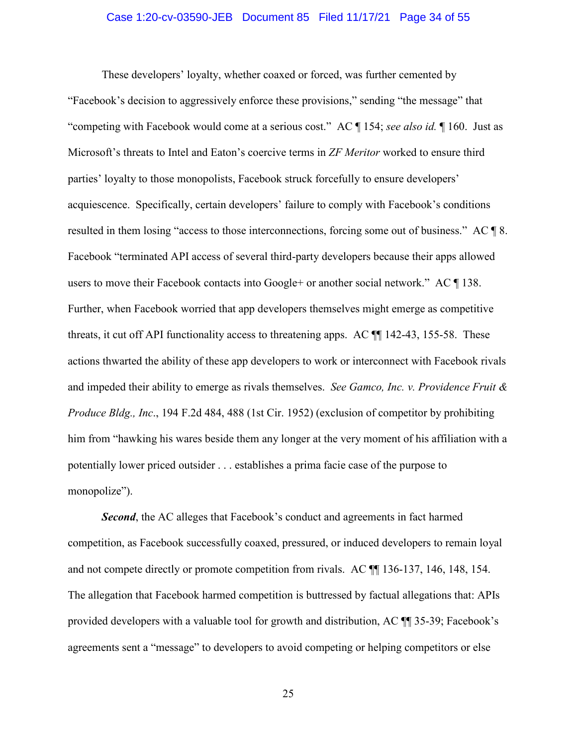These developers' loyalty, whether coaxed or forced, was further cemented by "Facebook's decision to aggressively enforce these provisions," sending "the message" that "competing with Facebook would come at a serious cost." AC ¶ 154; *see also id.* ¶ 160. Just as Microsoft's threats to Intel and Eaton's coercive terms in *ZF Meritor* worked to ensure third parties' loyalty to those monopolists, Facebook struck forcefully to ensure developers' acquiescence. Specifically, certain developers' failure to comply with Facebook's conditions resulted in them losing "access to those interconnections, forcing some out of business." AC ¶ 8. Facebook "terminated API access of several third-party developers because their apps allowed users to move their Facebook contacts into Google+ or another social network." AC ¶ 138. Further, when Facebook worried that app developers themselves might emerge as competitive threats, it cut off API functionality access to threatening apps. AC ¶¶ 142-43, 155-58. These actions thwarted the ability of these app developers to work or interconnect with Facebook rivals and impeded their ability to emerge as rivals themselves. *See Gamco, Inc. v. Providence Fruit & Produce Bldg., Inc*., 194 F.2d 484, 488 (1st Cir. 1952) (exclusion of competitor by prohibiting him from "hawking his wares beside them any longer at the very moment of his affiliation with a potentially lower priced outsider . . . establishes a prima facie case of the purpose to monopolize").

***Second***, the AC alleges that Facebook's conduct and agreements in fact harmed competition, as Facebook successfully coaxed, pressured, or induced developers to remain loyal and not compete directly or promote competition from rivals. AC ¶¶ 136-137, 146, 148, 154. The allegation that Facebook harmed competition is buttressed by factual allegations that: APIs provided developers with a valuable tool for growth and distribution, AC ¶¶ 35-39; Facebook's agreements sent a "message" to developers to avoid competing or helping competitors or else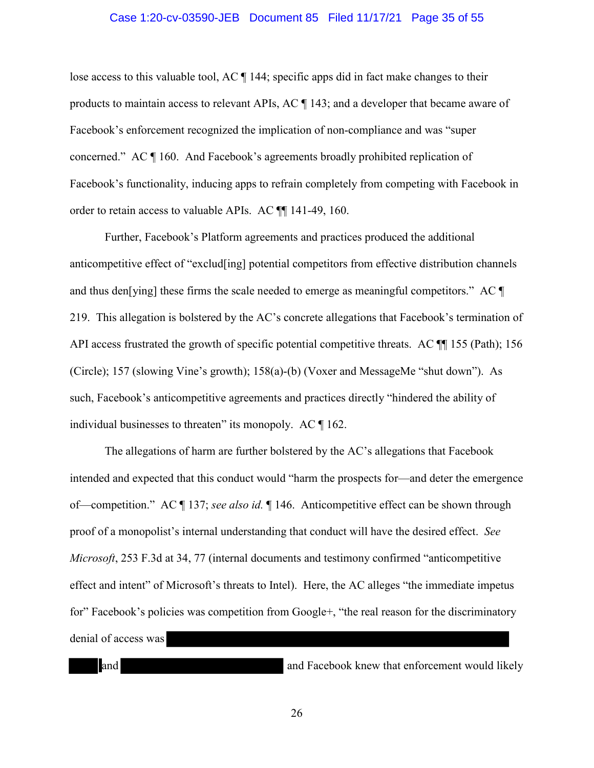lose access to this valuable tool, AC ¶ 144; specific apps did in fact make changes to their products to maintain access to relevant APIs, AC ¶ 143; and a developer that became aware of Facebook's enforcement recognized the implication of non-compliance and was "super concerned." AC ¶ 160. And Facebook's agreements broadly prohibited replication of Facebook's functionality, inducing apps to refrain completely from competing with Facebook in order to retain access to valuable APIs. AC ¶¶ 141-49, 160.

Further, Facebook's Platform agreements and practices produced the additional anticompetitive effect of "exclud[ing] potential competitors from effective distribution channels and thus den[ying] these firms the scale needed to emerge as meaningful competitors." AC ¶ 219. This allegation is bolstered by the AC's concrete allegations that Facebook's termination of API access frustrated the growth of specific potential competitive threats. AC ¶¶ 155 (Path); 156 (Circle); 157 (slowing Vine's growth); 158(a)-(b) (Voxer and MessageMe "shut down"). As such, Facebook's anticompetitive agreements and practices directly "hindered the ability of individual businesses to threaten" its monopoly. AC ¶ 162.

The allegations of harm are further bolstered by the AC's allegations that Facebook intended and expected that this conduct would "harm the prospects for—and deter the emergence of—competition." AC ¶ 137; *see also id.* ¶ 146. Anticompetitive effect can be shown through proof of a monopolist's internal understanding that conduct will have the desired effect. *See Microsoft*, 253 F.3d at 34, 77 (internal documents and testimony confirmed "anticompetitive effect and intent" of Microsoft's threats to Intel). Here, the AC alleges "the immediate impetus for" Facebook's policies was competition from Google+, "the real reason for the discriminatory denial of access was [REDACTED] and [REDACTED] and Facebook knew that enforcement would likely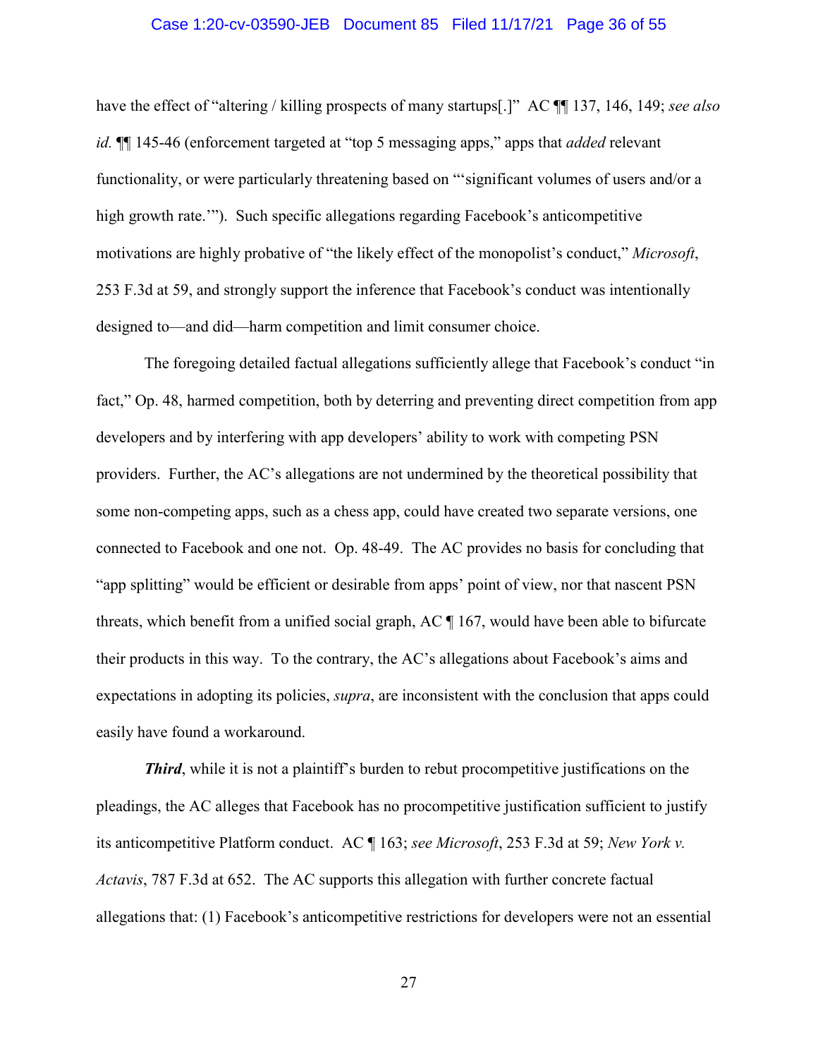have the effect of "altering / killing prospects of many startups[.]" AC ¶¶ 137, 146, 149; *see also id.* ¶¶ 145-46 (enforcement targeted at "top 5 messaging apps," apps that *added* relevant functionality, or were particularly threatening based on "'significant volumes of users and/or a high growth rate.'"). Such specific allegations regarding Facebook's anticompetitive motivations are highly probative of "the likely effect of the monopolist's conduct," *Microsoft*, 253 F.3d at 59, and strongly support the inference that Facebook's conduct was intentionally designed to—and did—harm competition and limit consumer choice.

The foregoing detailed factual allegations sufficiently allege that Facebook's conduct "in fact," Op. 48, harmed competition, both by deterring and preventing direct competition from app developers and by interfering with app developers' ability to work with competing PSN providers. Further, the AC's allegations are not undermined by the theoretical possibility that some non-competing apps, such as a chess app, could have created two separate versions, one connected to Facebook and one not. Op. 48-49. The AC provides no basis for concluding that "app splitting" would be efficient or desirable from apps' point of view, nor that nascent PSN threats, which benefit from a unified social graph, AC ¶ 167, would have been able to bifurcate their products in this way. To the contrary, the AC's allegations about Facebook's aims and expectations in adopting its policies, *supra*, are inconsistent with the conclusion that apps could easily have found a workaround.

***Third***, while it is not a plaintiff's burden to rebut procompetitive justifications on the pleadings, the AC alleges that Facebook has no procompetitive justification sufficient to justify its anticompetitive Platform conduct. AC ¶ 163; *see Microsoft*, 253 F.3d at 59; *New York v. Actavis*, 787 F.3d at 652. The AC supports this allegation with further concrete factual allegations that: (1) Facebook's anticompetitive restrictions for developers were not an essential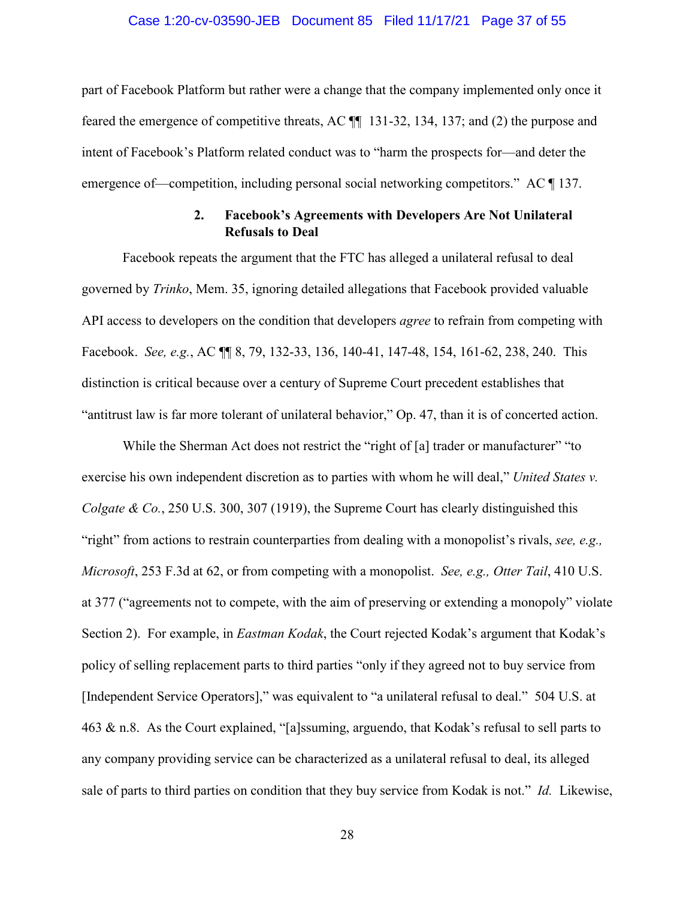part of Facebook Platform but rather were a change that the company implemented only once it feared the emergence of competitive threats, AC ¶¶ 131-32, 134, 137; and (2) the purpose and intent of Facebook's Platform related conduct was to "harm the prospects for—and deter the emergence of—competition, including personal social networking competitors." AC ¶ 137.

### 2. Facebook's Agreements with Developers Are Not Unilateral Refusals to Deal

Facebook repeats the argument that the FTC has alleged a unilateral refusal to deal governed by *Trinko*, Mem. 35, ignoring detailed allegations that Facebook provided valuable API access to developers on the condition that developers *agree* to refrain from competing with Facebook. *See, e.g.*, AC ¶¶ 8, 79, 132-33, 136, 140-41, 147-48, 154, 161-62, 238, 240. This distinction is critical because over a century of Supreme Court precedent establishes that "antitrust law is far more tolerant of unilateral behavior," Op. 47, than it is of concerted action.

While the Sherman Act does not restrict the "right of [a] trader or manufacturer" "to exercise his own independent discretion as to parties with whom he will deal," *United States v. Colgate & Co.*, 250 U.S. 300, 307 (1919), the Supreme Court has clearly distinguished this "right" from actions to restrain counterparties from dealing with a monopolist's rivals, *see, e.g., Microsoft*, 253 F.3d at 62, or from competing with a monopolist. *See, e.g., Otter Tail*, 410 U.S. at 377 ("agreements not to compete, with the aim of preserving or extending a monopoly" violate Section 2). For example, in *Eastman Kodak*, the Court rejected Kodak's argument that Kodak's policy of selling replacement parts to third parties "only if they agreed not to buy service from [Independent Service Operators]," was equivalent to "a unilateral refusal to deal." 504 U.S. at 463 & n.8. As the Court explained, "[a]ssuming, arguendo, that Kodak's refusal to sell parts to any company providing service can be characterized as a unilateral refusal to deal, its alleged sale of parts to third parties on condition that they buy service from Kodak is not." *Id.* Likewise,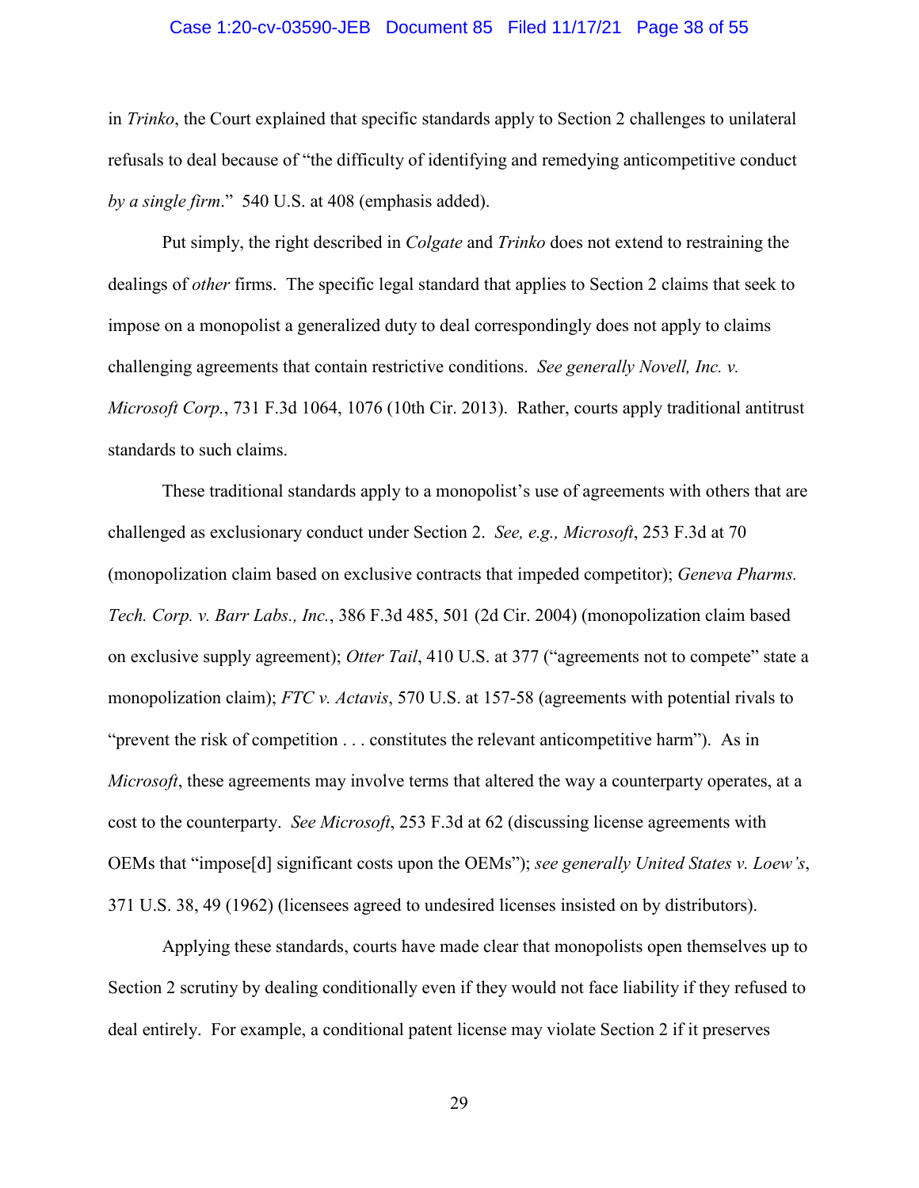in *Trinko*, the Court explained that specific standards apply to Section 2 challenges to unilateral refusals to deal because of "the difficulty of identifying and remedying anticompetitive conduct *by a single firm*." 540 U.S. at 408 (emphasis added).

Put simply, the right described in *Colgate* and *Trinko* does not extend to restraining the dealings of *other* firms. The specific legal standard that applies to Section 2 claims that seek to impose on a monopolist a generalized duty to deal correspondingly does not apply to claims challenging agreements that contain restrictive conditions. *See generally Novell, Inc. v. Microsoft Corp.*, 731 F.3d 1064, 1076 (10th Cir. 2013). Rather, courts apply traditional antitrust standards to such claims.

These traditional standards apply to a monopolist's use of agreements with others that are challenged as exclusionary conduct under Section 2. *See, e.g., Microsoft*, 253 F.3d at 70 (monopolization claim based on exclusive contracts that impeded competitor); *Geneva Pharms. Tech. Corp. v. Barr Labs., Inc.*, 386 F.3d 485, 501 (2d Cir. 2004) (monopolization claim based on exclusive supply agreement); *Otter Tail*, 410 U.S. at 377 ("agreements not to compete" state a monopolization claim); *FTC v. Actavis*, 570 U.S. at 157-58 (agreements with potential rivals to "prevent the risk of competition . . . constitutes the relevant anticompetitive harm"). As in *Microsoft*, these agreements may involve terms that altered the way a counterparty operates, at a cost to the counterparty. *See Microsoft*, 253 F.3d at 62 (discussing license agreements with OEMs that "impose[d] significant costs upon the OEMs"); *see generally United States v. Loew's*, 371 U.S. 38, 49 (1962) (licensees agreed to undesired licenses insisted on by distributors).

Applying these standards, courts have made clear that monopolists open themselves up to Section 2 scrutiny by dealing conditionally even if they would not face liability if they refused to deal entirely. For example, a conditional patent license may violate Section 2 if it preserves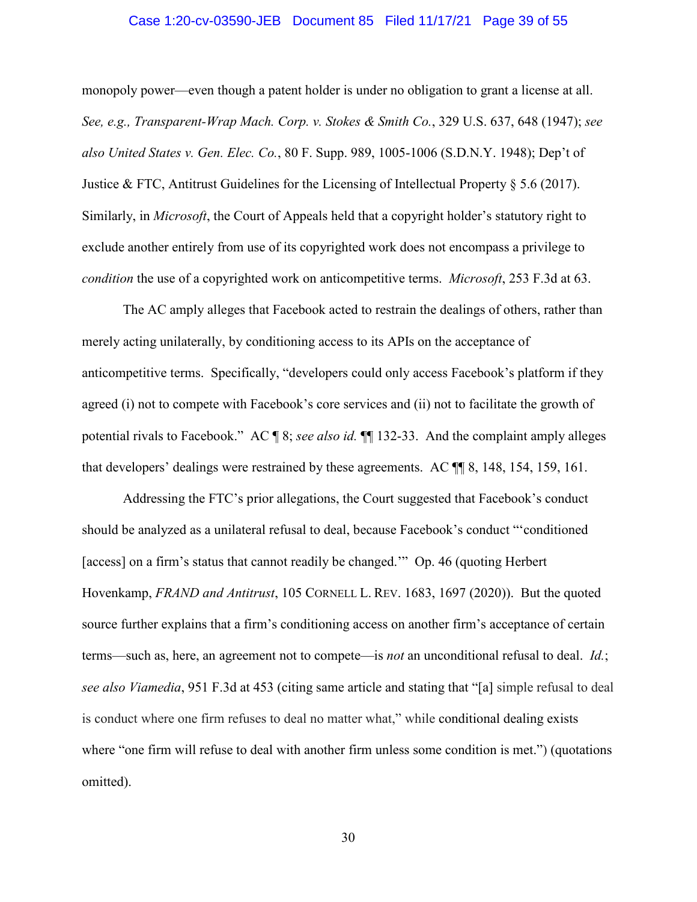monopoly power—even though a patent holder is under no obligation to grant a license at all. *See, e.g., Transparent-Wrap Mach. Corp. v. Stokes & Smith Co.*, 329 U.S. 637, 648 (1947); *see also United States v. Gen. Elec. Co.*, 80 F. Supp. 989, 1005-1006 (S.D.N.Y. 1948); Dep't of Justice & FTC, Antitrust Guidelines for the Licensing of Intellectual Property § 5.6 (2017). Similarly, in *Microsoft*, the Court of Appeals held that a copyright holder's statutory right to exclude another entirely from use of its copyrighted work does not encompass a privilege to *condition* the use of a copyrighted work on anticompetitive terms. *Microsoft*, 253 F.3d at 63.

The AC amply alleges that Facebook acted to restrain the dealings of others, rather than merely acting unilaterally, by conditioning access to its APIs on the acceptance of anticompetitive terms. Specifically, "developers could only access Facebook's platform if they agreed (i) not to compete with Facebook's core services and (ii) not to facilitate the growth of potential rivals to Facebook." AC ¶ 8; *see also id.* ¶¶ 132-33. And the complaint amply alleges that developers' dealings were restrained by these agreements. AC ¶¶ 8, 148, 154, 159, 161.

Addressing the FTC's prior allegations, the Court suggested that Facebook's conduct should be analyzed as a unilateral refusal to deal, because Facebook's conduct "'conditioned [access] on a firm's status that cannot readily be changed.'" Op. 46 (quoting Herbert Hovenkamp, *FRAND and Antitrust*, 105 CORNELL L. REV. 1683, 1697 (2020)). But the quoted source further explains that a firm's conditioning access on another firm's acceptance of certain terms—such as, here, an agreement not to compete—is *not* an unconditional refusal to deal. *Id.*; *see also Viamedia*, 951 F.3d at 453 (citing same article and stating that "[a] simple refusal to deal is conduct where one firm refuses to deal no matter what," while conditional dealing exists where "one firm will refuse to deal with another firm unless some condition is met.") (quotations omitted).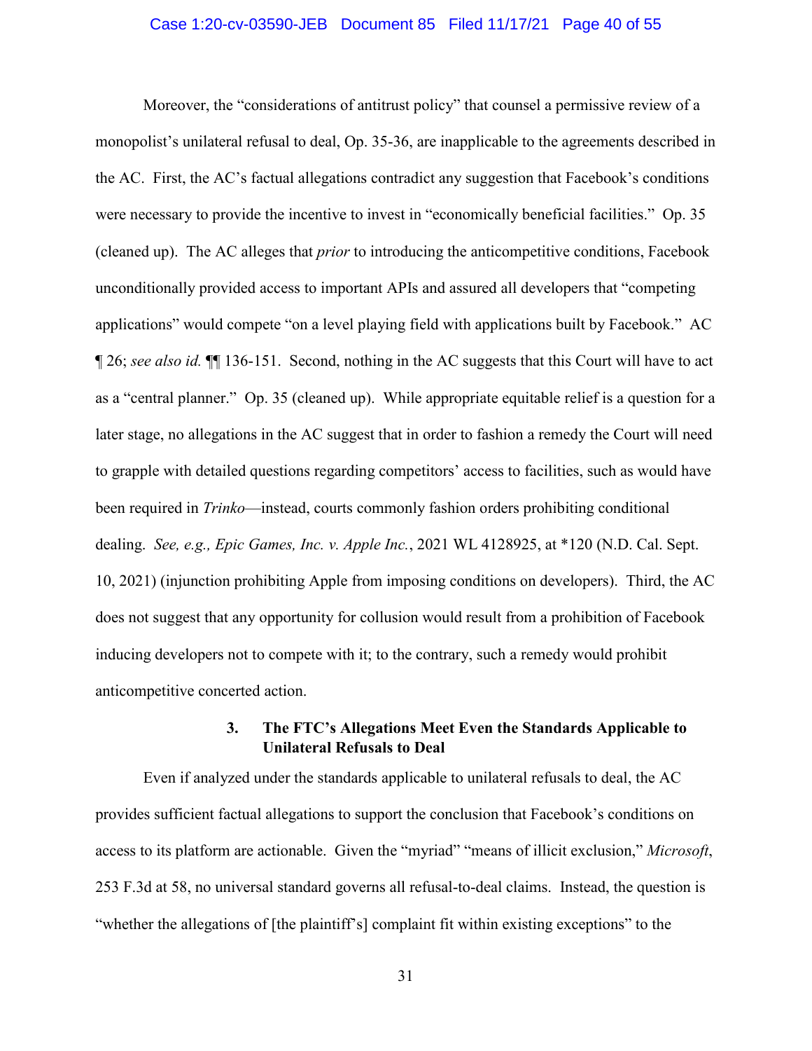Moreover, the "considerations of antitrust policy" that counsel a permissive review of a monopolist's unilateral refusal to deal, Op. 35-36, are inapplicable to the agreements described in the AC. First, the AC's factual allegations contradict any suggestion that Facebook's conditions were necessary to provide the incentive to invest in "economically beneficial facilities." Op. 35 (cleaned up). The AC alleges that *prior* to introducing the anticompetitive conditions, Facebook unconditionally provided access to important APIs and assured all developers that "competing applications" would compete "on a level playing field with applications built by Facebook." AC ¶ 26; *see also id.* ¶¶ 136-151. Second, nothing in the AC suggests that this Court will have to act as a "central planner." Op. 35 (cleaned up). While appropriate equitable relief is a question for a later stage, no allegations in the AC suggest that in order to fashion a remedy the Court will need to grapple with detailed questions regarding competitors' access to facilities, such as would have been required in *Trinko*—instead, courts commonly fashion orders prohibiting conditional dealing. *See, e.g., Epic Games, Inc. v. Apple Inc.*, 2021 WL 4128925, at *120 (N.D. Cal. Sept. 10, 2021) (injunction prohibiting Apple from imposing conditions on developers). Third, the AC does not suggest that any opportunity for collusion would result from a prohibition of Facebook inducing developers not to compete with it; to the contrary, such a remedy would prohibit anticompetitive concerted action.

### 3. The FTC's Allegations Meet Even the Standards Applicable to Unilateral Refusals to Deal

Even if analyzed under the standards applicable to unilateral refusals to deal, the AC provides sufficient factual allegations to support the conclusion that Facebook's conditions on access to its platform are actionable. Given the "myriad" "means of illicit exclusion," *Microsoft*, 253 F.3d at 58, no universal standard governs all refusal-to-deal claims. Instead, the question is "whether the allegations of [the plaintiff's] complaint fit within existing exceptions" to the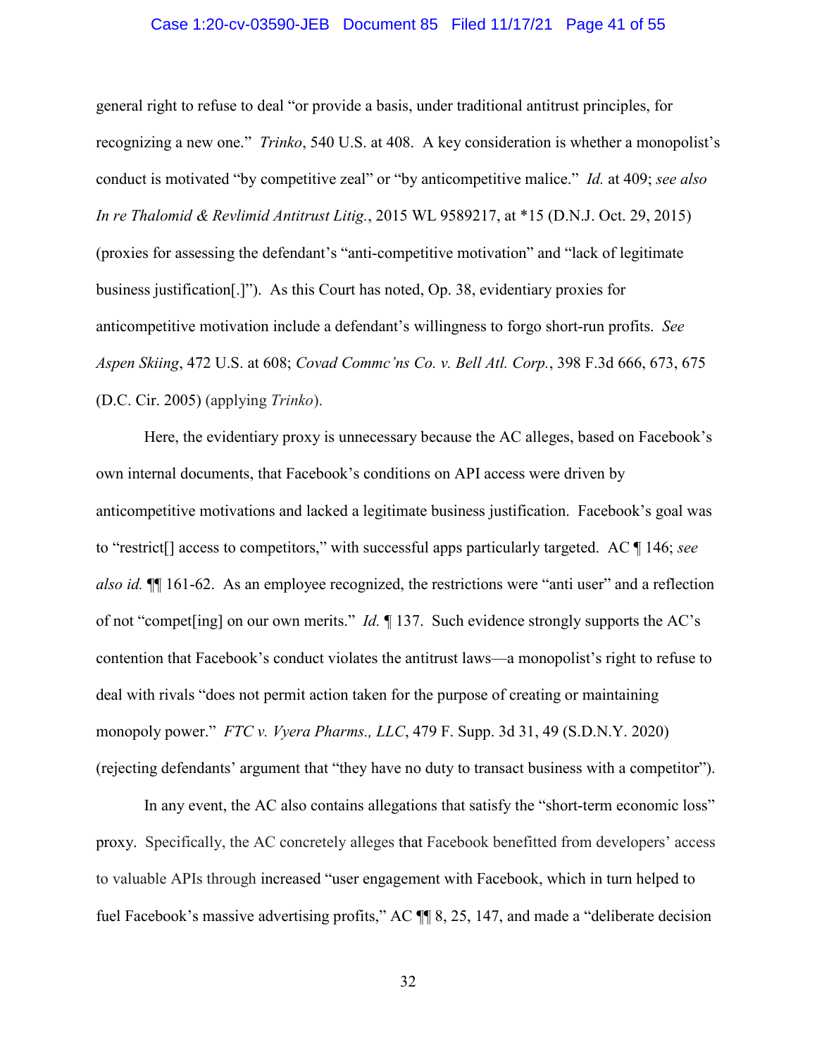general right to refuse to deal "or provide a basis, under traditional antitrust principles, for recognizing a new one." *Trinko*, 540 U.S. at 408. A key consideration is whether a monopolist's conduct is motivated "by competitive zeal" or "by anticompetitive malice." *Id.* at 409; *see also In re Thalomid & Revlimid Antitrust Litig.*, 2015 WL 9589217, at *15 (D.N.J. Oct. 29, 2015) (proxies for assessing the defendant's "anti-competitive motivation" and "lack of legitimate business justification[.]"). As this Court has noted, Op. 38, evidentiary proxies for anticompetitive motivation include a defendant's willingness to forgo short-run profits. *See Aspen Skiing*, 472 U.S. at 608; *Covad Commc'ns Co. v. Bell Atl. Corp.*, 398 F.3d 666, 673, 675 (D.C. Cir. 2005) (applying *Trinko*).

Here, the evidentiary proxy is unnecessary because the AC alleges, based on Facebook's own internal documents, that Facebook's conditions on API access were driven by anticompetitive motivations and lacked a legitimate business justification. Facebook's goal was to "restrict[] access to competitors," with successful apps particularly targeted. AC ¶ 146; *see also id.* ¶¶ 161-62. As an employee recognized, the restrictions were "anti user" and a reflection of not "compet[ing] on our own merits." *Id.* ¶ 137. Such evidence strongly supports the AC's contention that Facebook's conduct violates the antitrust laws—a monopolist's right to refuse to deal with rivals "does not permit action taken for the purpose of creating or maintaining monopoly power." *FTC v. Vyera Pharms., LLC*, 479 F. Supp. 3d 31, 49 (S.D.N.Y. 2020) (rejecting defendants' argument that "they have no duty to transact business with a competitor").

In any event, the AC also contains allegations that satisfy the "short-term economic loss" proxy. Specifically, the AC concretely alleges that Facebook benefitted from developers' access to valuable APIs through increased "user engagement with Facebook, which in turn helped to fuel Facebook's massive advertising profits," AC ¶¶ 8, 25, 147, and made a "deliberate decision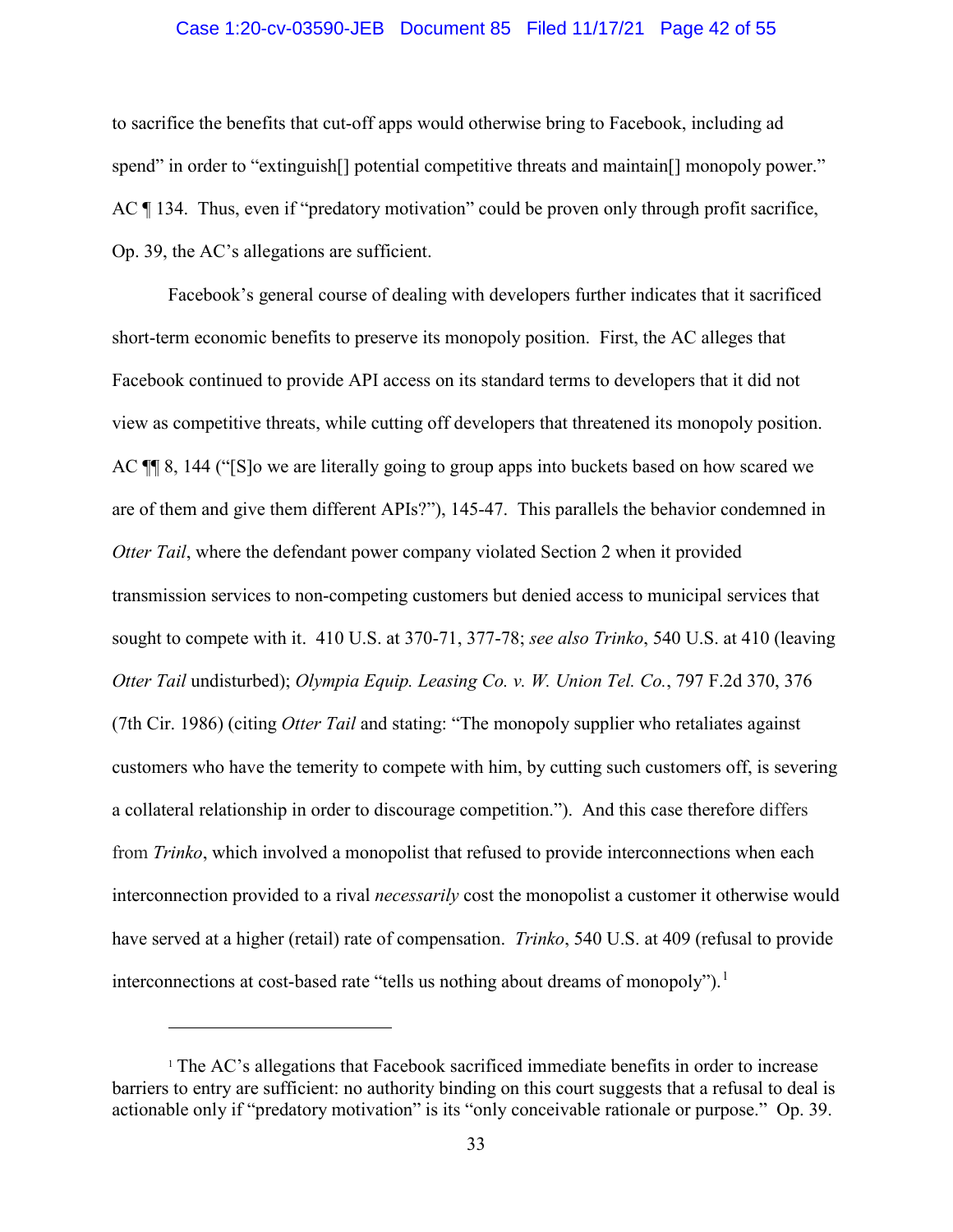to sacrifice the benefits that cut-off apps would otherwise bring to Facebook, including ad spend" in order to "extinguish[] potential competitive threats and maintain[] monopoly power." AC ¶ 134. Thus, even if "predatory motivation" could be proven only through profit sacrifice, Op. 39, the AC's allegations are sufficient.

Facebook's general course of dealing with developers further indicates that it sacrificed short-term economic benefits to preserve its monopoly position. First, the AC alleges that Facebook continued to provide API access on its standard terms to developers that it did not view as competitive threats, while cutting off developers that threatened its monopoly position. AC ¶¶ 8, 144 ("[S]o we are literally going to group apps into buckets based on how scared we are of them and give them different APIs?"), 145-47. This parallels the behavior condemned in *Otter Tail*, where the defendant power company violated Section 2 when it provided transmission services to non-competing customers but denied access to municipal services that sought to compete with it. 410 U.S. at 370-71, 377-78; *see also Trinko*, 540 U.S. at 410 (leaving *Otter Tail* undisturbed); *Olympia Equip. Leasing Co. v. W. Union Tel. Co.*, 797 F.2d 370, 376 (7th Cir. 1986) (citing *Otter Tail* and stating: "The monopoly supplier who retaliates against customers who have the temerity to compete with him, by cutting such customers off, is severing a collateral relationship in order to discourage competition."). And this case therefore differs from *Trinko*, which involved a monopolist that refused to provide interconnections when each interconnection provided to a rival *necessarily* cost the monopolist a customer it otherwise would have served at a higher (retail) rate of compensation. *Trinko*, 540 U.S. at 409 (refusal to provide interconnections at cost-based rate "tells us nothing about dreams of monopoly").[1]

---

[1] The AC's allegations that Facebook sacrificed immediate benefits in order to increase barriers to entry are sufficient: no authority binding on this court suggests that a refusal to deal is actionable only if "predatory motivation" is its "only conceivable rationale or purpose." Op. 39.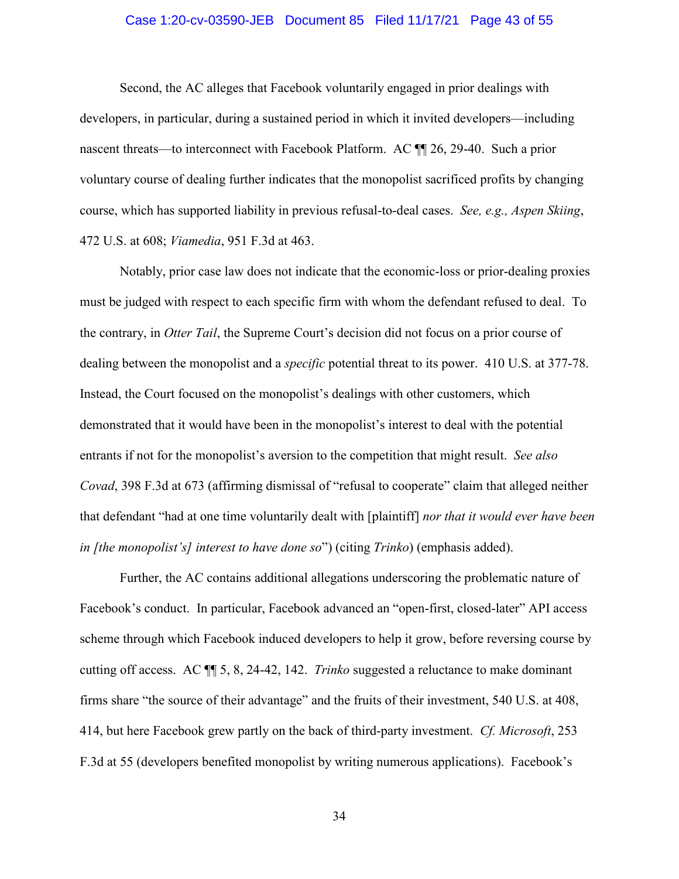Second, the AC alleges that Facebook voluntarily engaged in prior dealings with developers, in particular, during a sustained period in which it invited developers—including nascent threats—to interconnect with Facebook Platform. AC ¶¶ 26, 29-40. Such a prior voluntary course of dealing further indicates that the monopolist sacrificed profits by changing course, which has supported liability in previous refusal-to-deal cases. *See, e.g., Aspen Skiing*, 472 U.S. at 608; *Viamedia*, 951 F.3d at 463.

Notably, prior case law does not indicate that the economic-loss or prior-dealing proxies must be judged with respect to each specific firm with whom the defendant refused to deal. To the contrary, in *Otter Tail*, the Supreme Court's decision did not focus on a prior course of dealing between the monopolist and a *specific* potential threat to its power. 410 U.S. at 377-78. Instead, the Court focused on the monopolist's dealings with other customers, which demonstrated that it would have been in the monopolist's interest to deal with the potential entrants if not for the monopolist's aversion to the competition that might result. *See also Covad*, 398 F.3d at 673 (affirming dismissal of "refusal to cooperate" claim that alleged neither that defendant "had at one time voluntarily dealt with [plaintiff] *nor that it would ever have been in [the monopolist's] interest to have done so*") (citing *Trinko*) (emphasis added).

Further, the AC contains additional allegations underscoring the problematic nature of Facebook's conduct. In particular, Facebook advanced an "open-first, closed-later" API access scheme through which Facebook induced developers to help it grow, before reversing course by cutting off access. AC ¶¶ 5, 8, 24-42, 142. *Trinko* suggested a reluctance to make dominant firms share "the source of their advantage" and the fruits of their investment, 540 U.S. at 408, 414, but here Facebook grew partly on the back of third-party investment. *Cf. Microsoft*, 253 F.3d at 55 (developers benefited monopolist by writing numerous applications). Facebook's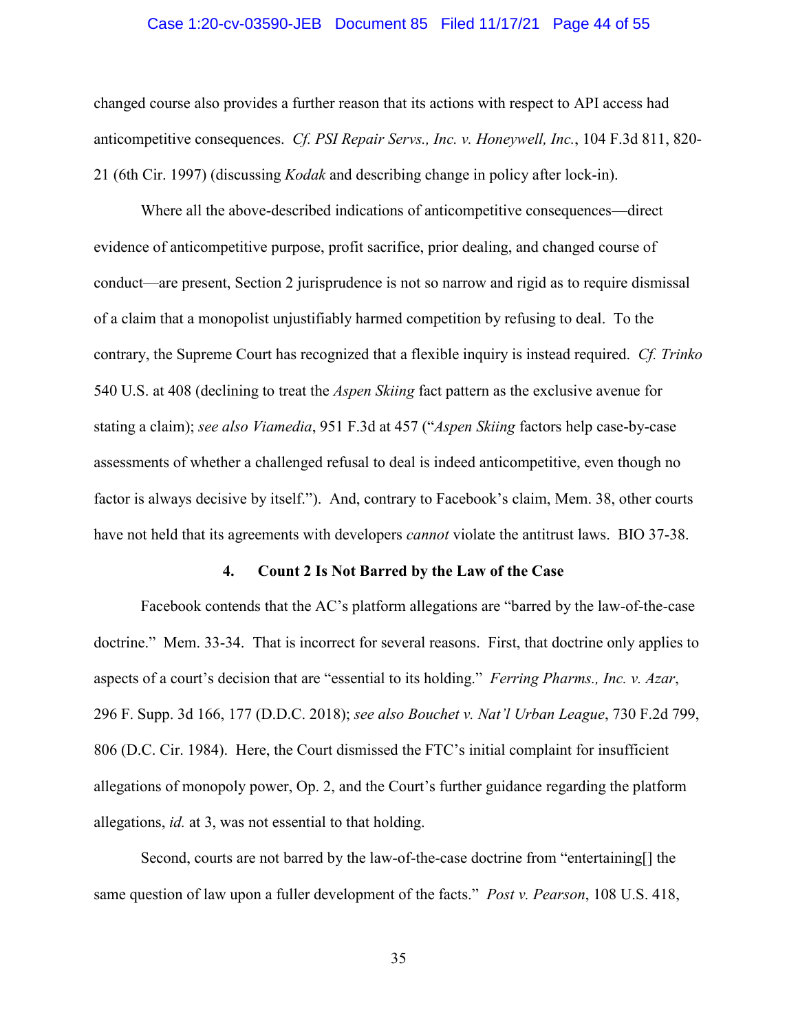changed course also provides a further reason that its actions with respect to API access had anticompetitive consequences. *Cf. PSI Repair Servs., Inc. v. Honeywell, Inc.*, 104 F.3d 811, 820-21 (6th Cir. 1997) (discussing *Kodak* and describing change in policy after lock-in).

Where all the above-described indications of anticompetitive consequences—direct evidence of anticompetitive purpose, profit sacrifice, prior dealing, and changed course of conduct—are present, Section 2 jurisprudence is not so narrow and rigid as to require dismissal of a claim that a monopolist unjustifiably harmed competition by refusing to deal. To the contrary, the Supreme Court has recognized that a flexible inquiry is instead required. *Cf. Trinko* 540 U.S. at 408 (declining to treat the *Aspen Skiing* fact pattern as the exclusive avenue for stating a claim); *see also Viamedia*, 951 F.3d at 457 ("*Aspen Skiing* factors help case-by-case assessments of whether a challenged refusal to deal is indeed anticompetitive, even though no factor is always decisive by itself."). And, contrary to Facebook's claim, Mem. 38, other courts have not held that its agreements with developers *cannot* violate the antitrust laws. BIO 37-38.

#### 4. Count 2 Is Not Barred by the Law of the Case

Facebook contends that the AC's platform allegations are "barred by the law-of-the-case doctrine." Mem. 33-34. That is incorrect for several reasons. First, that doctrine only applies to aspects of a court's decision that are "essential to its holding." *Ferring Pharms., Inc. v. Azar*, 296 F. Supp. 3d 166, 177 (D.D.C. 2018); *see also Bouchet v. Nat'l Urban League*, 730 F.2d 799, 806 (D.C. Cir. 1984). Here, the Court dismissed the FTC's initial complaint for insufficient allegations of monopoly power, Op. 2, and the Court's further guidance regarding the platform allegations, *id.* at 3, was not essential to that holding.

Second, courts are not barred by the law-of-the-case doctrine from "entertaining[] the same question of law upon a fuller development of the facts." *Post v. Pearson*, 108 U.S. 418,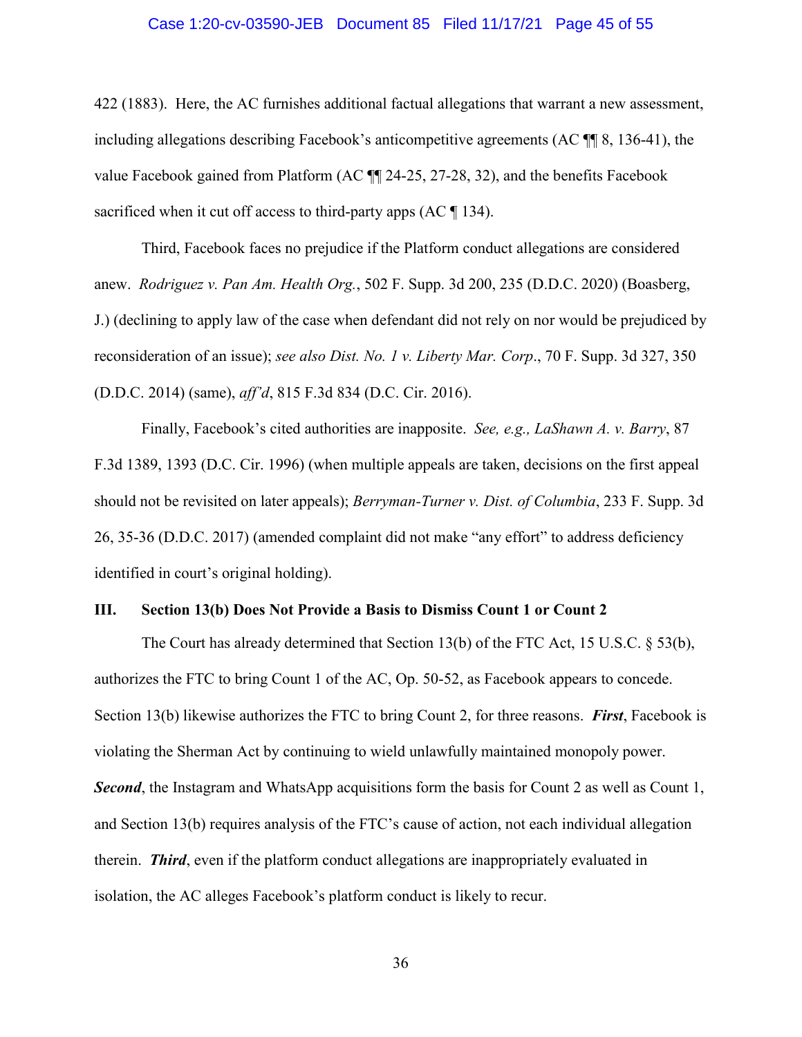422 (1883). Here, the AC furnishes additional factual allegations that warrant a new assessment, including allegations describing Facebook's anticompetitive agreements (AC ¶¶ 8, 136-41), the value Facebook gained from Platform (AC ¶¶ 24-25, 27-28, 32), and the benefits Facebook sacrificed when it cut off access to third-party apps (AC ¶ 134).

Third, Facebook faces no prejudice if the Platform conduct allegations are considered anew. *Rodriguez v. Pan Am. Health Org.*, 502 F. Supp. 3d 200, 235 (D.D.C. 2020) (Boasberg, J.) (declining to apply law of the case when defendant did not rely on nor would be prejudiced by reconsideration of an issue); *see also Dist. No. 1 v. Liberty Mar. Corp*., 70 F. Supp. 3d 327, 350 (D.D.C. 2014) (same), *aff'd*, 815 F.3d 834 (D.C. Cir. 2016).

Finally, Facebook's cited authorities are inapposite. *See, e.g., LaShawn A. v. Barry*, 87 F.3d 1389, 1393 (D.C. Cir. 1996) (when multiple appeals are taken, decisions on the first appeal should not be revisited on later appeals); *Berryman-Turner v. Dist. of Columbia*, 233 F. Supp. 3d 26, 35-36 (D.D.C. 2017) (amended complaint did not make "any effort" to address deficiency identified in court's original holding).

## III. Section 13(b) Does Not Provide a Basis to Dismiss Count 1 or Count 2

The Court has already determined that Section 13(b) of the FTC Act, 15 U.S.C. § 53(b), authorizes the FTC to bring Count 1 of the AC, Op. 50-52, as Facebook appears to concede. Section 13(b) likewise authorizes the FTC to bring Count 2, for three reasons. ***First***, Facebook is violating the Sherman Act by continuing to wield unlawfully maintained monopoly power. ***Second***, the Instagram and WhatsApp acquisitions form the basis for Count 2 as well as Count 1, and Section 13(b) requires analysis of the FTC's cause of action, not each individual allegation therein. ***Third***, even if the platform conduct allegations are inappropriately evaluated in isolation, the AC alleges Facebook's platform conduct is likely to recur.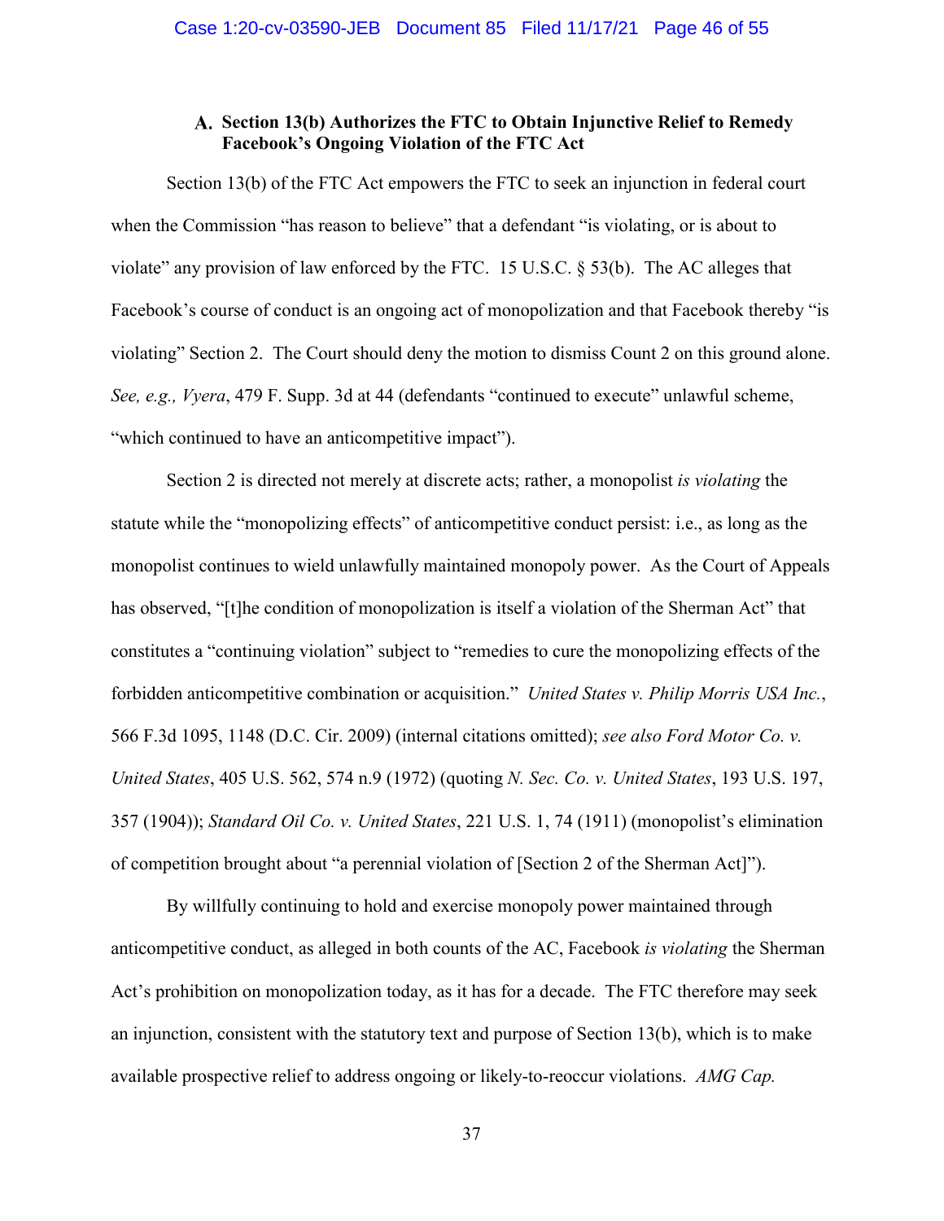### A. Section 13(b) Authorizes the FTC to Obtain Injunctive Relief to Remedy Facebook's Ongoing Violation of the FTC Act

Section 13(b) of the FTC Act empowers the FTC to seek an injunction in federal court when the Commission "has reason to believe" that a defendant "is violating, or is about to violate" any provision of law enforced by the FTC. 15 U.S.C. § 53(b). The AC alleges that Facebook's course of conduct is an ongoing act of monopolization and that Facebook thereby "is violating" Section 2. The Court should deny the motion to dismiss Count 2 on this ground alone. *See, e.g., Vyera*, 479 F. Supp. 3d at 44 (defendants "continued to execute" unlawful scheme, "which continued to have an anticompetitive impact").

Section 2 is directed not merely at discrete acts; rather, a monopolist *is violating* the statute while the "monopolizing effects" of anticompetitive conduct persist: i.e., as long as the monopolist continues to wield unlawfully maintained monopoly power. As the Court of Appeals has observed, "[t]he condition of monopolization is itself a violation of the Sherman Act" that constitutes a "continuing violation" subject to "remedies to cure the monopolizing effects of the forbidden anticompetitive combination or acquisition." *United States v. Philip Morris USA Inc.*, 566 F.3d 1095, 1148 (D.C. Cir. 2009) (internal citations omitted); *see also Ford Motor Co. v. United States*, 405 U.S. 562, 574 n.9 (1972) (quoting *N. Sec. Co. v. United States*, 193 U.S. 197, 357 (1904)); *Standard Oil Co. v. United States*, 221 U.S. 1, 74 (1911) (monopolist's elimination of competition brought about "a perennial violation of [Section 2 of the Sherman Act]").

By willfully continuing to hold and exercise monopoly power maintained through anticompetitive conduct, as alleged in both counts of the AC, Facebook *is violating* the Sherman Act's prohibition on monopolization today, as it has for a decade. The FTC therefore may seek an injunction, consistent with the statutory text and purpose of Section 13(b), which is to make available prospective relief to address ongoing or likely-to-reoccur violations. *AMG Cap.*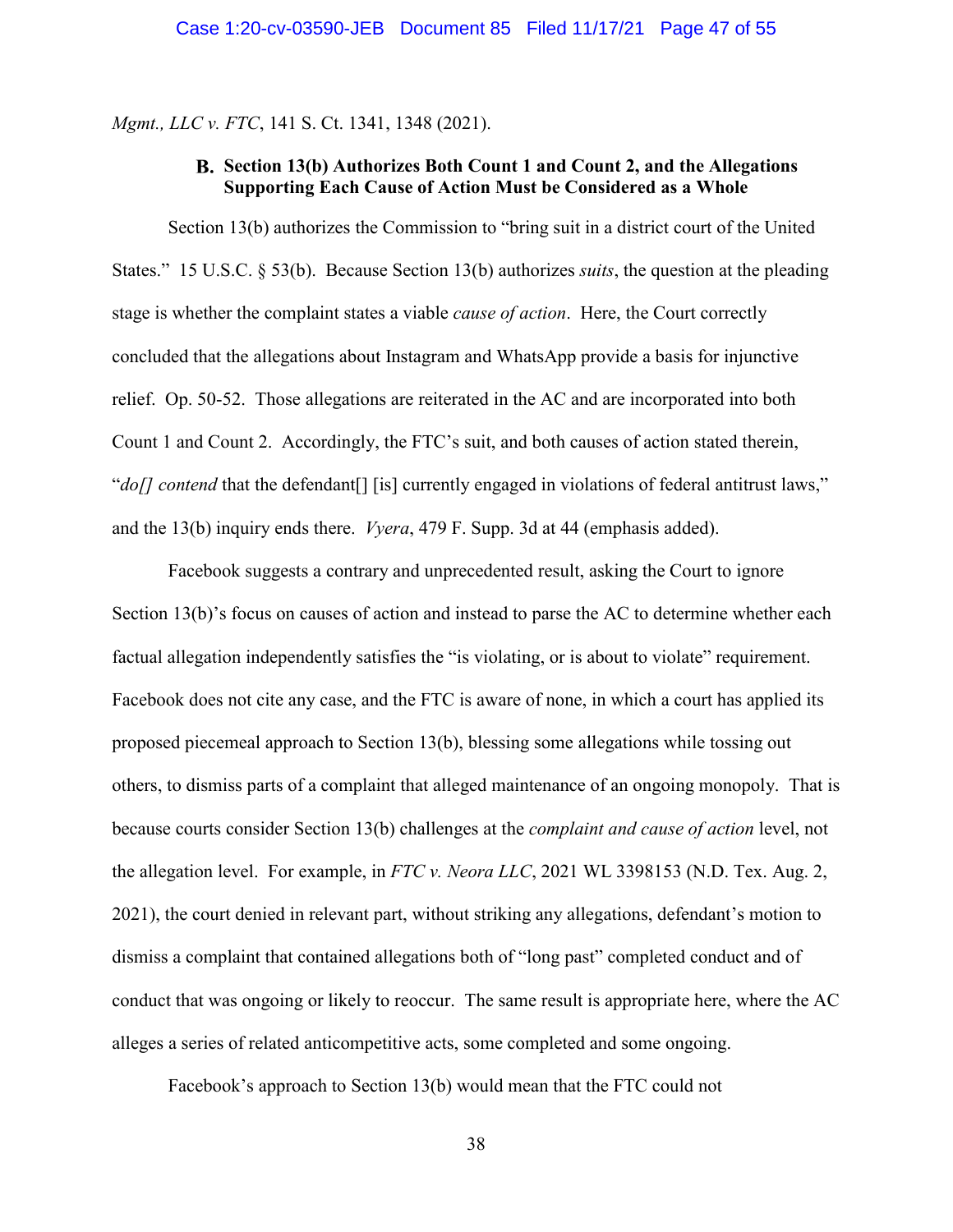*Mgmt., LLC v. FTC*, 141 S. Ct. 1341, 1348 (2021).

### B. Section 13(b) Authorizes Both Count 1 and Count 2, and the Allegations Supporting Each Cause of Action Must be Considered as a Whole

Section 13(b) authorizes the Commission to "bring suit in a district court of the United States." 15 U.S.C. § 53(b). Because Section 13(b) authorizes *suits*, the question at the pleading stage is whether the complaint states a viable *cause of action*. Here, the Court correctly concluded that the allegations about Instagram and WhatsApp provide a basis for injunctive relief. Op. 50-52. Those allegations are reiterated in the AC and are incorporated into both Count 1 and Count 2. Accordingly, the FTC's suit, and both causes of action stated therein, "*do[] contend* that the defendant[] [is] currently engaged in violations of federal antitrust laws," and the 13(b) inquiry ends there. *Vyera*, 479 F. Supp. 3d at 44 (emphasis added).

Facebook suggests a contrary and unprecedented result, asking the Court to ignore Section 13(b)'s focus on causes of action and instead to parse the AC to determine whether each factual allegation independently satisfies the "is violating, or is about to violate" requirement. Facebook does not cite any case, and the FTC is aware of none, in which a court has applied its proposed piecemeal approach to Section 13(b), blessing some allegations while tossing out others, to dismiss parts of a complaint that alleged maintenance of an ongoing monopoly. That is because courts consider Section 13(b) challenges at the *complaint and cause of action* level, not the allegation level. For example, in *FTC v. Neora LLC*, 2021 WL 3398153 (N.D. Tex. Aug. 2, 2021), the court denied in relevant part, without striking any allegations, defendant's motion to dismiss a complaint that contained allegations both of "long past" completed conduct and of conduct that was ongoing or likely to reoccur. The same result is appropriate here, where the AC alleges a series of related anticompetitive acts, some completed and some ongoing.

Facebook's approach to Section 13(b) would mean that the FTC could not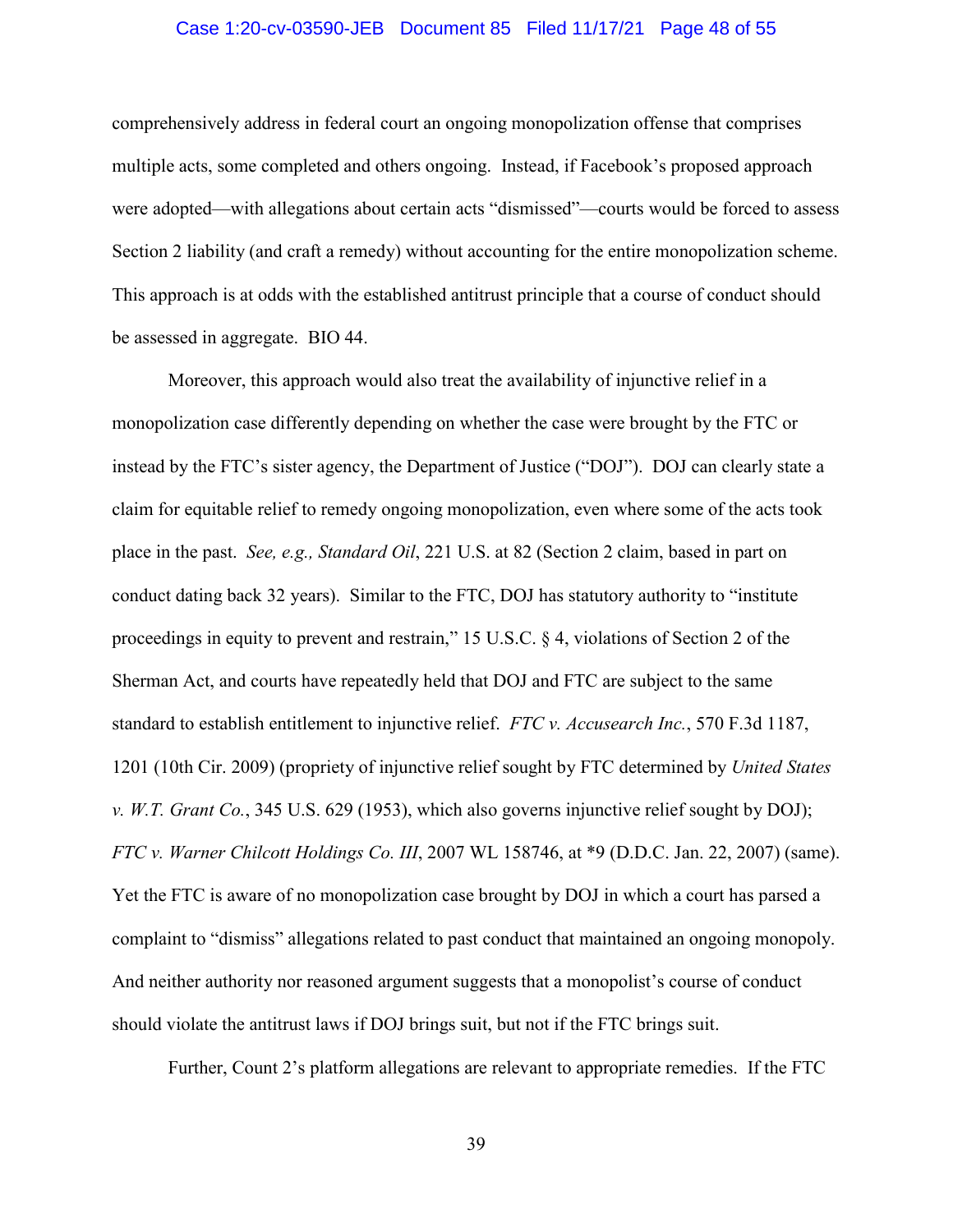comprehensively address in federal court an ongoing monopolization offense that comprises multiple acts, some completed and others ongoing. Instead, if Facebook's proposed approach were adopted—with allegations about certain acts "dismissed"—courts would be forced to assess Section 2 liability (and craft a remedy) without accounting for the entire monopolization scheme. This approach is at odds with the established antitrust principle that a course of conduct should be assessed in aggregate. BIO 44.

Moreover, this approach would also treat the availability of injunctive relief in a monopolization case differently depending on whether the case were brought by the FTC or instead by the FTC's sister agency, the Department of Justice ("DOJ"). DOJ can clearly state a claim for equitable relief to remedy ongoing monopolization, even where some of the acts took place in the past. *See, e.g., Standard Oil*, 221 U.S. at 82 (Section 2 claim, based in part on conduct dating back 32 years). Similar to the FTC, DOJ has statutory authority to "institute proceedings in equity to prevent and restrain," 15 U.S.C. § 4, violations of Section 2 of the Sherman Act, and courts have repeatedly held that DOJ and FTC are subject to the same standard to establish entitlement to injunctive relief. *FTC v. Accusearch Inc.*, 570 F.3d 1187, 1201 (10th Cir. 2009) (propriety of injunctive relief sought by FTC determined by *United States v. W.T. Grant Co.*, 345 U.S. 629 (1953), which also governs injunctive relief sought by DOJ); *FTC v. Warner Chilcott Holdings Co. III*, 2007 WL 158746, at *9 (D.D.C. Jan. 22, 2007) (same). Yet the FTC is aware of no monopolization case brought by DOJ in which a court has parsed a complaint to "dismiss" allegations related to past conduct that maintained an ongoing monopoly. And neither authority nor reasoned argument suggests that a monopolist's course of conduct should violate the antitrust laws if DOJ brings suit, but not if the FTC brings suit.

Further, Count 2's platform allegations are relevant to appropriate remedies. If the FTC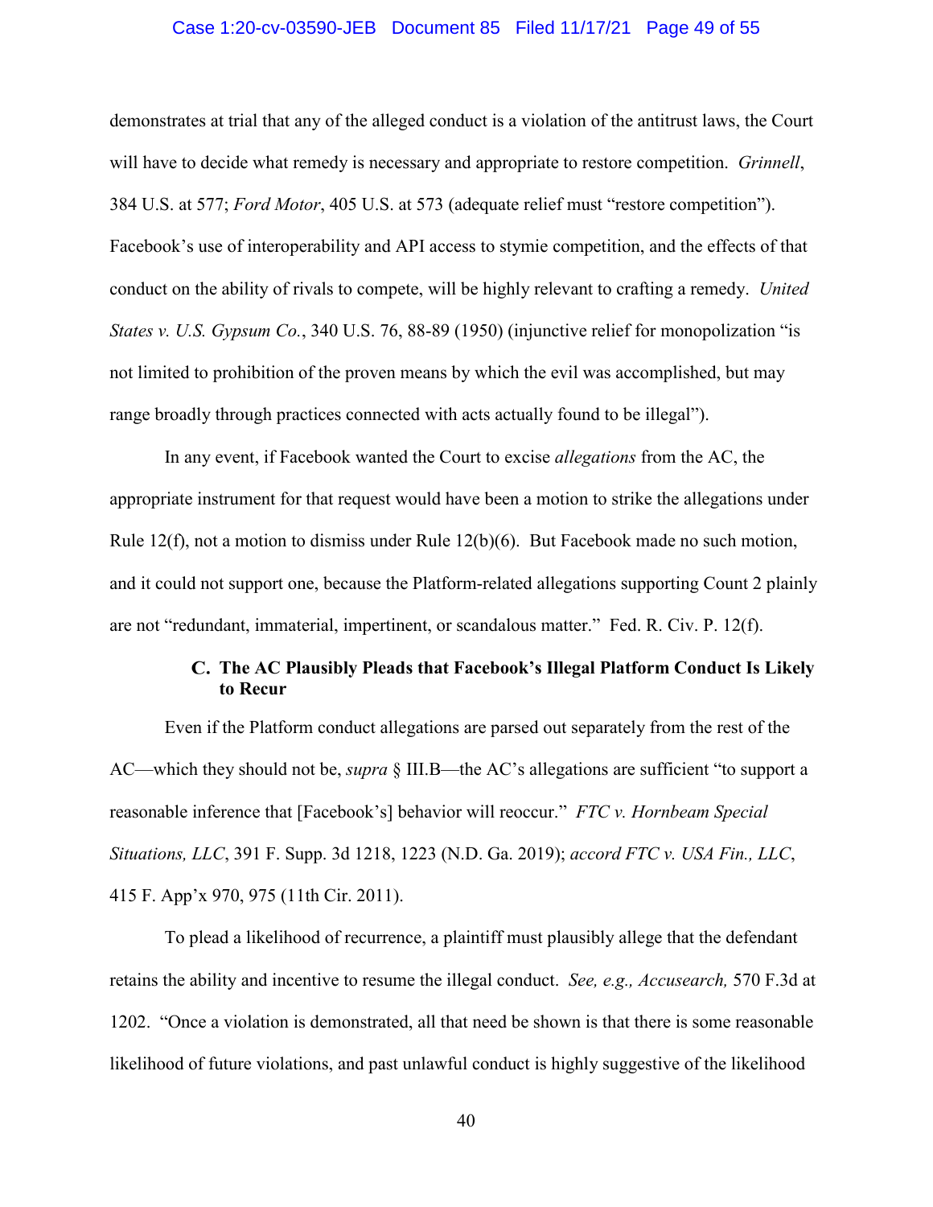demonstrates at trial that any of the alleged conduct is a violation of the antitrust laws, the Court will have to decide what remedy is necessary and appropriate to restore competition. *Grinnell*, 384 U.S. at 577; *Ford Motor*, 405 U.S. at 573 (adequate relief must "restore competition"). Facebook's use of interoperability and API access to stymie competition, and the effects of that conduct on the ability of rivals to compete, will be highly relevant to crafting a remedy. *United States v. U.S. Gypsum Co.*, 340 U.S. 76, 88-89 (1950) (injunctive relief for monopolization "is not limited to prohibition of the proven means by which the evil was accomplished, but may range broadly through practices connected with acts actually found to be illegal").

In any event, if Facebook wanted the Court to excise *allegations* from the AC, the appropriate instrument for that request would have been a motion to strike the allegations under Rule 12(f), not a motion to dismiss under Rule 12(b)(6). But Facebook made no such motion, and it could not support one, because the Platform-related allegations supporting Count 2 plainly are not "redundant, immaterial, impertinent, or scandalous matter." Fed. R. Civ. P. 12(f).

### C. The AC Plausibly Pleads that Facebook's Illegal Platform Conduct Is Likely to Recur

Even if the Platform conduct allegations are parsed out separately from the rest of the AC—which they should not be, *supra* § III.B—the AC's allegations are sufficient "to support a reasonable inference that [Facebook's] behavior will reoccur." *FTC v. Hornbeam Special Situations, LLC*, 391 F. Supp. 3d 1218, 1223 (N.D. Ga. 2019); *accord FTC v. USA Fin., LLC*, 415 F. App'x 970, 975 (11th Cir. 2011).

To plead a likelihood of recurrence, a plaintiff must plausibly allege that the defendant retains the ability and incentive to resume the illegal conduct. *See, e.g., Accusearch,* 570 F.3d at 1202. "Once a violation is demonstrated, all that need be shown is that there is some reasonable likelihood of future violations, and past unlawful conduct is highly suggestive of the likelihood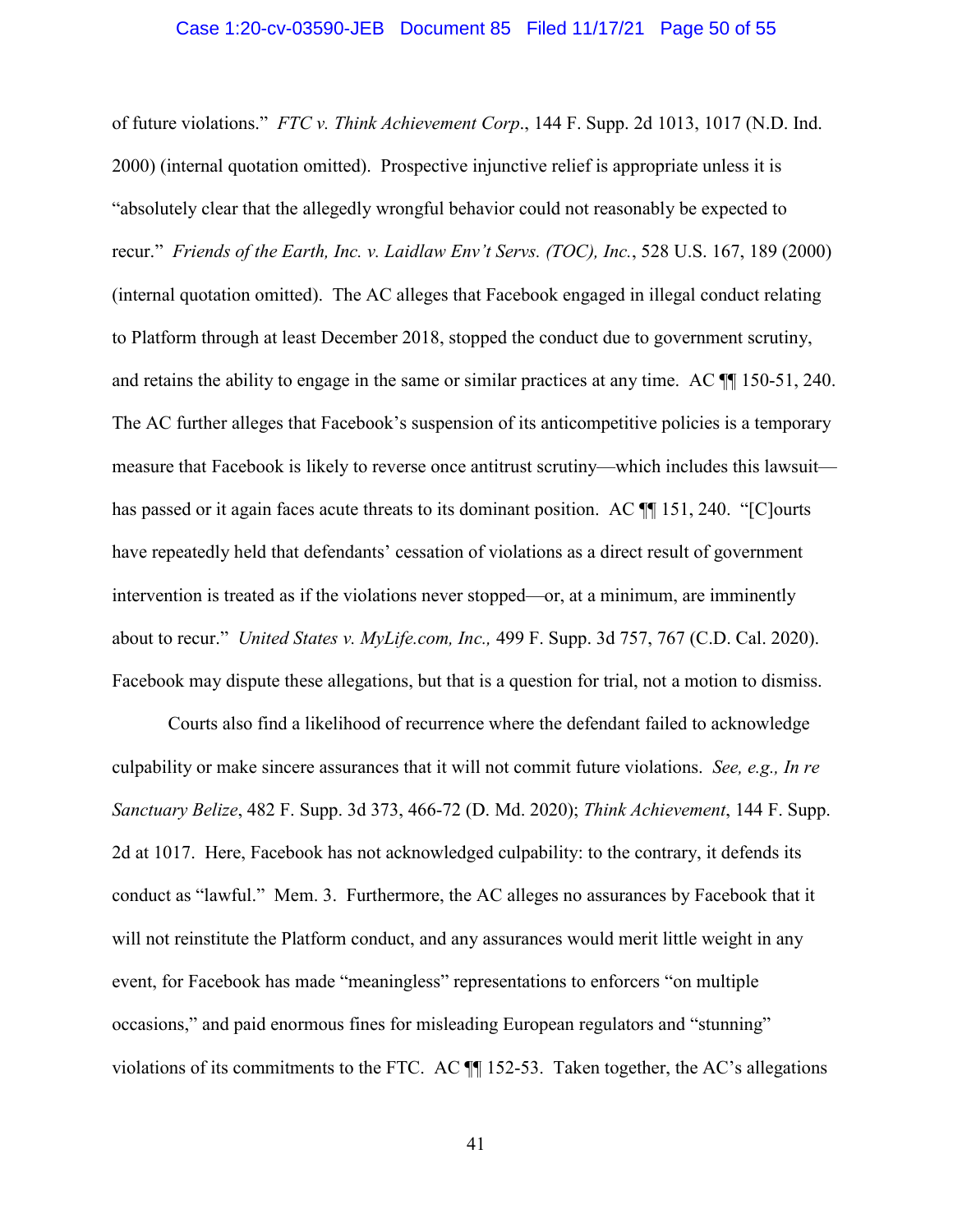of future violations." *FTC v. Think Achievement Corp.*, 144 F. Supp. 2d 1013, 1017 (N.D. Ind. 2000) (internal quotation omitted). Prospective injunctive relief is appropriate unless it is "absolutely clear that the allegedly wrongful behavior could not reasonably be expected to recur." *Friends of the Earth, Inc. v. Laidlaw Env't Servs. (TOC), Inc.*, 528 U.S. 167, 189 (2000) (internal quotation omitted). The AC alleges that Facebook engaged in illegal conduct relating to Platform through at least December 2018, stopped the conduct due to government scrutiny, and retains the ability to engage in the same or similar practices at any time. AC ¶¶ 150-51, 240. The AC further alleges that Facebook's suspension of its anticompetitive policies is a temporary measure that Facebook is likely to reverse once antitrust scrutiny—which includes this lawsuit—has passed or it again faces acute threats to its dominant position. AC ¶¶ 151, 240. "[C]ourts have repeatedly held that defendants' cessation of violations as a direct result of government intervention is treated as if the violations never stopped—or, at a minimum, are imminently about to recur." *United States v. MyLife.com, Inc.,* 499 F. Supp. 3d 757, 767 (C.D. Cal. 2020). Facebook may dispute these allegations, but that is a question for trial, not a motion to dismiss.

Courts also find a likelihood of recurrence where the defendant failed to acknowledge culpability or make sincere assurances that it will not commit future violations. *See, e.g., In re Sanctuary Belize*, 482 F. Supp. 3d 373, 466-72 (D. Md. 2020); *Think Achievement*, 144 F. Supp. 2d at 1017. Here, Facebook has not acknowledged culpability: to the contrary, it defends its conduct as "lawful." Mem. 3. Furthermore, the AC alleges no assurances by Facebook that it will not reinstitute the Platform conduct, and any assurances would merit little weight in any event, for Facebook has made "meaningless" representations to enforcers "on multiple occasions," and paid enormous fines for misleading European regulators and "stunning" violations of its commitments to the FTC. AC ¶¶ 152-53. Taken together, the AC's allegations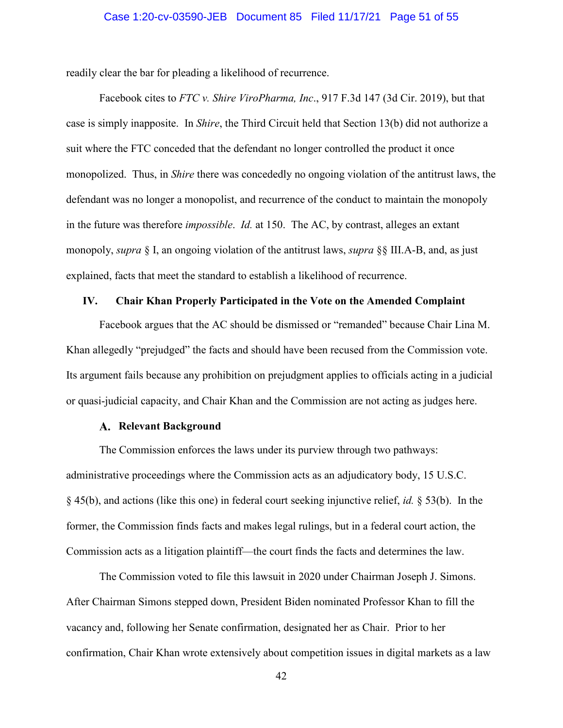readily clear the bar for pleading a likelihood of recurrence.

Facebook cites to *FTC v. Shire ViroPharma, Inc*., 917 F.3d 147 (3d Cir. 2019), but that case is simply inapposite. In *Shire*, the Third Circuit held that Section 13(b) did not authorize a suit where the FTC conceded that the defendant no longer controlled the product it once monopolized. Thus, in *Shire* there was concededly no ongoing violation of the antitrust laws, the defendant was no longer a monopolist, and recurrence of the conduct to maintain the monopoly in the future was therefore *impossible*. *Id.* at 150. The AC, by contrast, alleges an extant monopoly, *supra* § I, an ongoing violation of the antitrust laws, *supra* §§ III.A-B, and, as just explained, facts that meet the standard to establish a likelihood of recurrence.

## IV. Chair Khan Properly Participated in the Vote on the Amended Complaint

Facebook argues that the AC should be dismissed or "remanded" because Chair Lina M. Khan allegedly "prejudged" the facts and should have been recused from the Commission vote. Its argument fails because any prohibition on prejudgment applies to officials acting in a judicial or quasi-judicial capacity, and Chair Khan and the Commission are not acting as judges here.

### A. Relevant Background

The Commission enforces the laws under its purview through two pathways: administrative proceedings where the Commission acts as an adjudicatory body, 15 U.S.C. § 45(b), and actions (like this one) in federal court seeking injunctive relief, *id.* § 53(b). In the former, the Commission finds facts and makes legal rulings, but in a federal court action, the Commission acts as a litigation plaintiff—the court finds the facts and determines the law.

The Commission voted to file this lawsuit in 2020 under Chairman Joseph J. Simons. After Chairman Simons stepped down, President Biden nominated Professor Khan to fill the vacancy and, following her Senate confirmation, designated her as Chair. Prior to her confirmation, Chair Khan wrote extensively about competition issues in digital markets as a law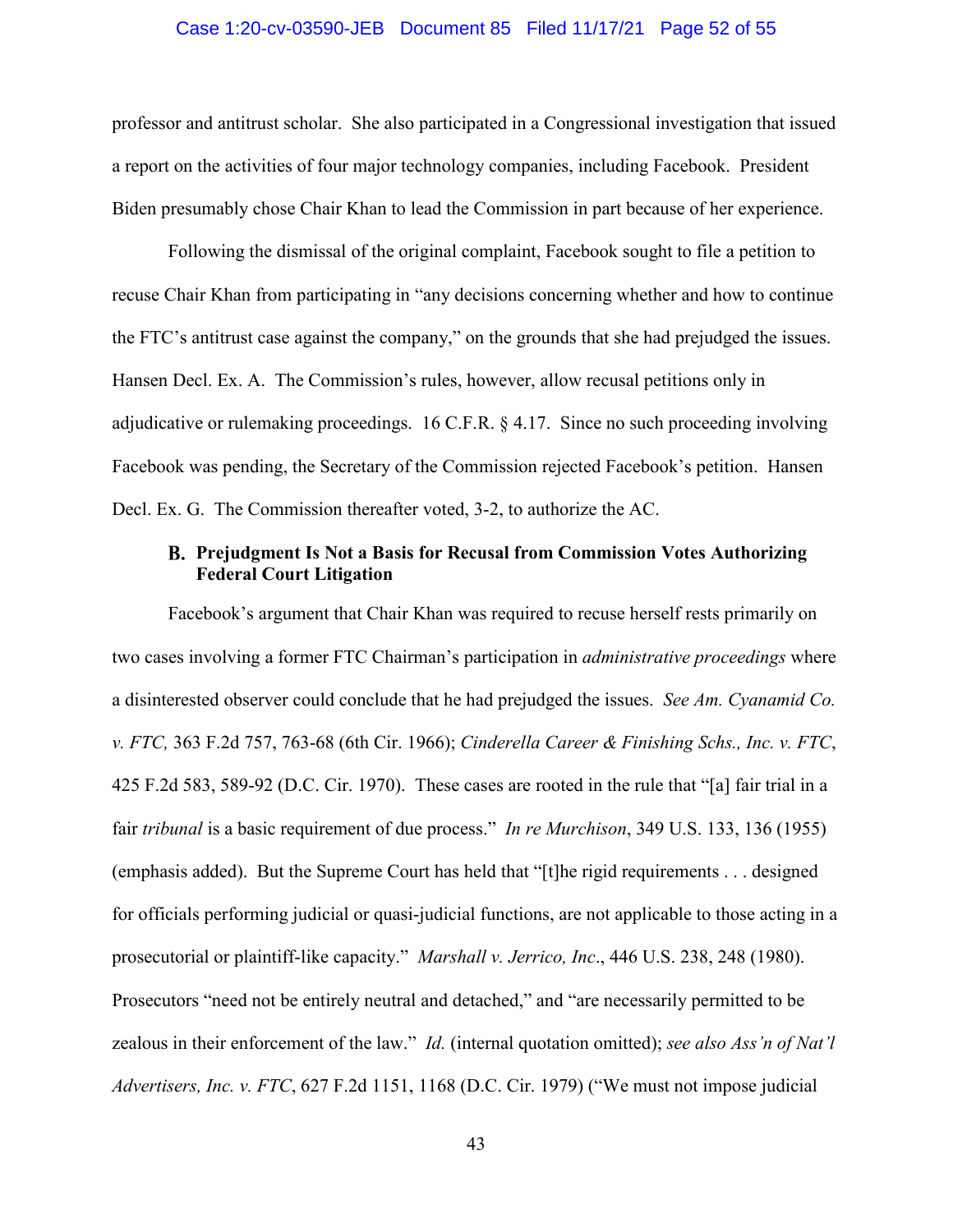professor and antitrust scholar. She also participated in a Congressional investigation that issued a report on the activities of four major technology companies, including Facebook. President Biden presumably chose Chair Khan to lead the Commission in part because of her experience.

Following the dismissal of the original complaint, Facebook sought to file a petition to recuse Chair Khan from participating in "any decisions concerning whether and how to continue the FTC's antitrust case against the company," on the grounds that she had prejudged the issues. Hansen Decl. Ex. A. The Commission's rules, however, allow recusal petitions only in adjudicative or rulemaking proceedings. 16 C.F.R. § 4.17. Since no such proceeding involving Facebook was pending, the Secretary of the Commission rejected Facebook's petition. Hansen Decl. Ex. G. The Commission thereafter voted, 3-2, to authorize the AC.

### B. Prejudgment Is Not a Basis for Recusal from Commission Votes Authorizing Federal Court Litigation

Facebook's argument that Chair Khan was required to recuse herself rests primarily on two cases involving a former FTC Chairman's participation in *administrative proceedings* where a disinterested observer could conclude that he had prejudged the issues. *See Am. Cyanamid Co. v. FTC,* 363 F.2d 757, 763-68 (6th Cir. 1966); *Cinderella Career & Finishing Schs., Inc. v. FTC*, 425 F.2d 583, 589-92 (D.C. Cir. 1970). These cases are rooted in the rule that "[a] fair trial in a fair *tribunal* is a basic requirement of due process." *In re Murchison*, 349 U.S. 133, 136 (1955) (emphasis added). But the Supreme Court has held that "[t]he rigid requirements . . . designed for officials performing judicial or quasi-judicial functions, are not applicable to those acting in a prosecutorial or plaintiff-like capacity." *Marshall v. Jerrico, Inc*., 446 U.S. 238, 248 (1980). Prosecutors "need not be entirely neutral and detached," and "are necessarily permitted to be zealous in their enforcement of the law." *Id.* (internal quotation omitted); *see also Ass'n of Nat'l Advertisers, Inc. v. FTC*, 627 F.2d 1151, 1168 (D.C. Cir. 1979) ("We must not impose judicial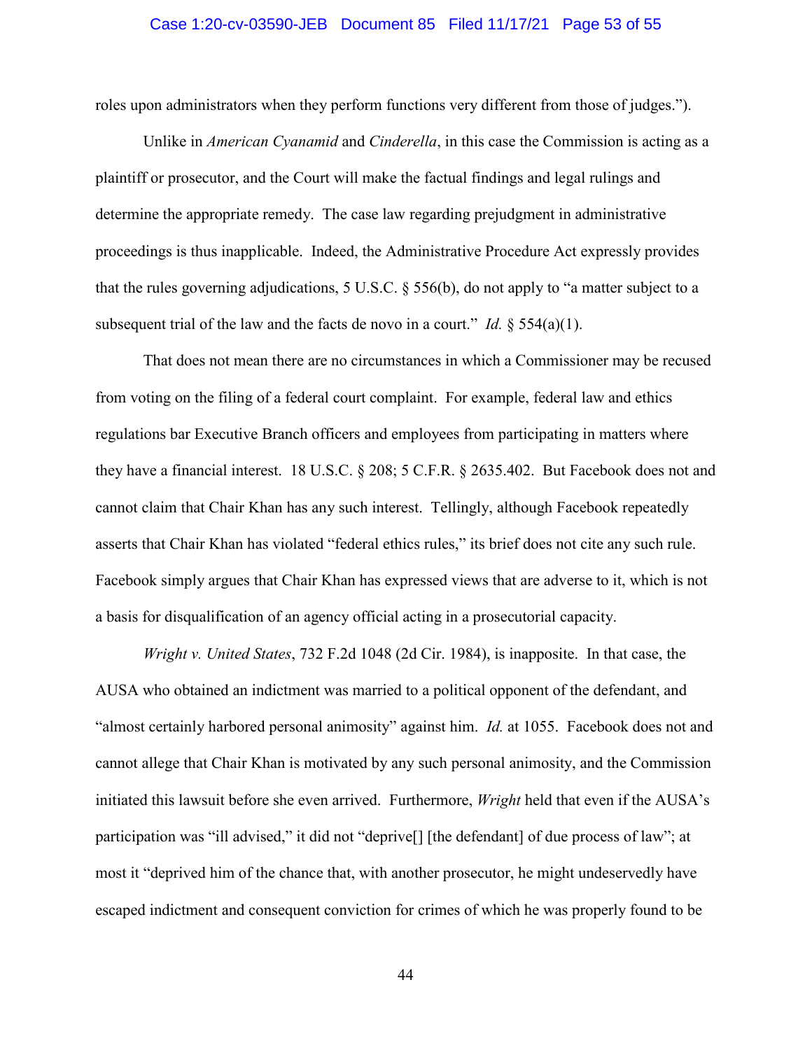roles upon administrators when they perform functions very different from those of judges.").

Unlike in *American Cyanamid* and *Cinderella*, in this case the Commission is acting as a plaintiff or prosecutor, and the Court will make the factual findings and legal rulings and determine the appropriate remedy. The case law regarding prejudgment in administrative proceedings is thus inapplicable. Indeed, the Administrative Procedure Act expressly provides that the rules governing adjudications, 5 U.S.C. § 556(b), do not apply to "a matter subject to a subsequent trial of the law and the facts de novo in a court." *Id.* § 554(a)(1).

That does not mean there are no circumstances in which a Commissioner may be recused from voting on the filing of a federal court complaint. For example, federal law and ethics regulations bar Executive Branch officers and employees from participating in matters where they have a financial interest. 18 U.S.C. § 208; 5 C.F.R. § 2635.402. But Facebook does not and cannot claim that Chair Khan has any such interest. Tellingly, although Facebook repeatedly asserts that Chair Khan has violated "federal ethics rules," its brief does not cite any such rule. Facebook simply argues that Chair Khan has expressed views that are adverse to it, which is not a basis for disqualification of an agency official acting in a prosecutorial capacity.

*Wright v. United States*, 732 F.2d 1048 (2d Cir. 1984), is inapposite. In that case, the AUSA who obtained an indictment was married to a political opponent of the defendant, and "almost certainly harbored personal animosity" against him. *Id.* at 1055. Facebook does not and cannot allege that Chair Khan is motivated by any such personal animosity, and the Commission initiated this lawsuit before she even arrived. Furthermore, *Wright* held that even if the AUSA's participation was "ill advised," it did not "deprive[] [the defendant] of due process of law"; at most it "deprived him of the chance that, with another prosecutor, he might undeservedly have escaped indictment and consequent conviction for crimes of which he was properly found to be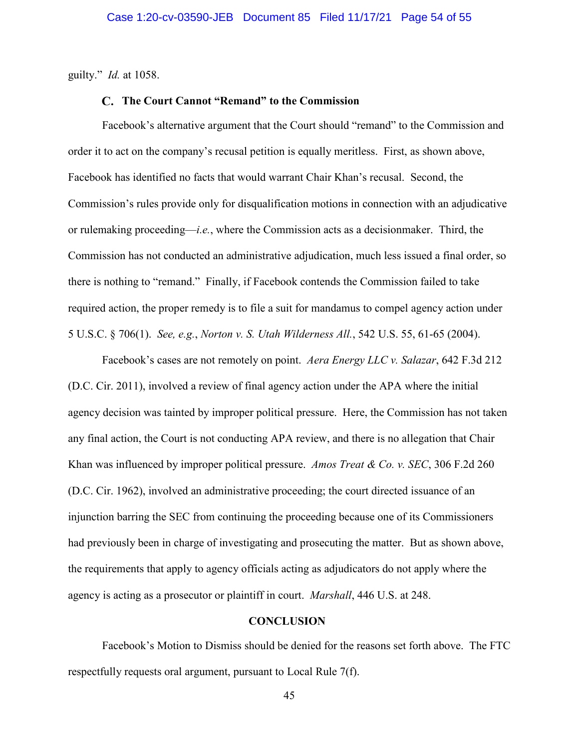guilty." *Id.* at 1058.

### C. The Court Cannot "Remand" to the Commission

Facebook's alternative argument that the Court should "remand" to the Commission and order it to act on the company's recusal petition is equally meritless. First, as shown above, Facebook has identified no facts that would warrant Chair Khan's recusal. Second, the Commission's rules provide only for disqualification motions in connection with an adjudicative or rulemaking proceeding—*i.e.*, where the Commission acts as a decisionmaker. Third, the Commission has not conducted an administrative adjudication, much less issued a final order, so there is nothing to "remand." Finally, if Facebook contends the Commission failed to take required action, the proper remedy is to file a suit for mandamus to compel agency action under 5 U.S.C. § 706(1). *See, e.g.*, *Norton v. S. Utah Wilderness All.*, 542 U.S. 55, 61-65 (2004).

Facebook's cases are not remotely on point. *Aera Energy LLC v. Salazar*, 642 F.3d 212 (D.C. Cir. 2011), involved a review of final agency action under the APA where the initial agency decision was tainted by improper political pressure. Here, the Commission has not taken any final action, the Court is not conducting APA review, and there is no allegation that Chair Khan was influenced by improper political pressure. *Amos Treat & Co. v. SEC*, 306 F.2d 260 (D.C. Cir. 1962), involved an administrative proceeding; the court directed issuance of an injunction barring the SEC from continuing the proceeding because one of its Commissioners had previously been in charge of investigating and prosecuting the matter. But as shown above, the requirements that apply to agency officials acting as adjudicators do not apply where the agency is acting as a prosecutor or plaintiff in court. *Marshall*, 446 U.S. at 248.

## CONCLUSION

Facebook's Motion to Dismiss should be denied for the reasons set forth above. The FTC respectfully requests oral argument, pursuant to Local Rule 7(f).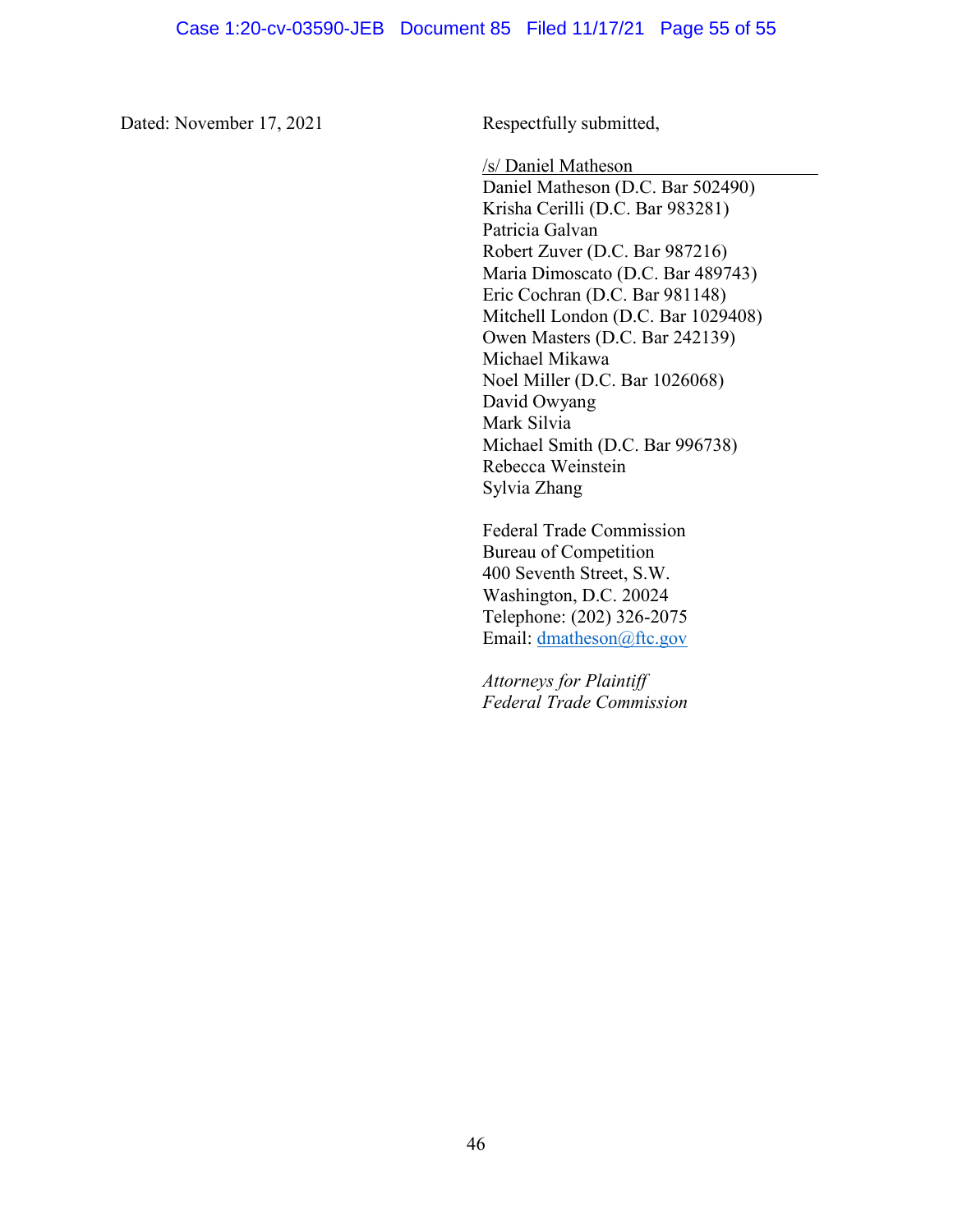Dated: November 17, 2021

Respectfully submitted,

/s/ Daniel Matheson
Daniel Matheson (D.C. Bar 502490)
Krisha Cerilli (D.C. Bar 983281)
Patricia Galvan
Robert Zuver (D.C. Bar 987216)
Maria Dimoscato (D.C. Bar 489743)
Eric Cochran (D.C. Bar 981148)
Mitchell London (D.C. Bar 1029408)
Owen Masters (D.C. Bar 242139)
Michael Mikawa
Noel Miller (D.C. Bar 1026068)
David Owyang
Mark Silvia
Michael Smith (D.C. Bar 996738)
Rebecca Weinstein
Sylvia Zhang

Federal Trade Commission
Bureau of Competition
400 Seventh Street, S.W.
Washington, D.C. 20024
Telephone: (202) 326-2075
Email: dmatheson@ftc.gov

*Attorneys for Plaintiff*
*Federal Trade Commission*